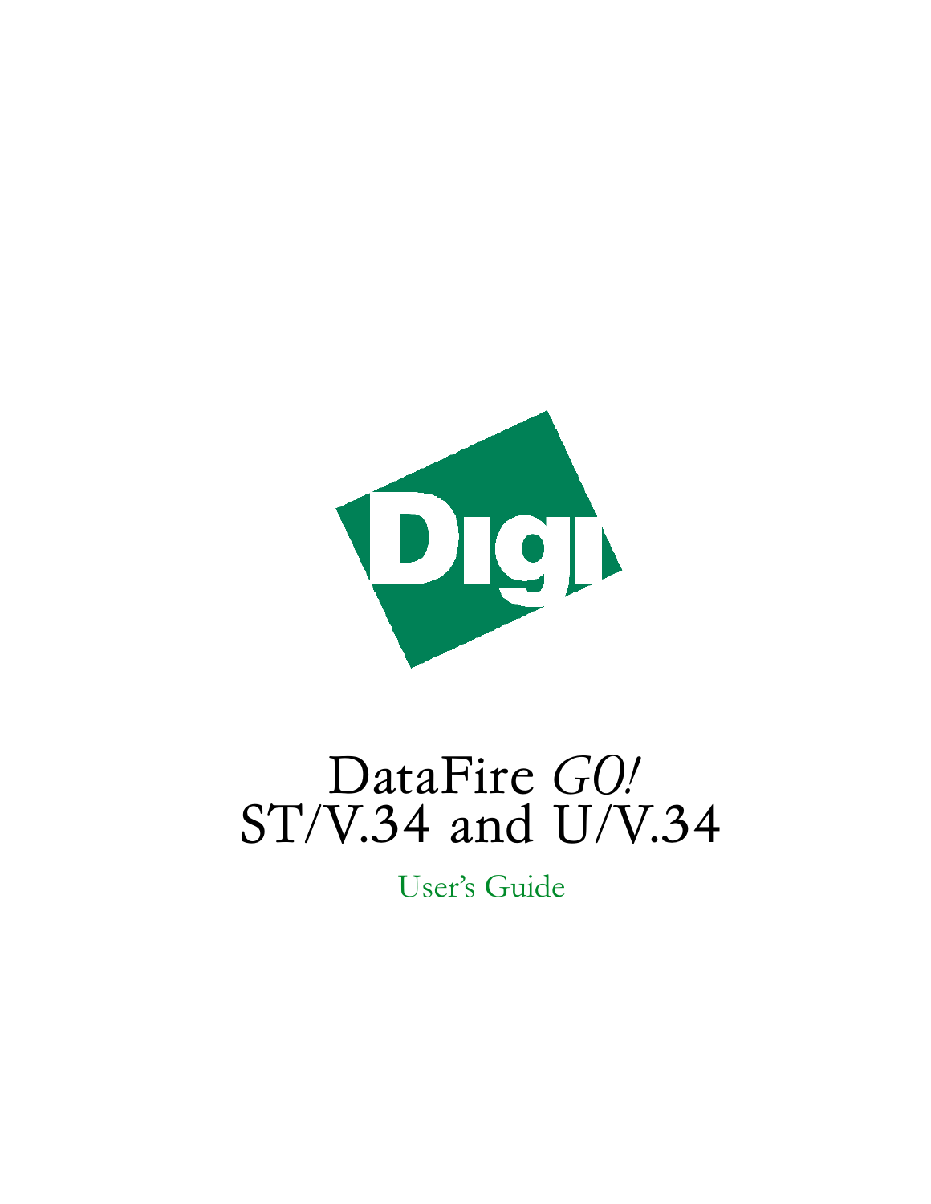Digi

# DataFire *GO!* ST/V.34 and U/V.34

User's Guide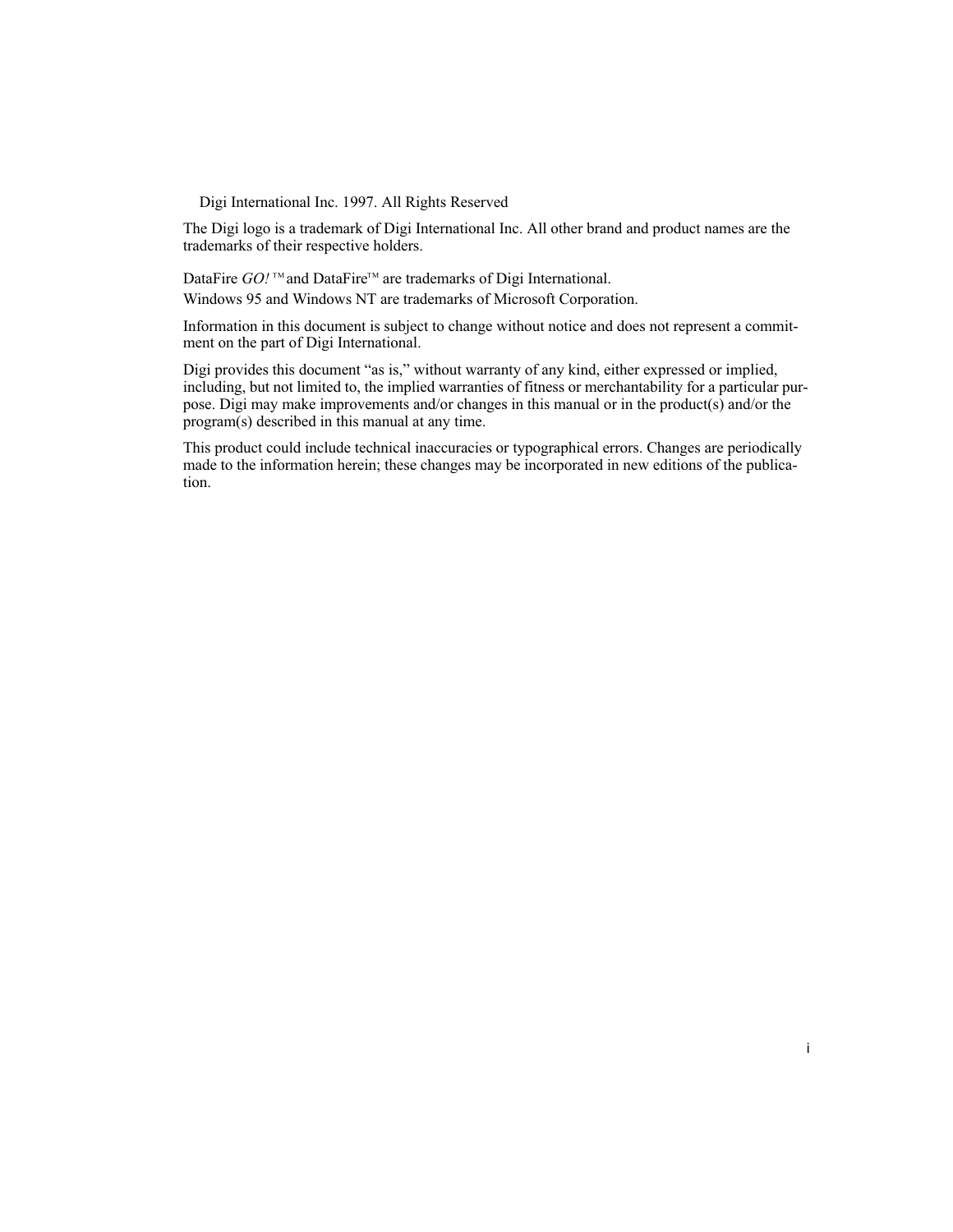Digi International Inc. 1997. All Rights Reserved

The Digi logo is a trademark of Digi International Inc. All other brand and product names are the trademarks of their respective holders.

DataFire *GO!* ™ and DataFire™ are trademarks of Digi International.

Windows 95 and Windows NT are trademarks of Microsoft Corporation.

Information in this document is subject to change without notice and does not represent a commitment on the part of Digi International.

Digi provides this document "as is," without warranty of any kind, either expressed or implied, including, but not limited to, the implied warranties of fitness or merchantability for a particular purpose. Digi may make improvements and/or changes in this manual or in the product(s) and/or the program(s) described in this manual at any time.

This product could include technical inaccuracies or typographical errors. Changes are periodically made to the information herein; these changes may be incorporated in new editions of the publication.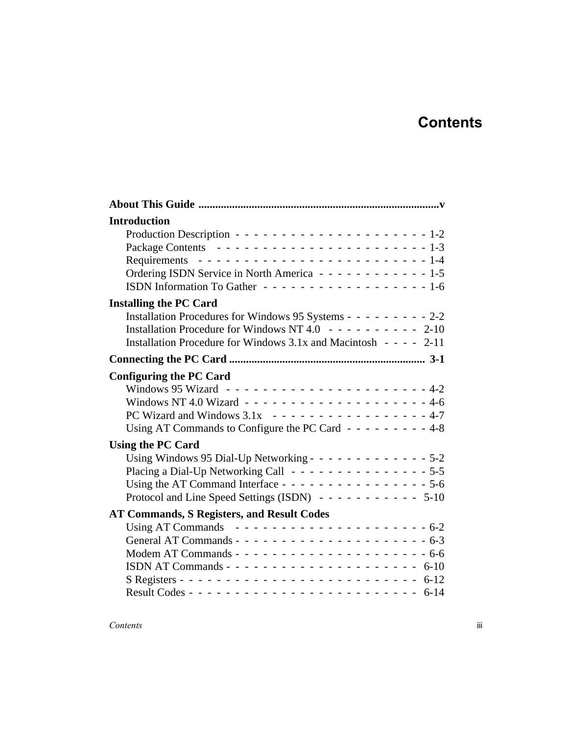# Contents

**About This Guide** ..................................................................................... v

**Introduction**

- Production Description - - - - - - - - - - - - - - - - - - - - - - 1-2
- Package Contents - - - - - - - - - - - - - - - - - - - - - - - - 1-3
- Requirements - - - - - - - - - - - - - - - - - - - - - - - - - - 1-4
- Ordering ISDN Service in North America - - - - - - - - - - - - 1-5
- ISDN Information To Gather - - - - - - - - - - - - - - - - - - - 1-6

**Installing the PC Card**

- Installation Procedures for Windows 95 Systems - - - - - - - - - - 2-2
- Installation Procedure for Windows NT 4.0 - - - - - - - - - - - 2-10
- Installation Procedure for Windows 3.1x and Macintosh - - - - 2-11

**Connecting the PC Card** ..................................................................... 3-1

**Configuring the PC Card**

- Windows 95 Wizard - - - - - - - - - - - - - - - - - - - - - - - 4-2
- Windows NT 4.0 Wizard - - - - - - - - - - - - - - - - - - - - - 4-6
- PC Wizard and Windows 3.1x - - - - - - - - - - - - - - - - - - 4-7
- Using AT Commands to Configure the PC Card - - - - - - - - - - 4-8

**Using the PC Card**

- Using Windows 95 Dial-Up Networking - - - - - - - - - - - - - - 5-2
- Placing a Dial-Up Networking Call - - - - - - - - - - - - - - - - 5-5
- Using the AT Command Interface - - - - - - - - - - - - - - - - - 5-6
- Protocol and Line Speed Settings (ISDN) - - - - - - - - - - - - 5-10

**AT Commands, S Registers, and Result Codes**

- Using AT Commands - - - - - - - - - - - - - - - - - - - - - - - 6-2
- General AT Commands - - - - - - - - - - - - - - - - - - - - - - 6-3
- Modem AT Commands - - - - - - - - - - - - - - - - - - - - - - 6-6
- ISDN AT Commands - - - - - - - - - - - - - - - - - - - - - - 6-10
- S Registers - - - - - - - - - - - - - - - - - - - - - - - - - - 6-12
- Result Codes - - - - - - - - - - - - - - - - - - - - - - - - - 6-14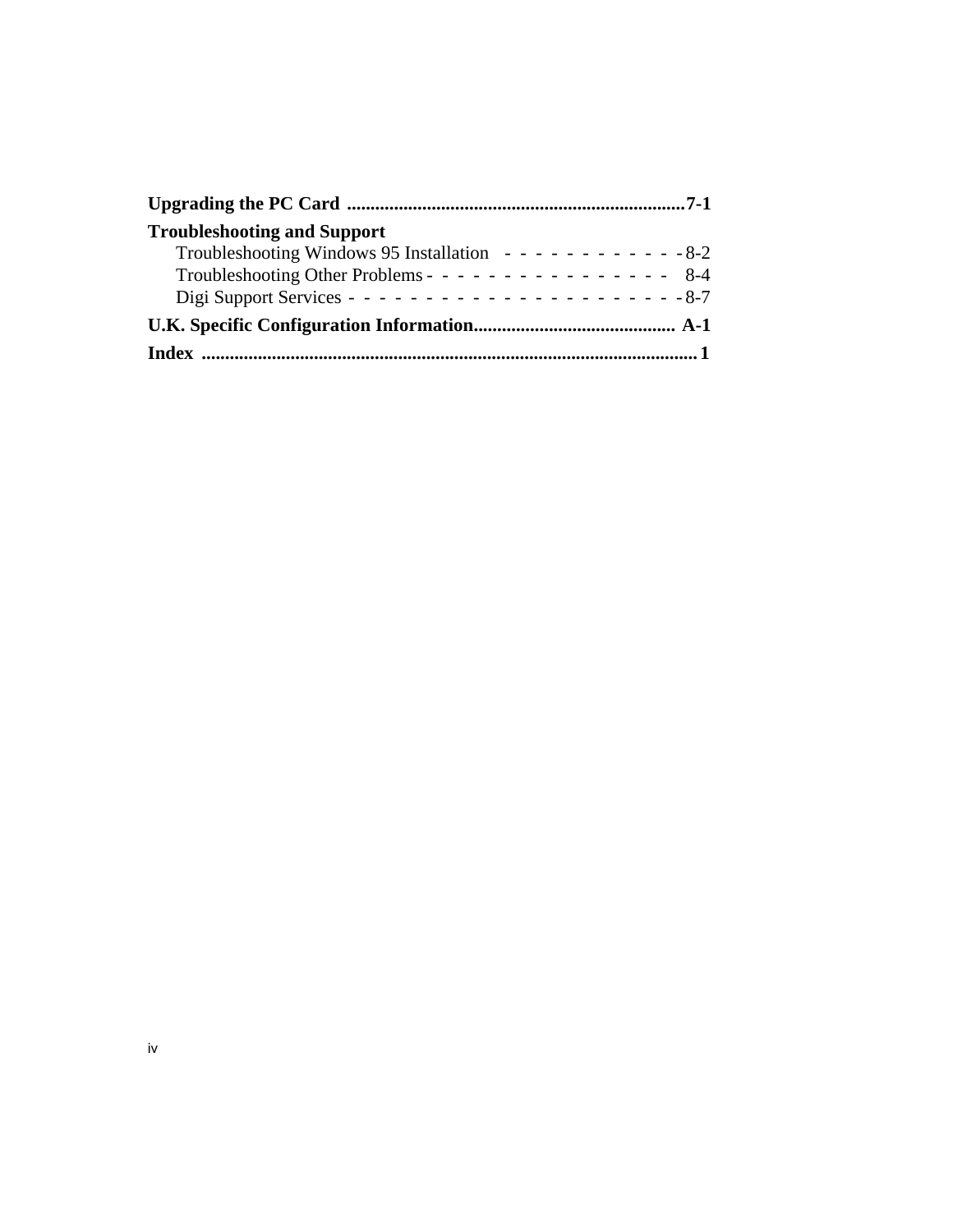**Upgrading the PC Card** ........................................................................7-1

**Troubleshooting and Support**

Troubleshooting Windows 95 Installation - - - - - - - - - - - - - 8-2

Troubleshooting Other Problems - - - - - - - - - - - - - - - - - 8-4

Digi Support Services - - - - - - - - - - - - - - - - - - - - - - 8-7

**U.K. Specific Configuration Information**.......................................... A-1

**Index** ...........................................................................................................1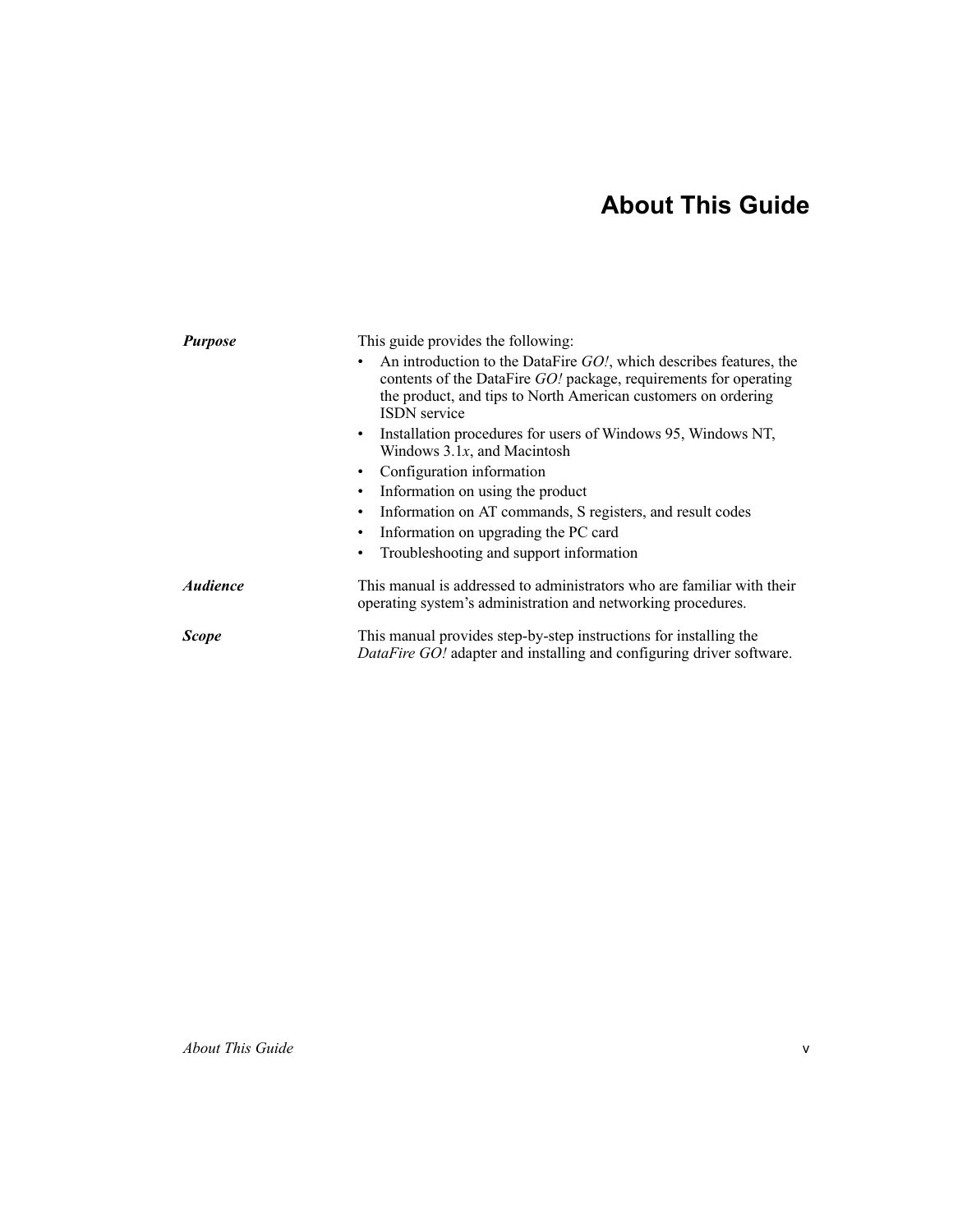# About This Guide

***Purpose***

This guide provides the following:

- An introduction to the DataFire *GO!*, which describes features, the contents of the DataFire *GO!* package, requirements for operating the product, and tips to North American customers on ordering ISDN service
- Installation procedures for users of Windows 95, Windows NT, Windows 3.1*x*, and Macintosh
- Configuration information
- Information on using the product
- Information on AT commands, S registers, and result codes
- Information on upgrading the PC card
- Troubleshooting and support information

***Audience***

This manual is addressed to administrators who are familiar with their operating system's administration and networking procedures.

***Scope***

This manual provides step-by-step instructions for installing the *DataFire GO!* adapter and installing and configuring driver software.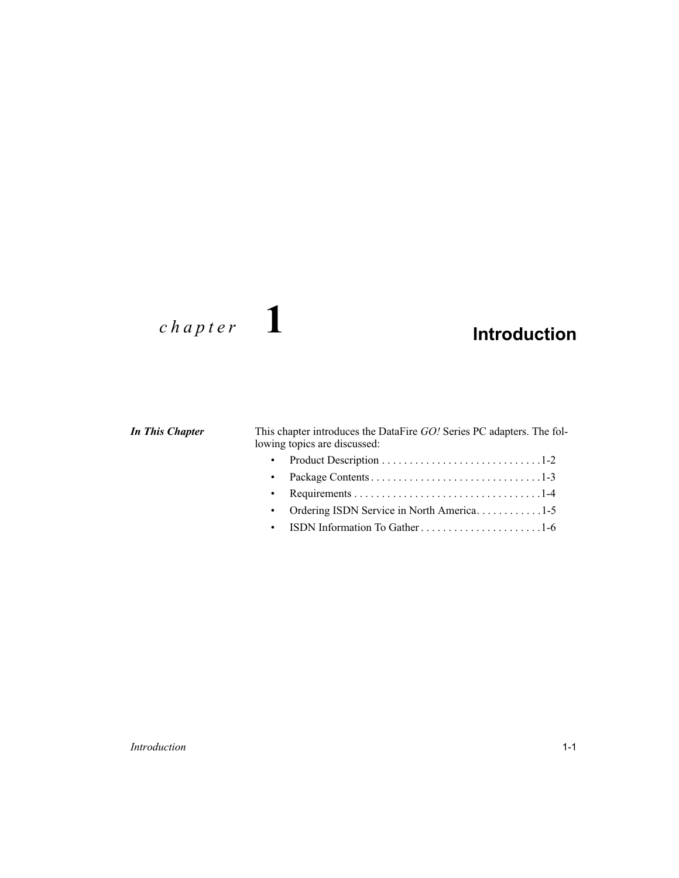# chapter 1 Introduction

***In This Chapter***

This chapter introduces the DataFire *GO!* Series PC adapters. The following topics are discussed:

- Product Description . . . . . . . . . . . . . . . . . . . . . . . . . . . . .1-2
- Package Contents . . . . . . . . . . . . . . . . . . . . . . . . . . . . . . .1-3
- Requirements . . . . . . . . . . . . . . . . . . . . . . . . . . . . . . . . . .1-4
- Ordering ISDN Service in North America. . . . . . . . . . . .1-5
- ISDN Information To Gather . . . . . . . . . . . . . . . . . . . . . .1-6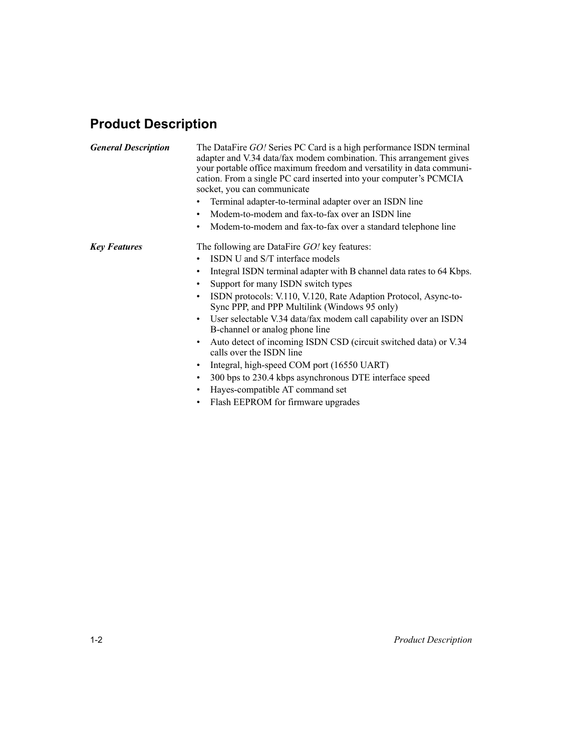## Product Description

***General Description***

The DataFire *GO!* Series PC Card is a high performance ISDN terminal adapter and V.34 data/fax modem combination. This arrangement gives your portable office maximum freedom and versatility in data communication. From a single PC card inserted into your computer's PCMCIA socket, you can communicate

- Terminal adapter-to-terminal adapter over an ISDN line
- Modem-to-modem and fax-to-fax over an ISDN line
- Modem-to-modem and fax-to-fax over a standard telephone line

***Key Features***

The following are DataFire *GO!* key features:

- ISDN U and S/T interface models
- Integral ISDN terminal adapter with B channel data rates to 64 Kbps.
- Support for many ISDN switch types
- ISDN protocols: V.110, V.120, Rate Adaption Protocol, Async-to-Sync PPP, and PPP Multilink (Windows 95 only)
- User selectable V.34 data/fax modem call capability over an ISDN B-channel or analog phone line
- Auto detect of incoming ISDN CSD (circuit switched data) or V.34 calls over the ISDN line
- Integral, high-speed COM port (16550 UART)
- 300 bps to 230.4 kbps asynchronous DTE interface speed
- Hayes-compatible AT command set
- Flash EEPROM for firmware upgrades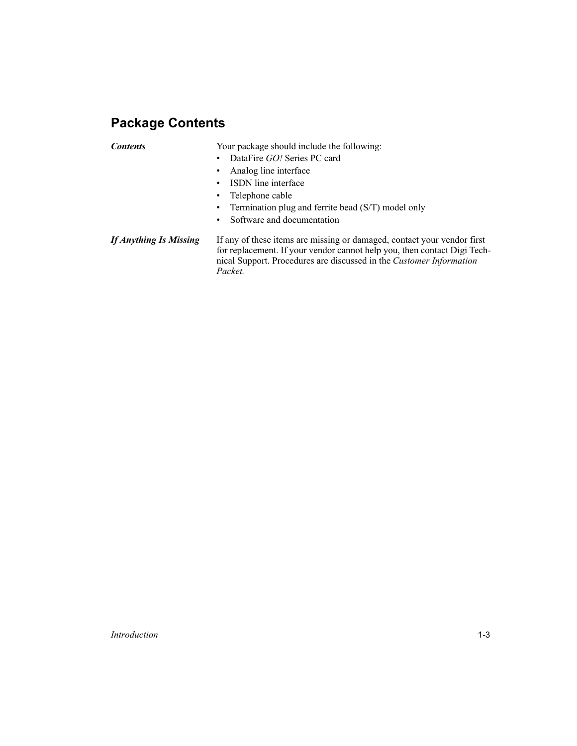## Package Contents

***Contents***

Your package should include the following:

- DataFire *GO!* Series PC card
- Analog line interface
- ISDN line interface
- Telephone cable
- Termination plug and ferrite bead (S/T) model only
- Software and documentation

***If Anything Is Missing***

If any of these items are missing or damaged, contact your vendor first for replacement. If your vendor cannot help you, then contact Digi Technical Support. Procedures are discussed in the *Customer Information Packet.*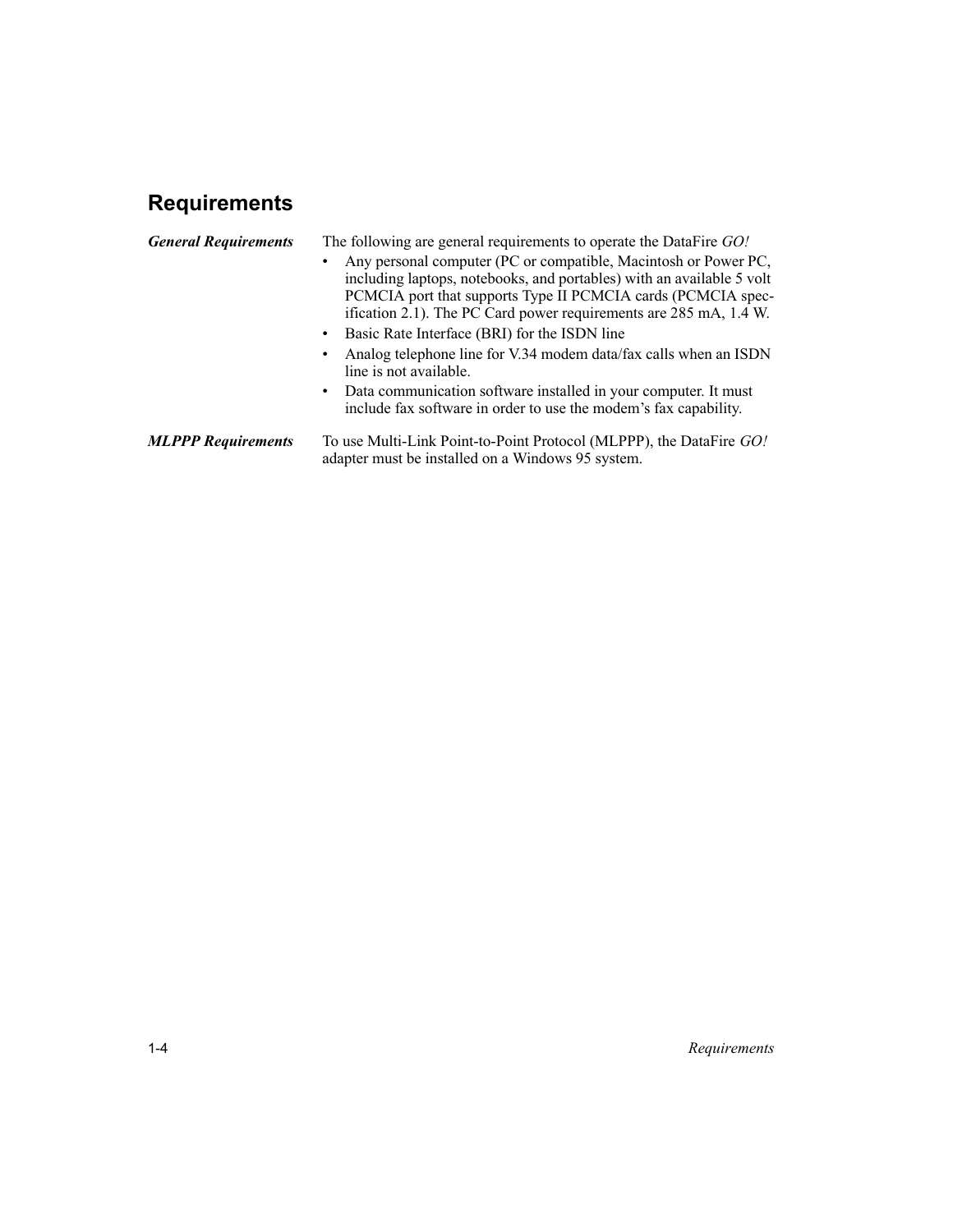## Requirements

***General Requirements***

The following are general requirements to operate the DataFire *GO!*

- Any personal computer (PC or compatible, Macintosh or Power PC, including laptops, notebooks, and portables) with an available 5 volt PCMCIA port that supports Type II PCMCIA cards (PCMCIA specification 2.1). The PC Card power requirements are 285 mA, 1.4 W.
- Basic Rate Interface (BRI) for the ISDN line
- Analog telephone line for V.34 modem data/fax calls when an ISDN line is not available.
- Data communication software installed in your computer. It must include fax software in order to use the modem's fax capability.

***MLPPP Requirements***

To use Multi-Link Point-to-Point Protocol (MLPPP), the DataFire *GO!* adapter must be installed on a Windows 95 system.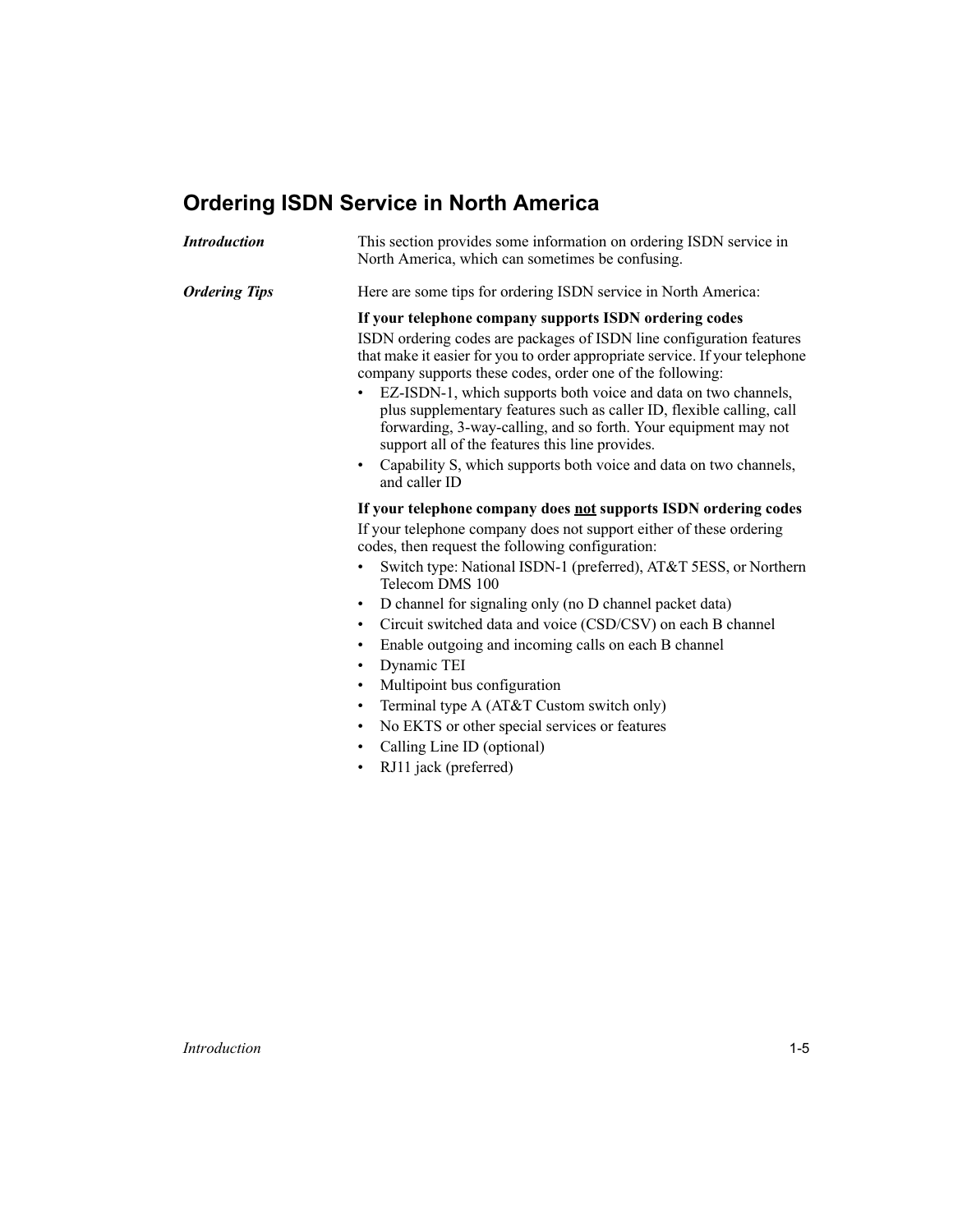## Ordering ISDN Service in North America

***Introduction***

This section provides some information on ordering ISDN service in North America, which can sometimes be confusing.

***Ordering Tips***

Here are some tips for ordering ISDN service in North America:

**If your telephone company supports ISDN ordering codes**

ISDN ordering codes are packages of ISDN line configuration features that make it easier for you to order appropriate service. If your telephone company supports these codes, order one of the following:

- EZ-ISDN-1, which supports both voice and data on two channels, plus supplementary features such as caller ID, flexible calling, call forwarding, 3-way-calling, and so forth. Your equipment may not support all of the features this line provides.
- Capability S, which supports both voice and data on two channels, and caller ID

**If your telephone company does <u>not</u> supports ISDN ordering codes**

If your telephone company does not support either of these ordering codes, then request the following configuration:

- Switch type: National ISDN-1 (preferred), AT&T 5ESS, or Northern Telecom DMS 100
- D channel for signaling only (no D channel packet data)
- Circuit switched data and voice (CSD/CSV) on each B channel
- Enable outgoing and incoming calls on each B channel
- Dynamic TEI
- Multipoint bus configuration
- Terminal type A (AT&T Custom switch only)
- No EKTS or other special services or features
- Calling Line ID (optional)
- RJ11 jack (preferred)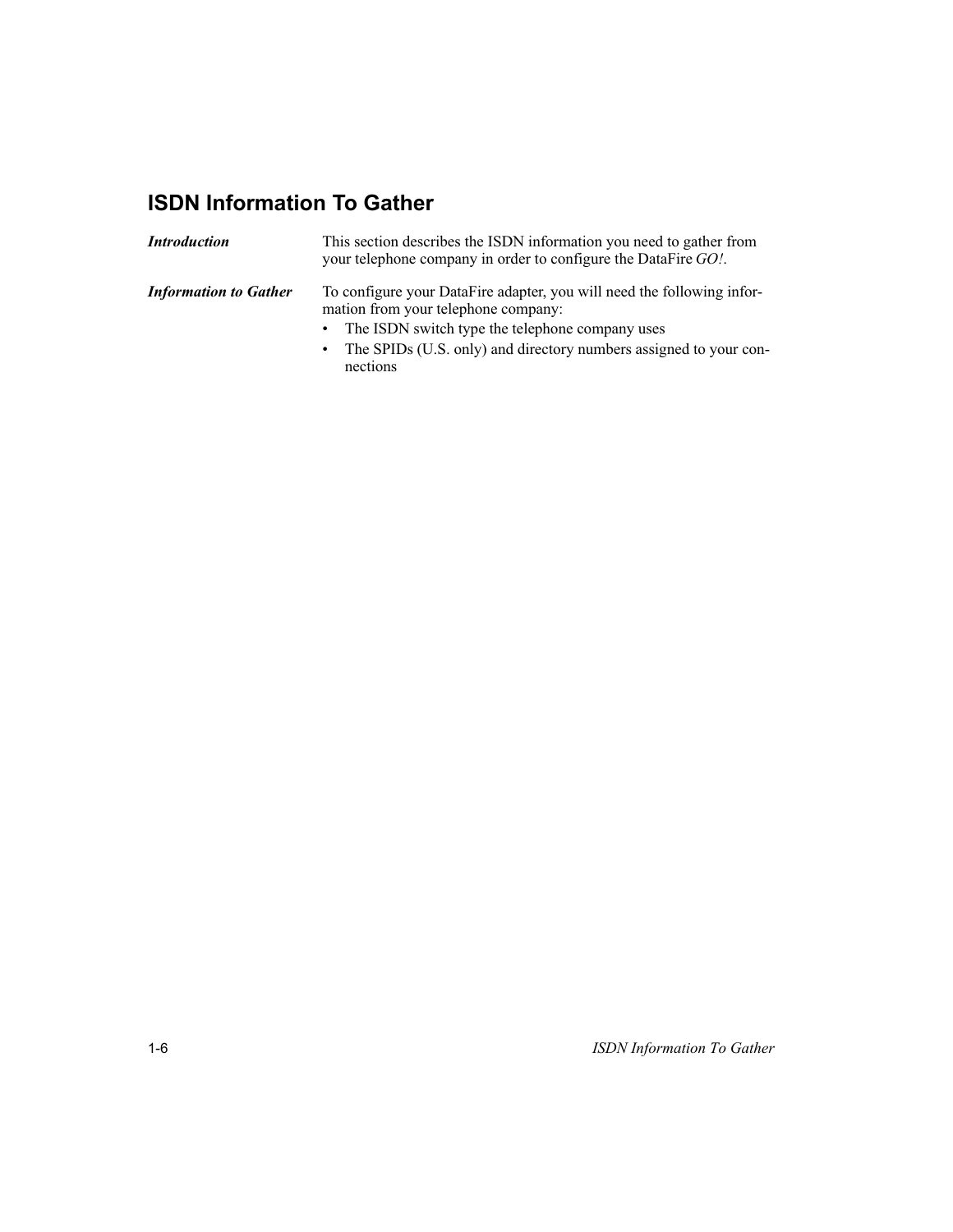## ISDN Information To Gather

***Introduction***

This section describes the ISDN information you need to gather from your telephone company in order to configure the DataFire *GO!*.

***Information to Gather***

To configure your DataFire adapter, you will need the following information from your telephone company:

- The ISDN switch type the telephone company uses
- The SPIDs (U.S. only) and directory numbers assigned to your connections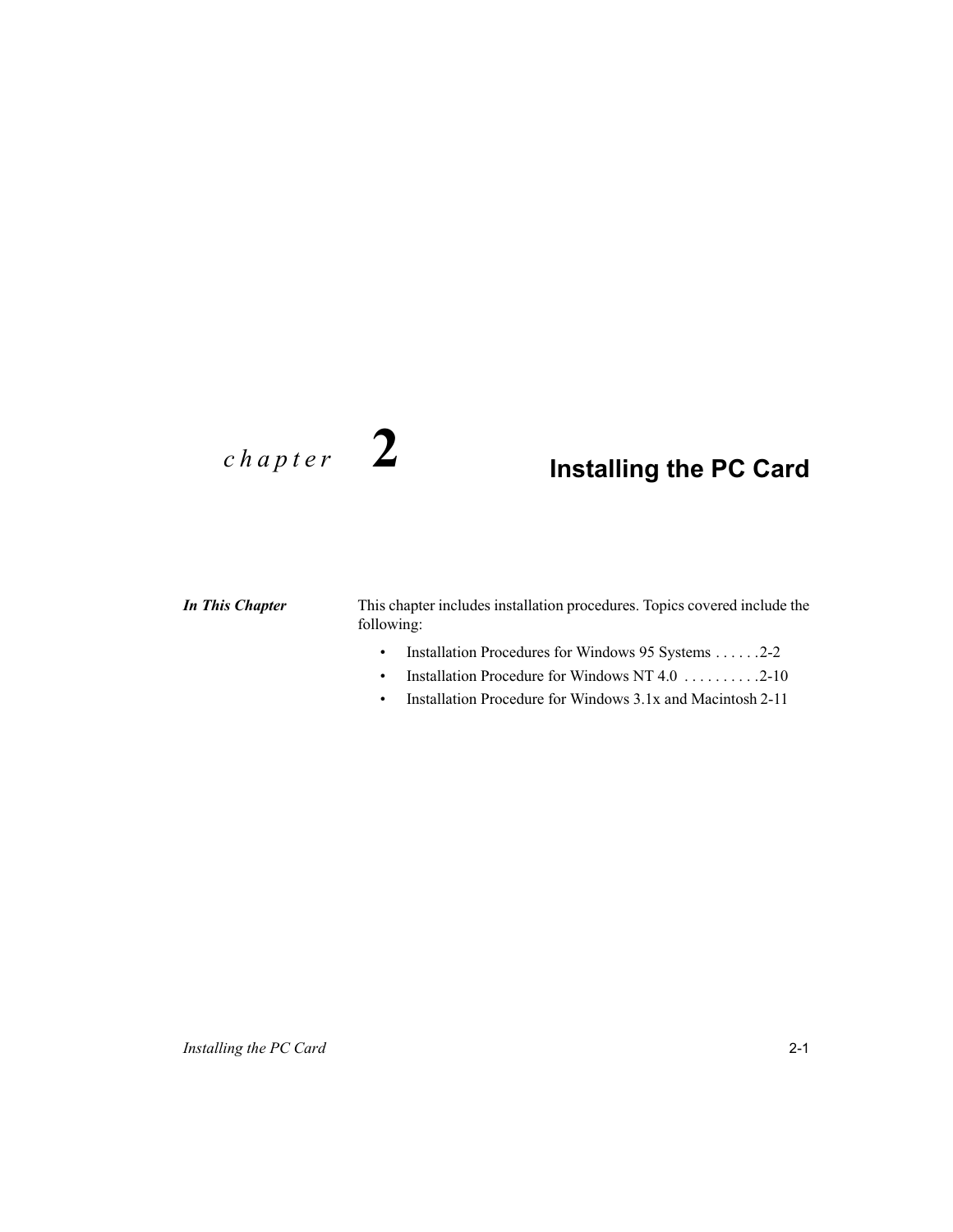# chapter 2 Installing the PC Card

***In This Chapter***

This chapter includes installation procedures. Topics covered include the following:

- Installation Procedures for Windows 95 Systems . . . . . .2-2
- Installation Procedure for Windows NT 4.0 . . . . . . . . . .2-10
- Installation Procedure for Windows 3.1x and Macintosh 2-11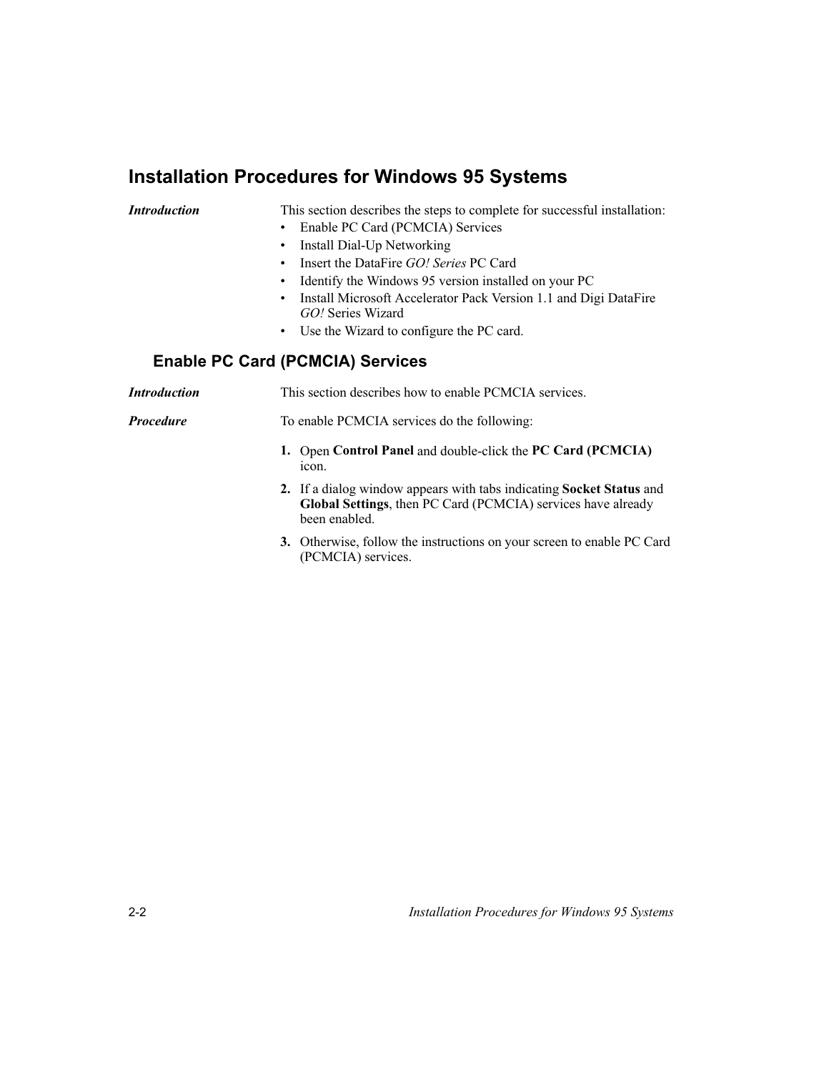## Installation Procedures for Windows 95 Systems

***Introduction***

This section describes the steps to complete for successful installation:

- Enable PC Card (PCMCIA) Services
- Install Dial-Up Networking
- Insert the DataFire *GO! Series* PC Card
- Identify the Windows 95 version installed on your PC
- Install Microsoft Accelerator Pack Version 1.1 and Digi DataFire *GO!* Series Wizard
- Use the Wizard to configure the PC card.

### Enable PC Card (PCMCIA) Services

***Introduction***

This section describes how to enable PCMCIA services.

***Procedure***

To enable PCMCIA services do the following:

1. Open **Control Panel** and double-click the **PC Card (PCMCIA)** icon.
2. If a dialog window appears with tabs indicating **Socket Status** and **Global Settings**, then PC Card (PCMCIA) services have already been enabled.
3. Otherwise, follow the instructions on your screen to enable PC Card (PCMCIA) services.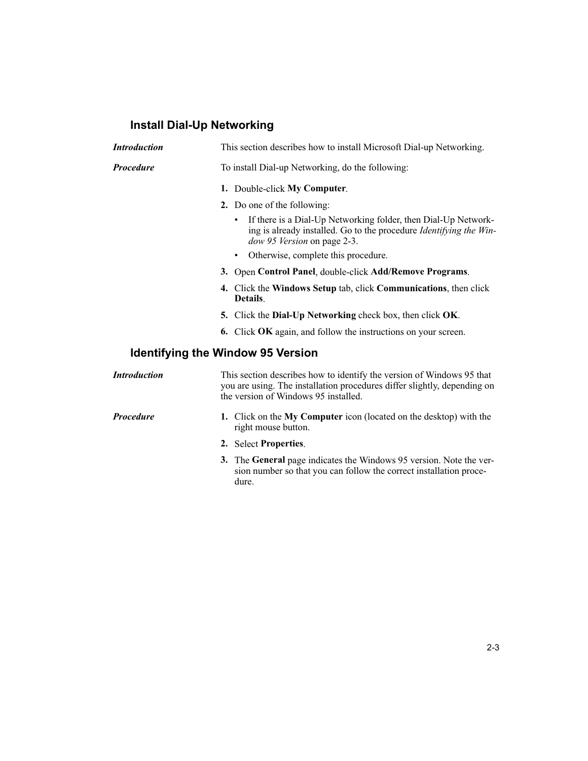## Install Dial-Up Networking

***Introduction***

This section describes how to install Microsoft Dial-up Networking.

***Procedure***

To install Dial-up Networking, do the following:

1. Double-click **My Computer**.
2. Do one of the following:
   - If there is a Dial-Up Networking folder, then Dial-Up Networking is already installed. Go to the procedure *Identifying the Window 95 Version* on page 2-3.
   - Otherwise, complete this procedure.
3. Open **Control Panel**, double-click **Add/Remove Programs**.
4. Click the **Windows Setup** tab, click **Communications**, then click **Details**.
5. Click the **Dial-Up Networking** check box, then click **OK**.
6. Click **OK** again, and follow the instructions on your screen.

## Identifying the Window 95 Version

***Introduction***

This section describes how to identify the version of Windows 95 that you are using. The installation procedures differ slightly, depending on the version of Windows 95 installed.

***Procedure***

1. Click on the **My Computer** icon (located on the desktop) with the right mouse button.
2. Select **Properties**.
3. The **General** page indicates the Windows 95 version. Note the version number so that you can follow the correct installation procedure.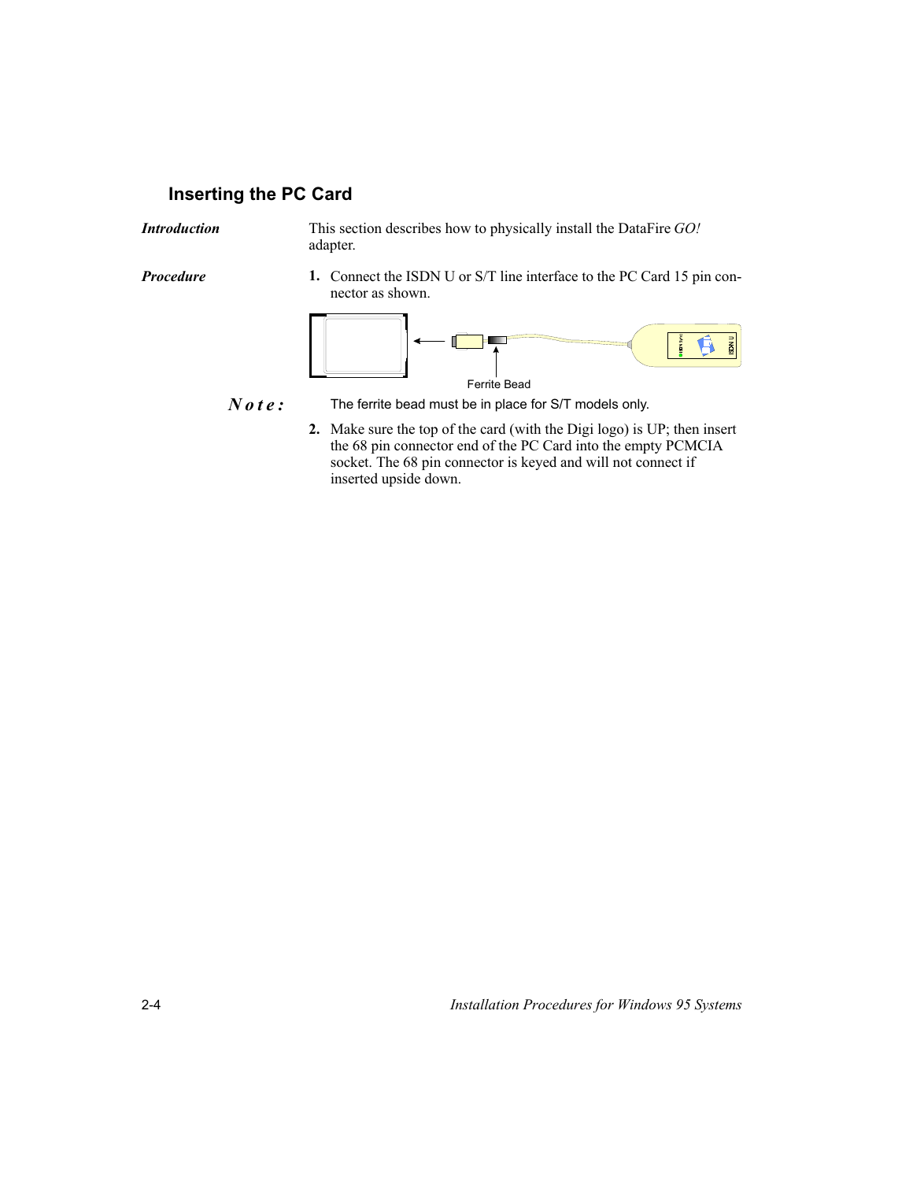## Inserting the PC Card

***Introduction***

This section describes how to physically install the DataFire *GO!* adapter.

***Procedure***

1. Connect the ISDN U or S/T line interface to the PC Card 15 pin connector as shown.

Ferrite Bead

***Note:*** The ferrite bead must be in place for S/T models only.

2. Make sure the top of the card (with the Digi logo) is UP; then insert the 68 pin connector end of the PC Card into the empty PCMCIA socket. The 68 pin connector is keyed and will not connect if inserted upside down.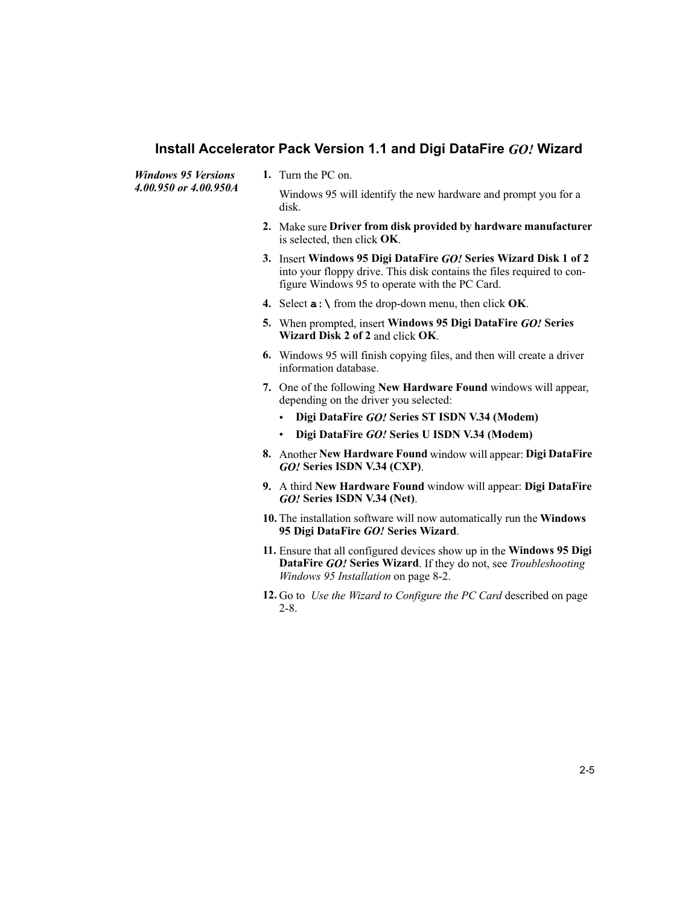## Install Accelerator Pack Version 1.1 and Digi DataFire *GO!* Wizard

***Windows 95 Versions 4.00.950 or 4.00.950A***

1. Turn the PC on.

   Windows 95 will identify the new hardware and prompt you for a disk.

2. Make sure **Driver from disk provided by hardware manufacturer** is selected, then click **OK**.
3. Insert **Windows 95 Digi DataFire *GO!* Series Wizard Disk 1 of 2** into your floppy drive. This disk contains the files required to configure Windows 95 to operate with the PC Card.
4. Select **`a:\`** from the drop-down menu, then click **OK**.
5. When prompted, insert **Windows 95 Digi DataFire *GO!* Series Wizard Disk 2 of 2** and click **OK**.
6. Windows 95 will finish copying files, and then will create a driver information database.
7. One of the following **New Hardware Found** windows will appear, depending on the driver you selected:
   - **Digi DataFire *GO!* Series ST ISDN V.34 (Modem)**
   - **Digi DataFire *GO!* Series U ISDN V.34 (Modem)**
8. Another **New Hardware Found** window will appear: **Digi DataFire *GO!* Series ISDN V.34 (CXP)**.
9. A third **New Hardware Found** window will appear: **Digi DataFire *GO!* Series ISDN V.34 (Net)**.
10. The installation software will now automatically run the **Windows 95 Digi DataFire *GO!* Series Wizard**.
11. Ensure that all configured devices show up in the **Windows 95 Digi DataFire *GO!* Series Wizard**. If they do not, see *Troubleshooting Windows 95 Installation* on page 8-2.
12. Go to *Use the Wizard to Configure the PC Card* described on page 2-8.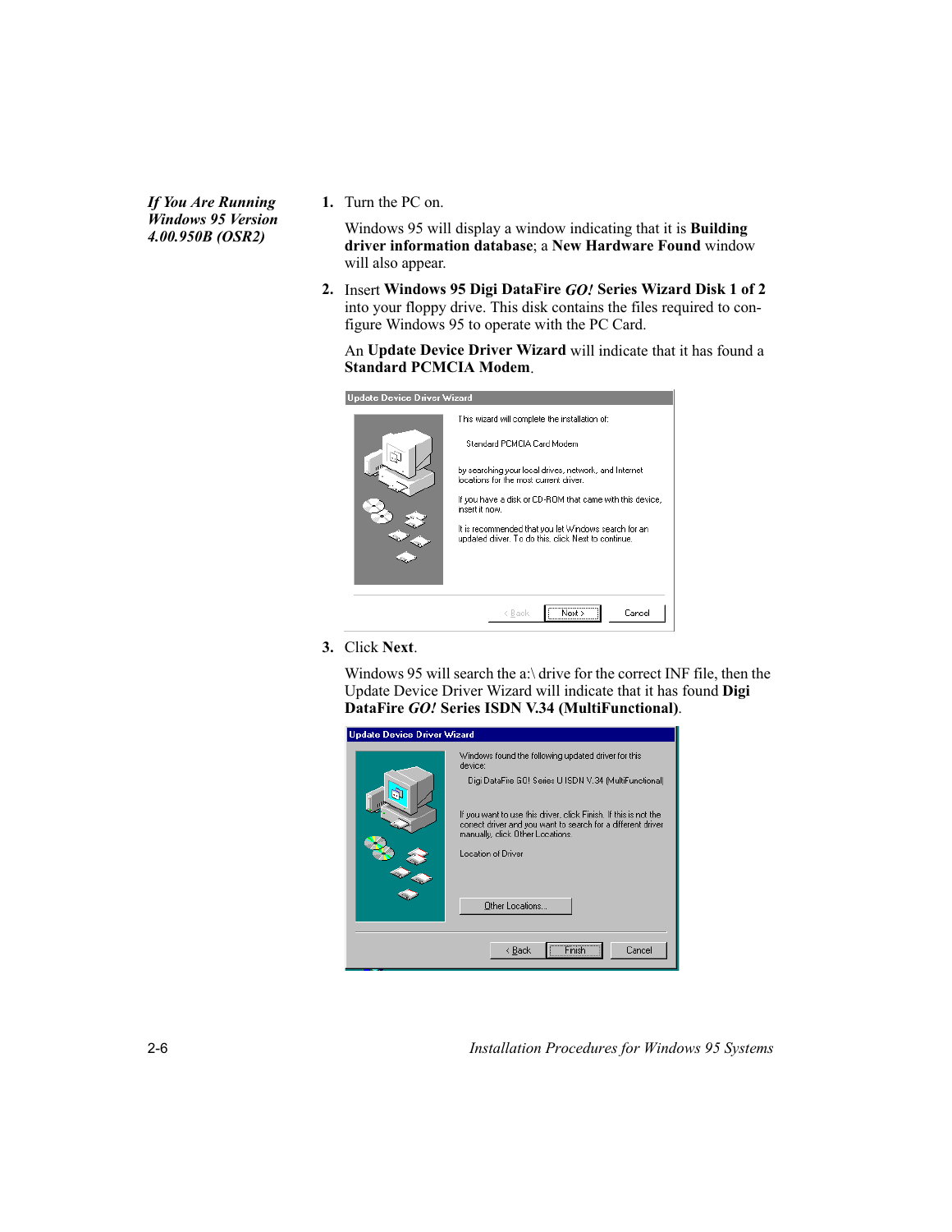***If You Are Running Windows 95 Version 4.00.950B (OSR2)***

1. Turn the PC on.

   Windows 95 will display a window indicating that it is **Building driver information database**; a **New Hardware Found** window will also appear.

2. Insert **Windows 95 Digi DataFire *GO!* Series Wizard Disk 1 of 2** into your floppy drive. This disk contains the files required to configure Windows 95 to operate with the PC Card.

   An **Update Device Driver Wizard** will indicate that it has found a **Standard PCMCIA Modem**.

   Update Device Driver Wizard

   This wizard will complete the installation of:

   Standard PCMCIA Card Modem

   by searching your local drives, network, and Internet locations for the most current driver.

   If you have a disk or CD-ROM that came with this device, insert it now.

   It is recommended that you let Windows search for an updated driver. To do this, click Next to continue.

   < Back | Next > | Cancel

3. Click **Next**.

   Windows 95 will search the a:\ drive for the correct INF file, then the Update Device Driver Wizard will indicate that it has found **Digi DataFire *GO!* Series ISDN V.34 (MultiFunctional)**.

   Update Device Driver Wizard

   Windows found the following updated driver for this device:

   Digi DataFire GO! Series U ISDN V.34 (MultiFunctional)

   If you want to use this driver, click Finish. If this is not the correct driver and you want to search for a different driver manually, click Other Locations.

   Location of Driver

   Other Locations...

   < Back | Finish | Cancel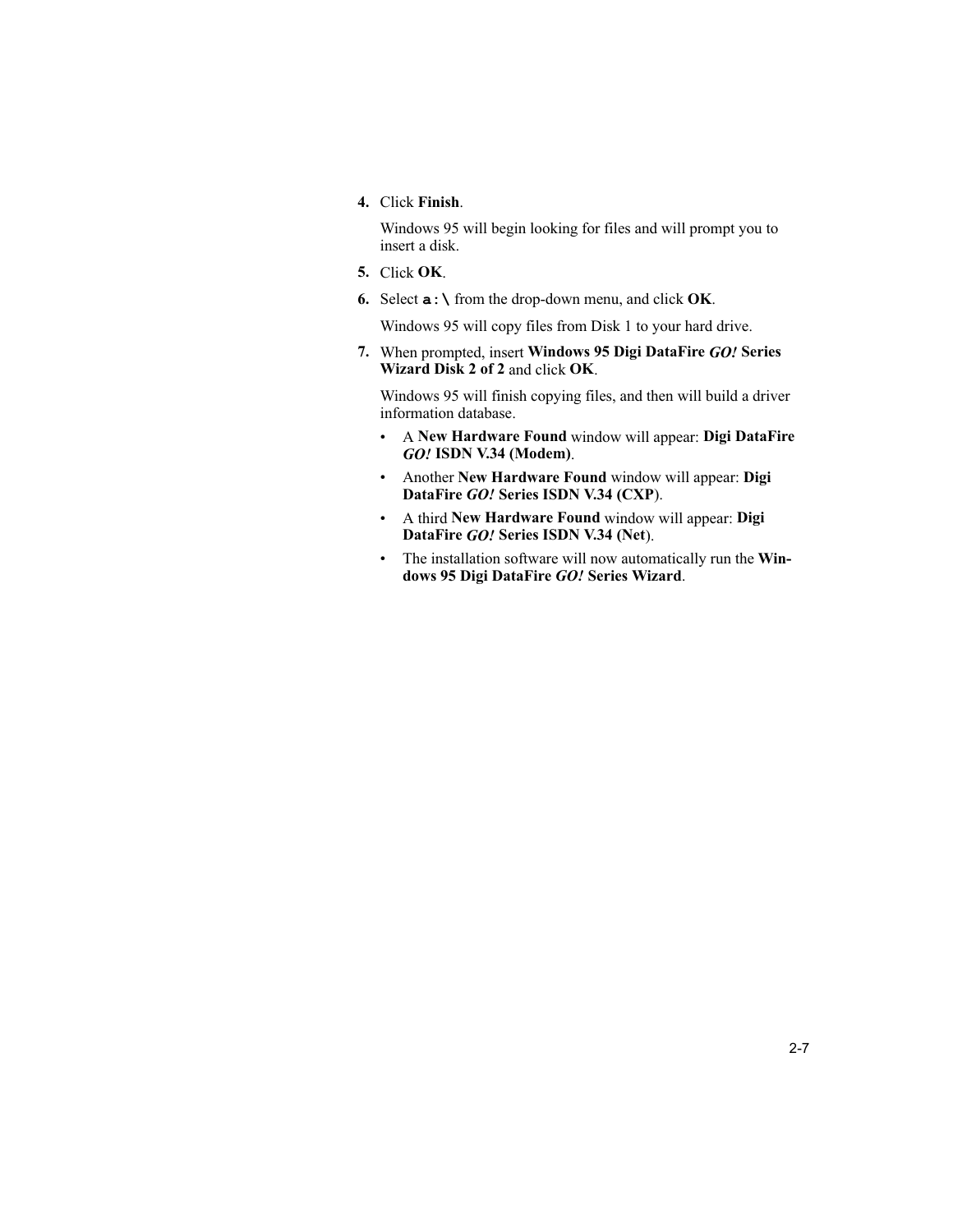4. Click **Finish**.

   Windows 95 will begin looking for files and will prompt you to insert a disk.

5. Click **OK**.

6. Select `a:\` from the drop-down menu, and click **OK**.

   Windows 95 will copy files from Disk 1 to your hard drive.

7. When prompted, insert **Windows 95 Digi DataFire *GO!* Series Wizard Disk 2 of 2** and click **OK**.

   Windows 95 will finish copying files, and then will build a driver information database.

   - A **New Hardware Found** window will appear: **Digi DataFire *GO!* ISDN V.34 (Modem)**.
   - Another **New Hardware Found** window will appear: **Digi DataFire *GO!* Series ISDN V.34 (CXP**).
   - A third **New Hardware Found** window will appear: **Digi DataFire *GO!* Series ISDN V.34 (Net**).
   - The installation software will now automatically run the **Windows 95 Digi DataFire *GO!* Series Wizard**.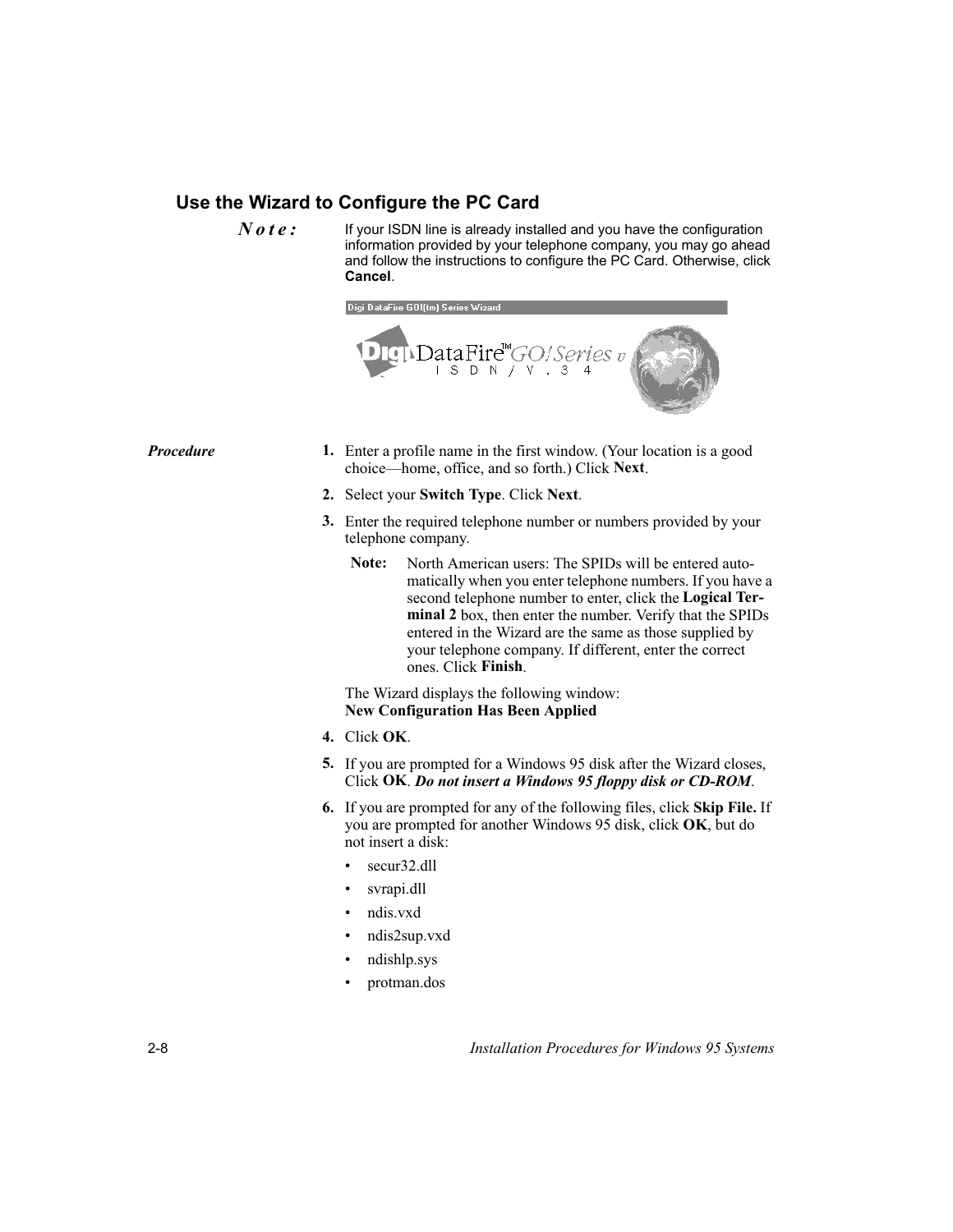## Use the Wizard to Configure the PC Card

***Note:*** If your ISDN line is already installed and you have the configuration information provided by your telephone company, you may go ahead and follow the instructions to configure the PC Card. Otherwise, click **Cancel**.

***Procedure***

1. Enter a profile name in the first window. (Your location is a good choice—home, office, and so forth.) Click **Next**.
2. Select your **Switch Type**. Click **Next**.
3. Enter the required telephone number or numbers provided by your telephone company.

   **Note:** North American users: The SPIDs will be entered automatically when you enter telephone numbers. If you have a second telephone number to enter, click the **Logical Terminal 2** box, then enter the number. Verify that the SPIDs entered in the Wizard are the same as those supplied by your telephone company. If different, enter the correct ones. Click **Finish**.

   The Wizard displays the following window:
   **New Configuration Has Been Applied**
4. Click **OK**.
5. If you are prompted for a Windows 95 disk after the Wizard closes, Click **OK**. ***Do not insert a Windows 95 floppy disk or CD-ROM***.
6. If you are prompted for any of the following files, click **Skip File.** If you are prompted for another Windows 95 disk, click **OK**, but do not insert a disk:
   - secur32.dll
   - svrapi.dll
   - ndis.vxd
   - ndis2sup.vxd
   - ndishlp.sys
   - protman.dos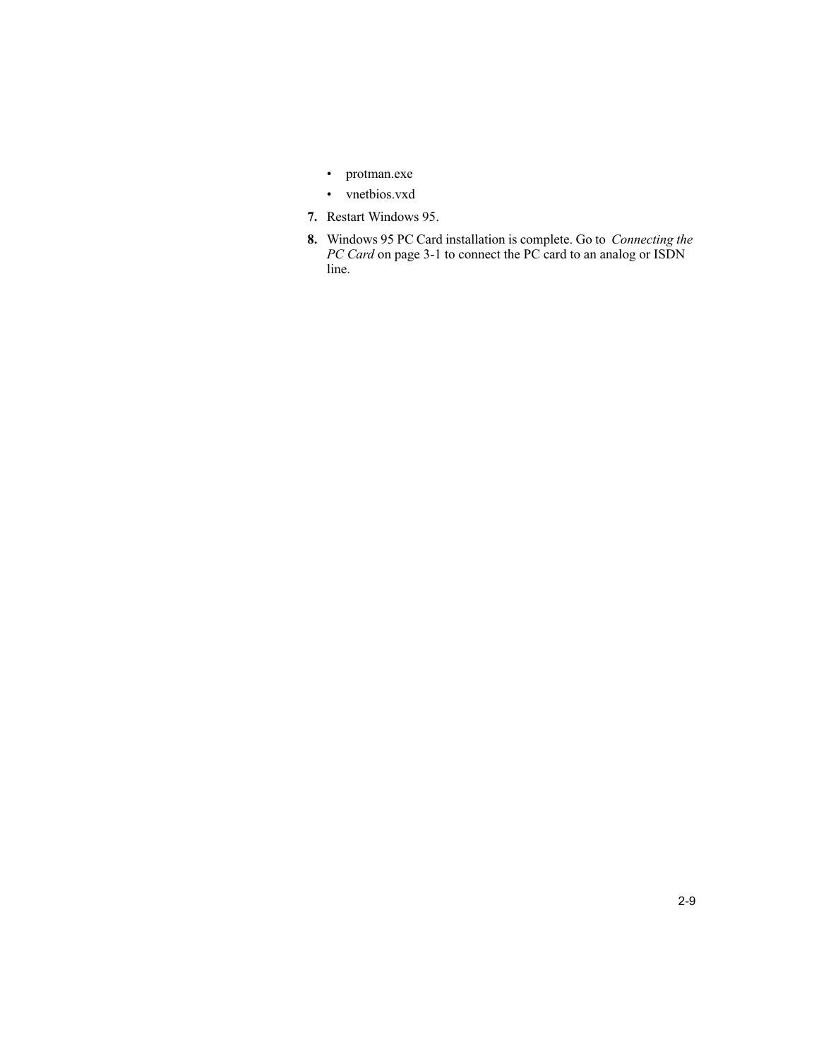- protman.exe
- vnetbios.vxd

7. Restart Windows 95.
8. Windows 95 PC Card installation is complete. Go to *Connecting the PC Card* on page 3-1 to connect the PC card to an analog or ISDN line.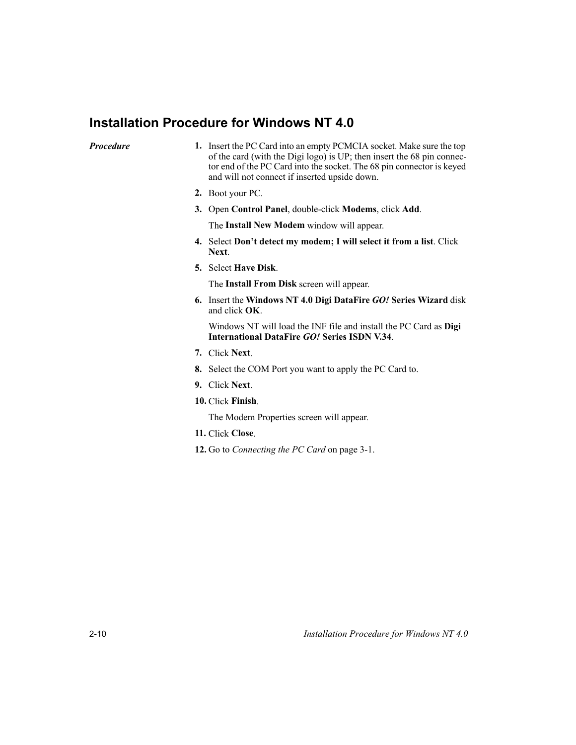## Installation Procedure for Windows NT 4.0

***Procedure***

1. Insert the PC Card into an empty PCMCIA socket. Make sure the top of the card (with the Digi logo) is UP; then insert the 68 pin connector end of the PC Card into the socket. The 68 pin connector is keyed and will not connect if inserted upside down.
2. Boot your PC.
3. Open **Control Panel**, double-click **Modems**, click **Add**.

   The **Install New Modem** window will appear.
4. Select **Don't detect my modem; I will select it from a list**. Click **Next**.
5. Select **Have Disk**.

   The **Install From Disk** screen will appear.
6. Insert the **Windows NT 4.0 Digi DataFire *GO!* Series Wizard** disk and click **OK**.

   Windows NT will load the INF file and install the PC Card as **Digi International DataFire *GO!* Series ISDN V.34**.
7. Click **Next**.
8. Select the COM Port you want to apply the PC Card to.
9. Click **Next**.
10. Click **Finish**.

    The Modem Properties screen will appear.
11. Click **Close**.
12. Go to *Connecting the PC Card* on page 3-1.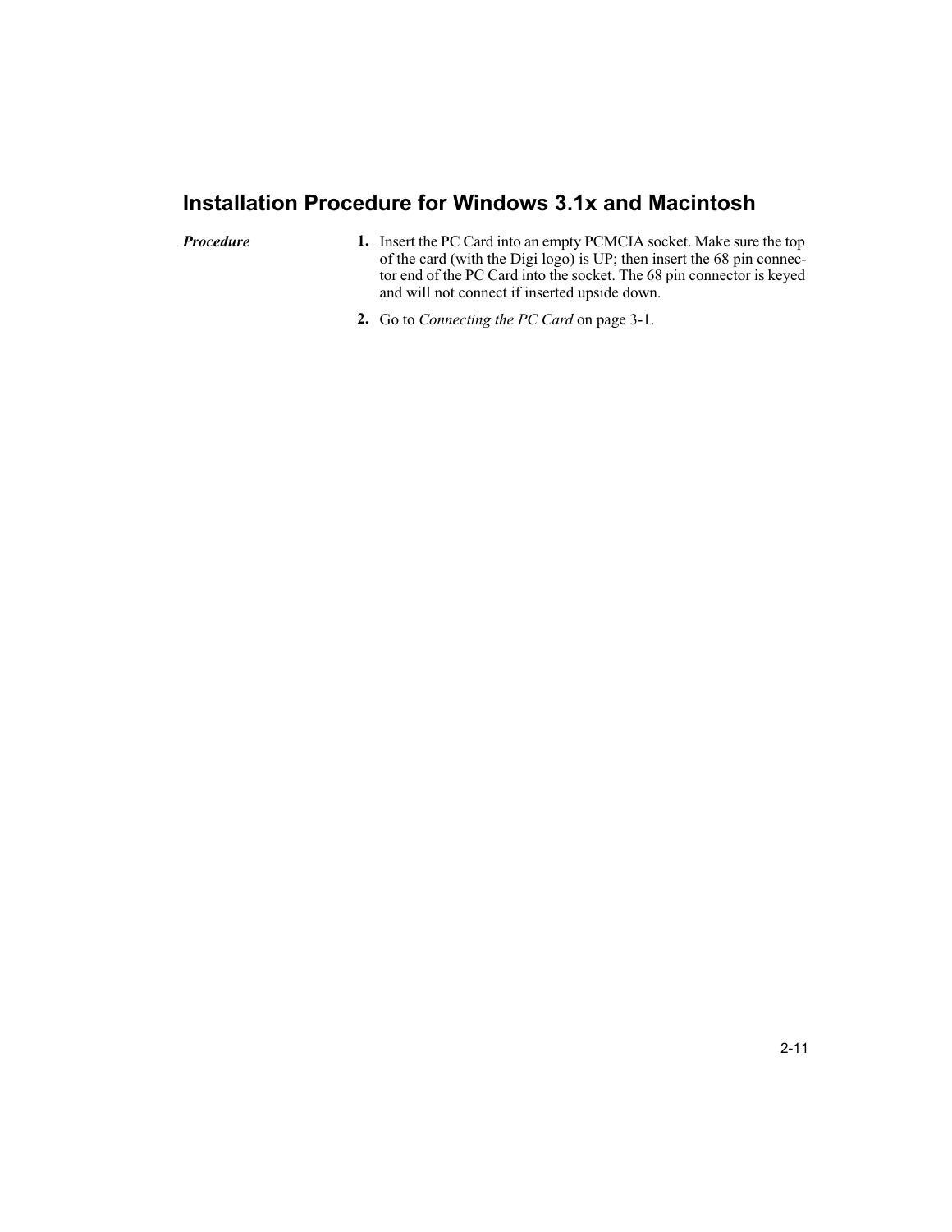## Installation Procedure for Windows 3.1x and Macintosh

***Procedure***

1. Insert the PC Card into an empty PCMCIA socket. Make sure the top of the card (with the Digi logo) is UP; then insert the 68 pin connector end of the PC Card into the socket. The 68 pin connector is keyed and will not connect if inserted upside down.
2. Go to *Connecting the PC Card* on page 3-1.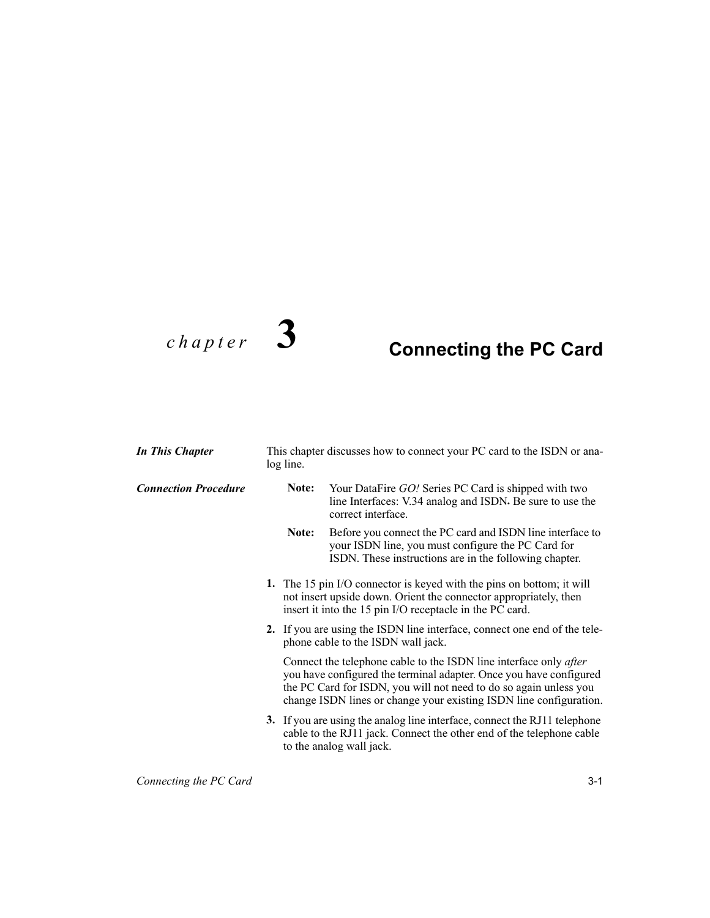# *chapter* 3 Connecting the PC Card

***In This Chapter***

This chapter discusses how to connect your PC card to the ISDN or analog line.

***Connection Procedure***

> **Note:** Your DataFire *GO!* Series PC Card is shipped with two line Interfaces: V.34 analog and ISDN**.** Be sure to use the correct interface.

> **Note:** Before you connect the PC card and ISDN line interface to your ISDN line, you must configure the PC Card for ISDN. These instructions are in the following chapter.

1. The 15 pin I/O connector is keyed with the pins on bottom; it will not insert upside down. Orient the connector appropriately, then insert it into the 15 pin I/O receptacle in the PC card.
2. If you are using the ISDN line interface, connect one end of the telephone cable to the ISDN wall jack.

   Connect the telephone cable to the ISDN line interface only *after* you have configured the terminal adapter. Once you have configured the PC Card for ISDN, you will not need to do so again unless you change ISDN lines or change your existing ISDN line configuration.
3. If you are using the analog line interface, connect the RJ11 telephone cable to the RJ11 jack. Connect the other end of the telephone cable to the analog wall jack.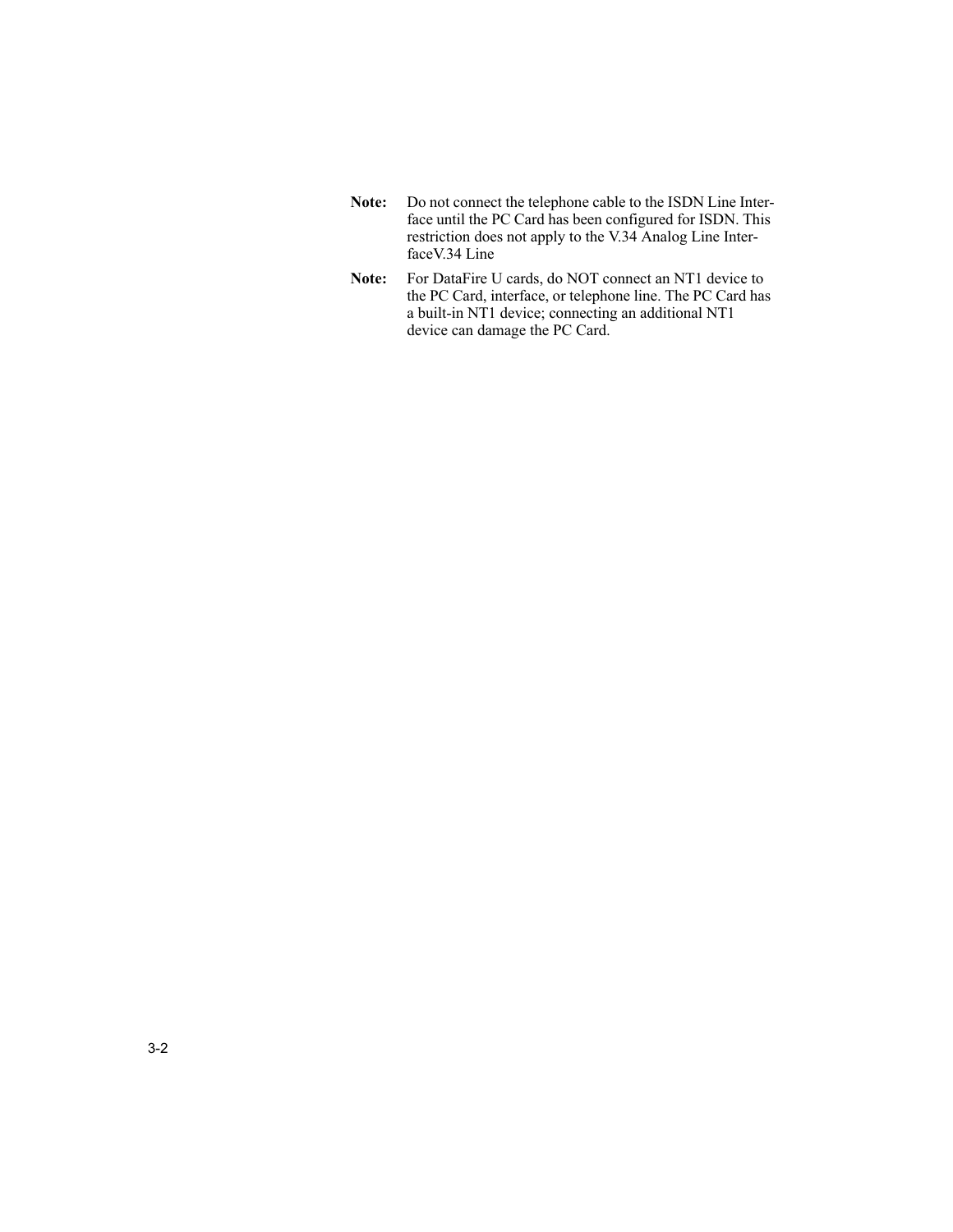**Note:** Do not connect the telephone cable to the ISDN Line Interface until the PC Card has been configured for ISDN. This restriction does not apply to the V.34 Analog Line InterfaceV.34 Line

**Note:** For DataFire U cards, do NOT connect an NT1 device to the PC Card, interface, or telephone line. The PC Card has a built-in NT1 device; connecting an additional NT1 device can damage the PC Card.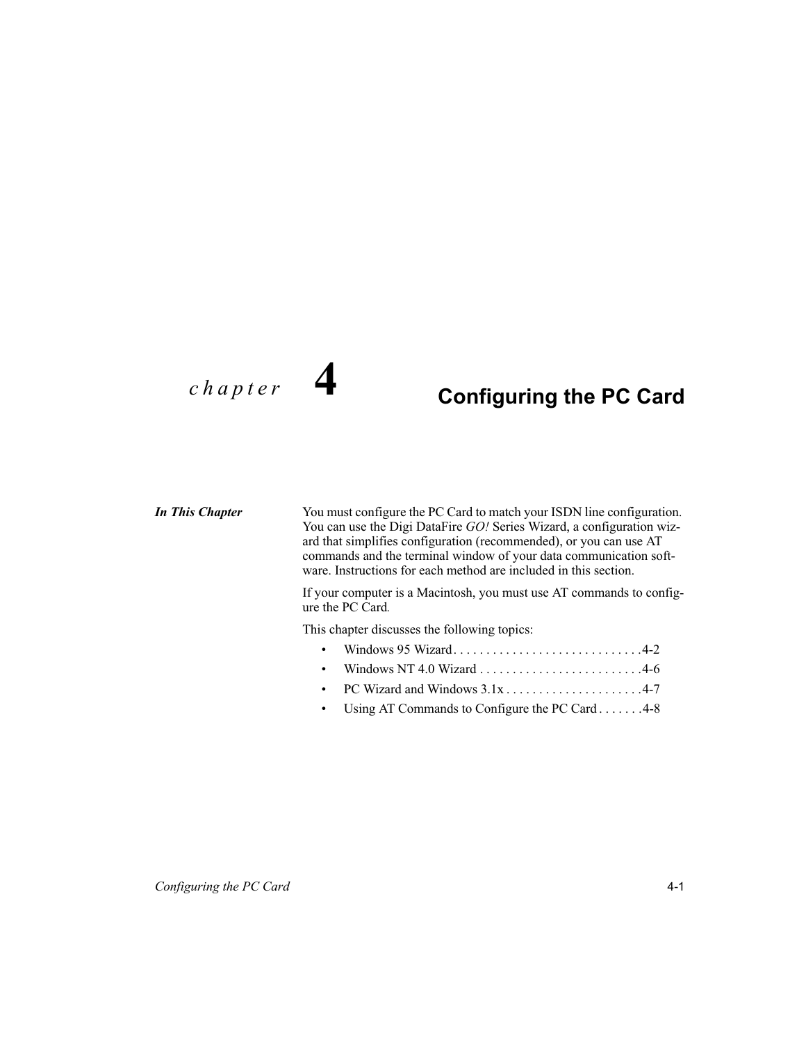# *chapter* 4 Configuring the PC Card

***In This Chapter***

You must configure the PC Card to match your ISDN line configuration. You can use the Digi DataFire *GO!* Series Wizard, a configuration wizard that simplifies configuration (recommended), or you can use AT commands and the terminal window of your data communication software. Instructions for each method are included in this section.

If your computer is a Macintosh, you must use AT commands to configure the PC Card.

This chapter discusses the following topics:

- Windows 95 Wizard . . . . . . . . . . . . . . . . . . . . . . . . . . . . .4-2
- Windows NT 4.0 Wizard . . . . . . . . . . . . . . . . . . . . . . . . .4-6
- PC Wizard and Windows 3.1x . . . . . . . . . . . . . . . . . . . . .4-7
- Using AT Commands to Configure the PC Card . . . . . . .4-8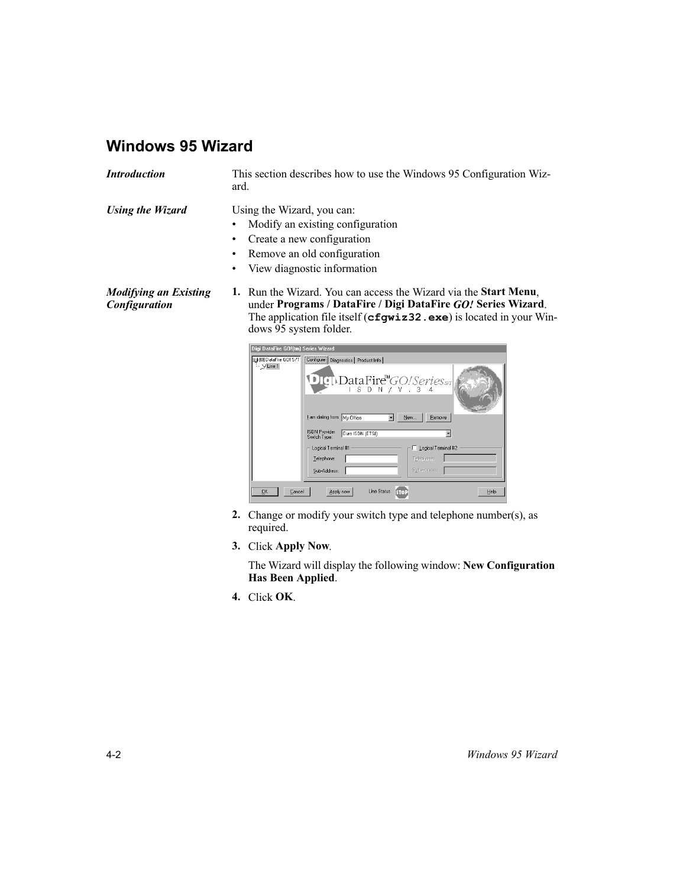## Windows 95 Wizard

***Introduction***

This section describes how to use the Windows 95 Configuration Wizard.

***Using the Wizard***

Using the Wizard, you can:

- Modify an existing configuration
- Create a new configuration
- Remove an old configuration
- View diagnostic information

***Modifying an Existing Configuration***

1. Run the Wizard. You can access the Wizard via the **Start Menu**, under **Programs / DataFire / Digi DataFire *GO!* Series Wizard**. The application file itself (**`cfgwiz32.exe`**) is located in your Windows 95 system folder.

2. Change or modify your switch type and telephone number(s), as required.

3. Click **Apply Now**.

   The Wizard will display the following window: **New Configuration Has Been Applied**.

4. Click **OK**.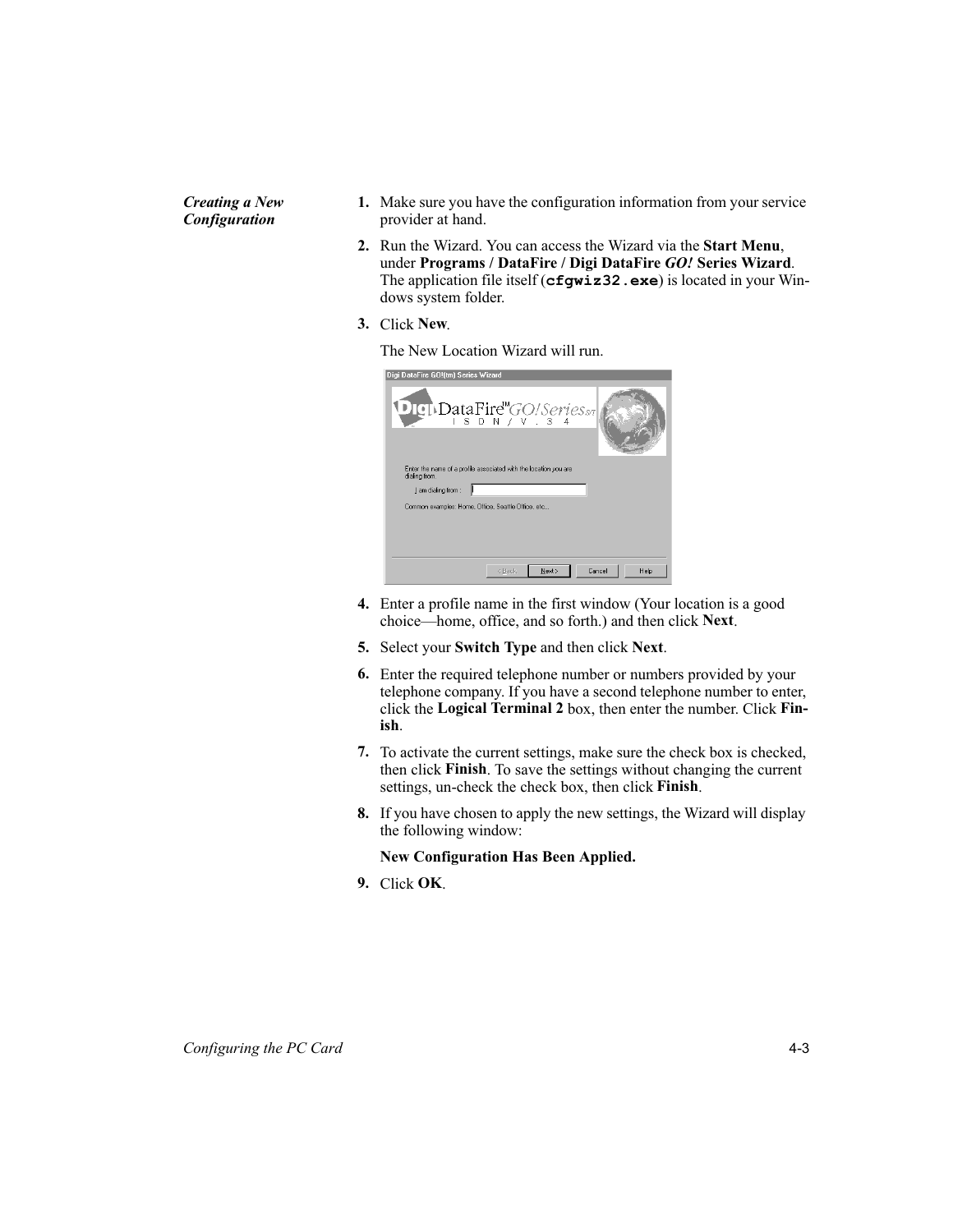***Creating a New Configuration***

1. Make sure you have the configuration information from your service provider at hand.
2. Run the Wizard. You can access the Wizard via the **Start Menu**, under **Programs / DataFire / Digi DataFire *GO!* Series Wizard**. The application file itself (`cfgwiz32.exe`) is located in your Windows system folder.
3. Click **New**.

   The New Location Wizard will run.

4. Enter a profile name in the first window (Your location is a good choice—home, office, and so forth.) and then click **Next**.
5. Select your **Switch Type** and then click **Next**.
6. Enter the required telephone number or numbers provided by your telephone company. If you have a second telephone number to enter, click the **Logical Terminal 2** box, then enter the number. Click **Finish**.
7. To activate the current settings, make sure the check box is checked, then click **Finish**. To save the settings without changing the current settings, un-check the check box, then click **Finish**.
8. If you have chosen to apply the new settings, the Wizard will display the following window:

   **New Configuration Has Been Applied.**

9. Click **OK**.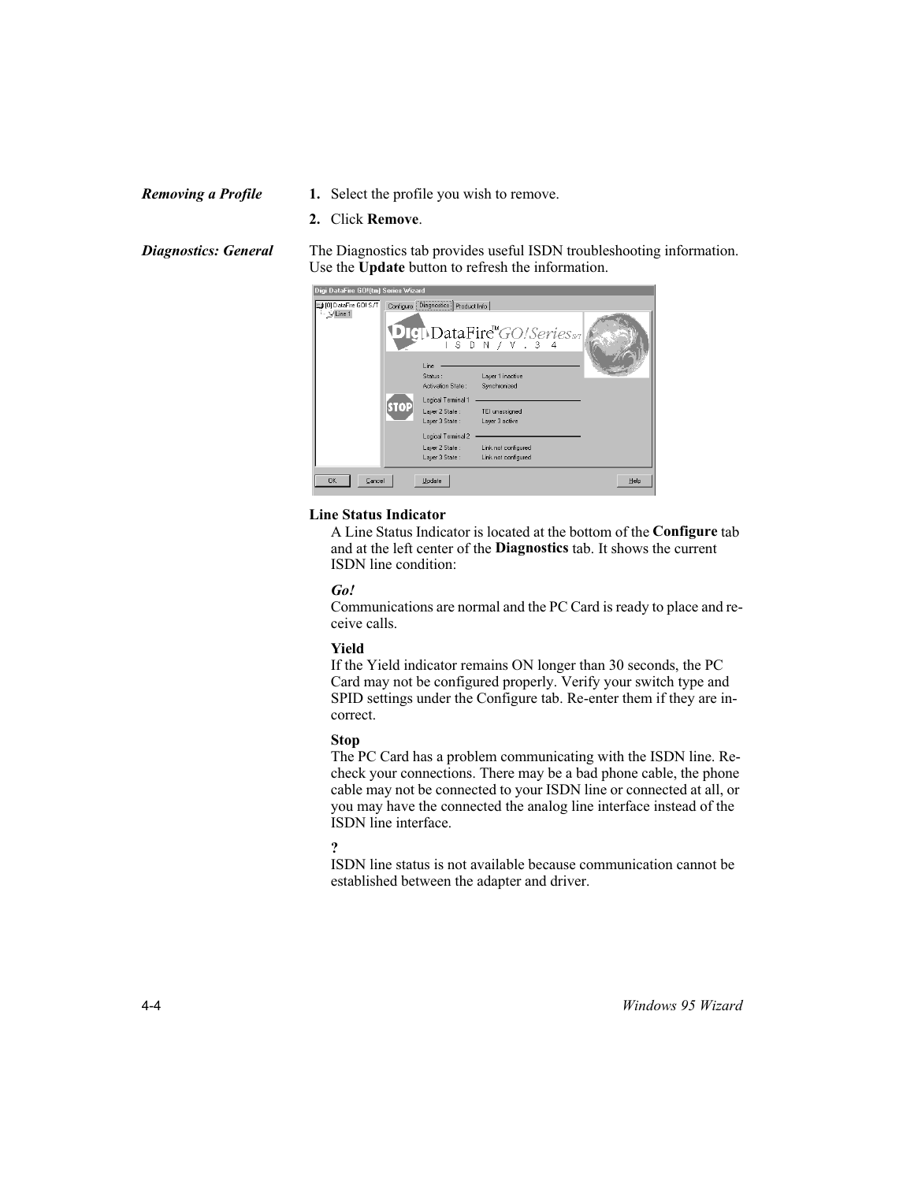***Removing a Profile***

1. Select the profile you wish to remove.
2. Click **Remove**.

***Diagnostics: General***

The Diagnostics tab provides useful ISDN troubleshooting information. Use the **Update** button to refresh the information.

**Line Status Indicator**

A Line Status Indicator is located at the bottom of the **Configure** tab and at the left center of the **Diagnostics** tab. It shows the current ISDN line condition:

***Go!***
Communications are normal and the PC Card is ready to place and receive calls.

**Yield**
If the Yield indicator remains ON longer than 30 seconds, the PC Card may not be configured properly. Verify your switch type and SPID settings under the Configure tab. Re-enter them if they are incorrect.

**Stop**
The PC Card has a problem communicating with the ISDN line. Recheck your connections. There may be a bad phone cable, the phone cable may not be connected to your ISDN line or connected at all, or you may have the connected the analog line interface instead of the ISDN line interface.

**?**
ISDN line status is not available because communication cannot be established between the adapter and driver.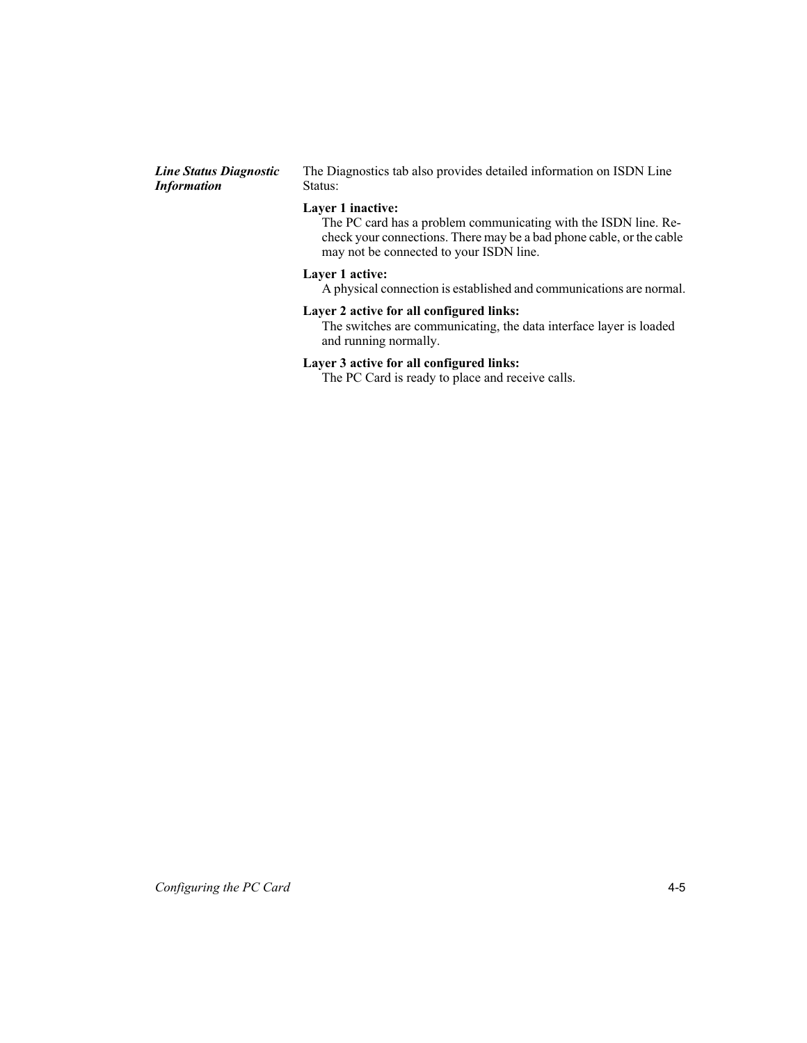### *Line Status Diagnostic Information*

The Diagnostics tab also provides detailed information on ISDN Line Status:

**Layer 1 inactive:**
The PC card has a problem communicating with the ISDN line. Re-check your connections. There may be a bad phone cable, or the cable may not be connected to your ISDN line.

**Layer 1 active:**
A physical connection is established and communications are normal.

**Layer 2 active for all configured links:**
The switches are communicating, the data interface layer is loaded and running normally.

**Layer 3 active for all configured links:**
The PC Card is ready to place and receive calls.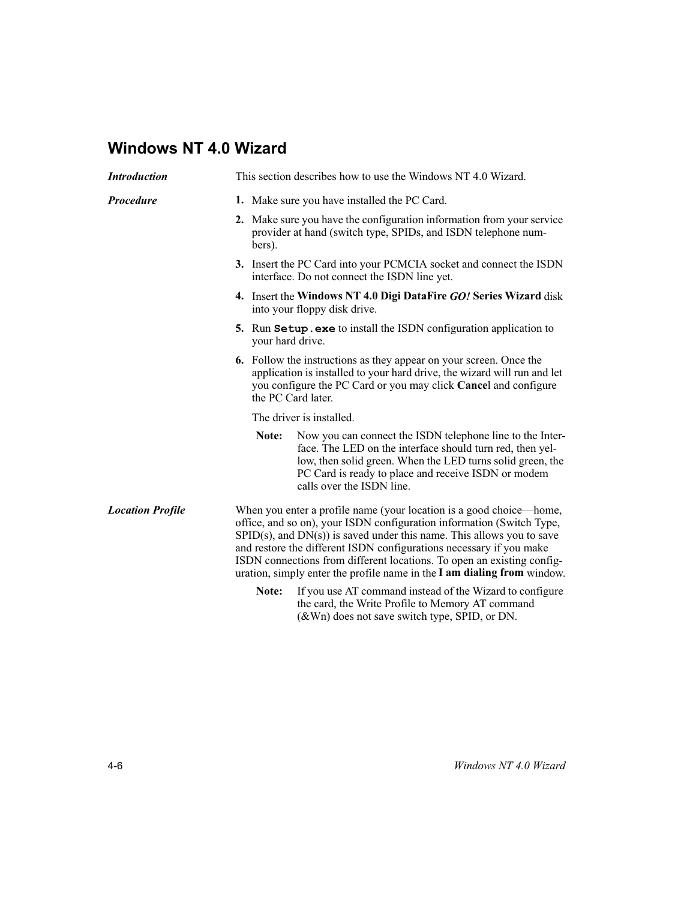## Windows NT 4.0 Wizard

***Introduction***

This section describes how to use the Windows NT 4.0 Wizard.

***Procedure***

1. Make sure you have installed the PC Card.
2. Make sure you have the configuration information from your service provider at hand (switch type, SPIDs, and ISDN telephone numbers).
3. Insert the PC Card into your PCMCIA socket and connect the ISDN interface. Do not connect the ISDN line yet.
4. Insert the **Windows NT 4.0 Digi DataFire *GO!* Series Wizard** disk into your floppy disk drive.
5. Run **`Setup.exe`** to install the ISDN configuration application to your hard drive.
6. Follow the instructions as they appear on your screen. Once the application is installed to your hard drive, the wizard will run and let you configure the PC Card or you may click **Cance**l and configure the PC Card later.

   The driver is installed.

   **Note:** Now you can connect the ISDN telephone line to the Interface. The LED on the interface should turn red, then yellow, then solid green. When the LED turns solid green, the PC Card is ready to place and receive ISDN or modem calls over the ISDN line.

***Location Profile***

When you enter a profile name (your location is a good choice—home, office, and so on), your ISDN configuration information (Switch Type, SPID(s), and DN(s)) is saved under this name. This allows you to save and restore the different ISDN configurations necessary if you make ISDN connections from different locations. To open an existing configuration, simply enter the profile name in the **I am dialing from** window.

**Note:** If you use AT command instead of the Wizard to configure the card, the Write Profile to Memory AT command (&Wn) does not save switch type, SPID, or DN.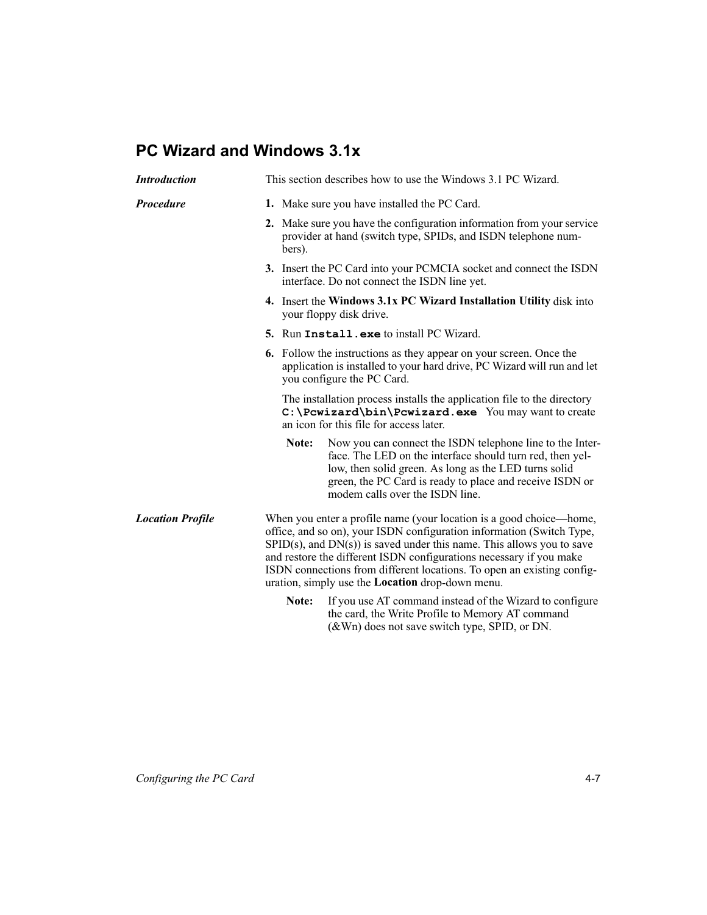## PC Wizard and Windows 3.1x

***Introduction***

This section describes how to use the Windows 3.1 PC Wizard.

***Procedure***

1. Make sure you have installed the PC Card.
2. Make sure you have the configuration information from your service provider at hand (switch type, SPIDs, and ISDN telephone numbers).
3. Insert the PC Card into your PCMCIA socket and connect the ISDN interface. Do not connect the ISDN line yet.
4. Insert the **Windows 3.1x PC Wizard Installation Utility** disk into your floppy disk drive.
5. Run **`Install.exe`** to install PC Wizard.
6. Follow the instructions as they appear on your screen. Once the application is installed to your hard drive, PC Wizard will run and let you configure the PC Card.

   The installation process installs the application file to the directory **`C:\Pcwizard\bin\Pcwizard.exe`** You may want to create an icon for this file for access later.

   **Note:** Now you can connect the ISDN telephone line to the Interface. The LED on the interface should turn red, then yellow, then solid green. As long as the LED turns solid green, the PC Card is ready to place and receive ISDN or modem calls over the ISDN line.

***Location Profile***

When you enter a profile name (your location is a good choice—home, office, and so on), your ISDN configuration information (Switch Type, SPID(s), and DN(s)) is saved under this name. This allows you to save and restore the different ISDN configurations necessary if you make ISDN connections from different locations. To open an existing configuration, simply use the **Location** drop-down menu.

**Note:** If you use AT command instead of the Wizard to configure the card, the Write Profile to Memory AT command (&Wn) does not save switch type, SPID, or DN.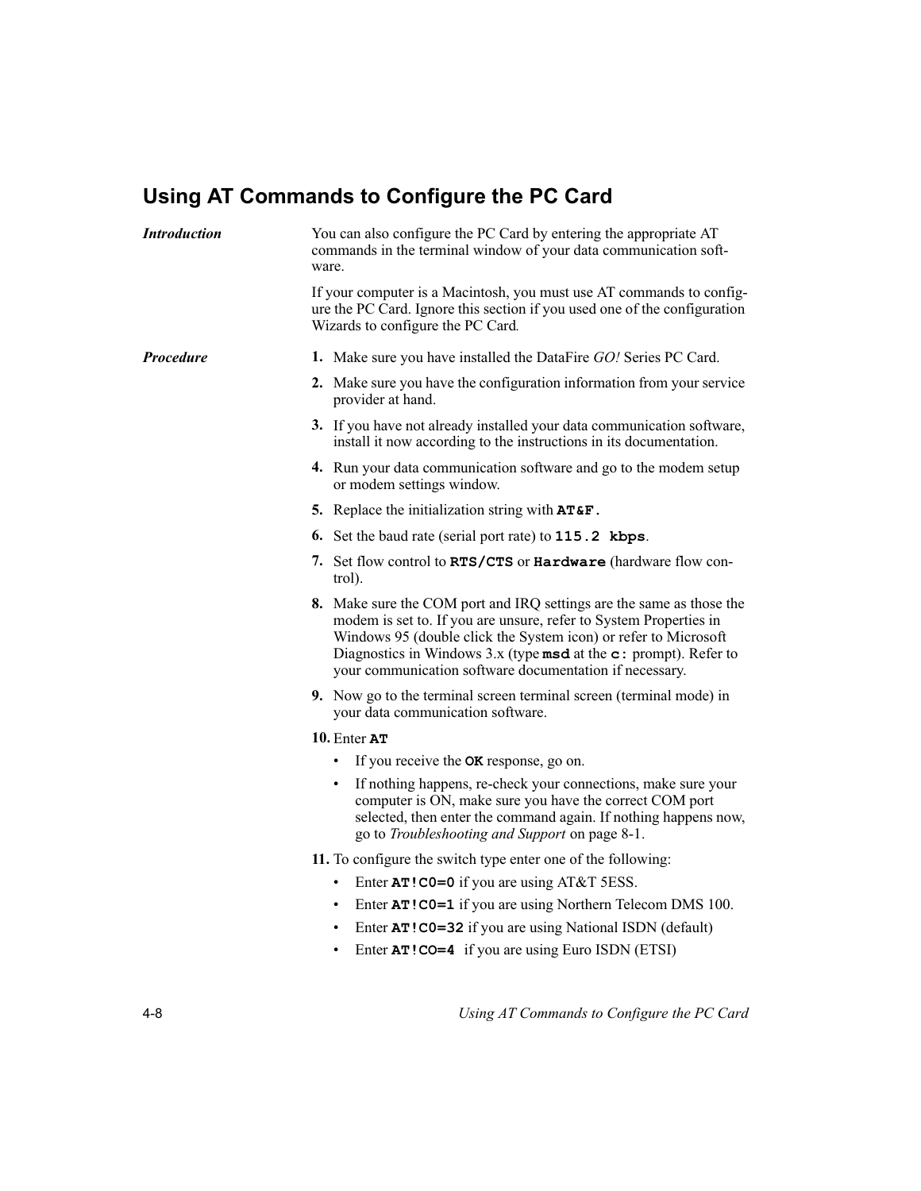## Using AT Commands to Configure the PC Card

***Introduction***

You can also configure the PC Card by entering the appropriate AT commands in the terminal window of your data communication software.

If your computer is a Macintosh, you must use AT commands to configure the PC Card. Ignore this section if you used one of the configuration Wizards to configure the PC Card.

***Procedure***

1. Make sure you have installed the DataFire *GO!* Series PC Card.
2. Make sure you have the configuration information from your service provider at hand.
3. If you have not already installed your data communication software, install it now according to the instructions in its documentation.
4. Run your data communication software and go to the modem setup or modem settings window.
5. Replace the initialization string with **`AT&F.`**
6. Set the baud rate (serial port rate) to **`115.2 kbps`**.
7. Set flow control to **`RTS/CTS`** or **`Hardware`** (hardware flow control).
8. Make sure the COM port and IRQ settings are the same as those the modem is set to. If you are unsure, refer to System Properties in Windows 95 (double click the System icon) or refer to Microsoft Diagnostics in Windows 3.x (type **`msd`** at the **`c:`** prompt). Refer to your communication software documentation if necessary.
9. Now go to the terminal screen terminal screen (terminal mode) in your data communication software.
10. Enter **`AT`**
    - If you receive the **`OK`** response, go on.
    - If nothing happens, re-check your connections, make sure your computer is ON, make sure you have the correct COM port selected, then enter the command again. If nothing happens now, go to *Troubleshooting and Support* on page 8-1.
11. To configure the switch type enter one of the following:
    - Enter **`AT!C0=0`** if you are using AT&T 5ESS.
    - Enter **`AT!C0=1`** if you are using Northern Telecom DMS 100.
    - Enter **`AT!C0=32`** if you are using National ISDN (default)
    - Enter **`AT!CO=4`** if you are using Euro ISDN (ETSI)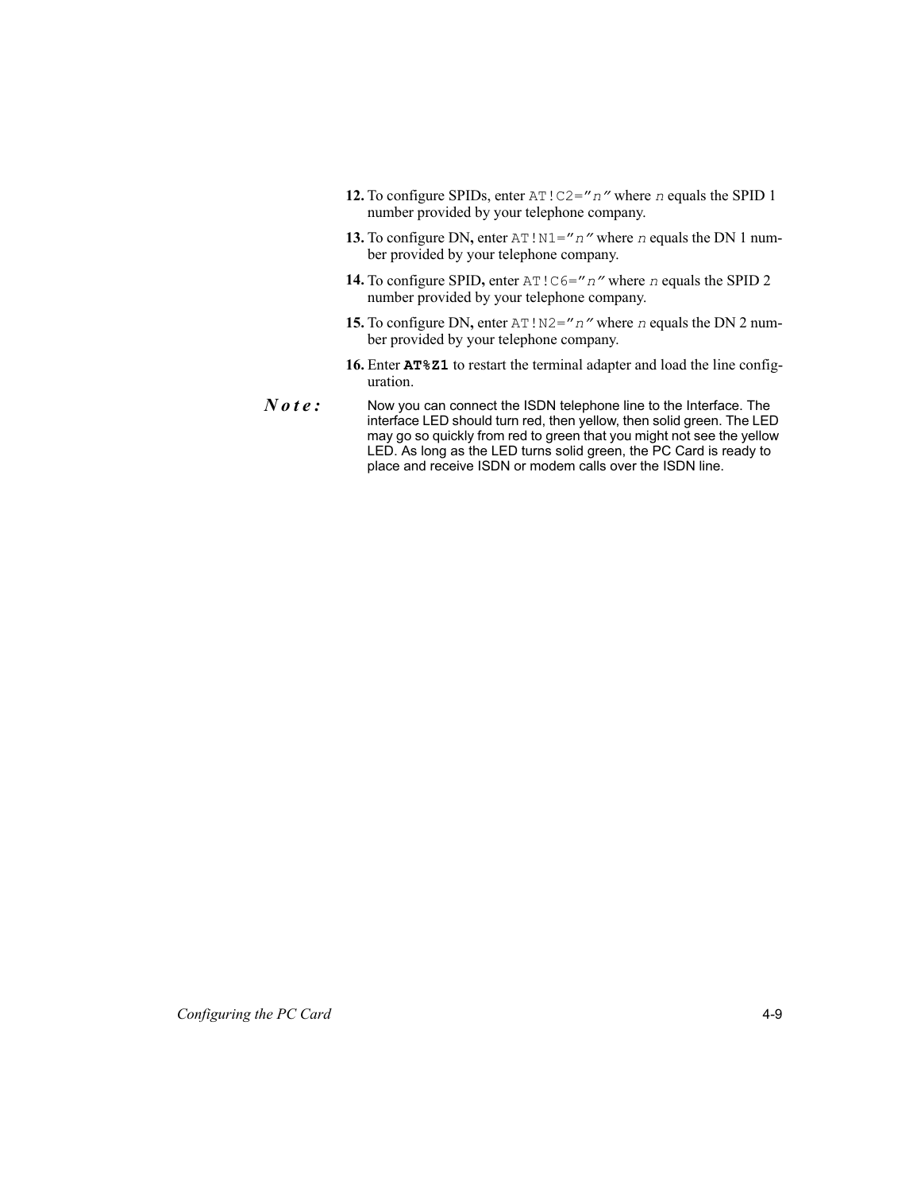12. To configure SPIDs, enter `AT!C2="n"` where *n* equals the SPID 1 number provided by your telephone company.
13. To configure DN, enter `AT!N1="n"` where *n* equals the DN 1 number provided by your telephone company.
14. To configure SPID, enter `AT!C6="n"` where *n* equals the SPID 2 number provided by your telephone company.
15. To configure DN, enter `AT!N2="n"` where *n* equals the DN 2 number provided by your telephone company.
16. Enter **`AT%Z1`** to restart the terminal adapter and load the line configuration.

***Note:*** Now you can connect the ISDN telephone line to the Interface. The interface LED should turn red, then yellow, then solid green. The LED may go so quickly from red to green that you might not see the yellow LED. As long as the LED turns solid green, the PC Card is ready to place and receive ISDN or modem calls over the ISDN line.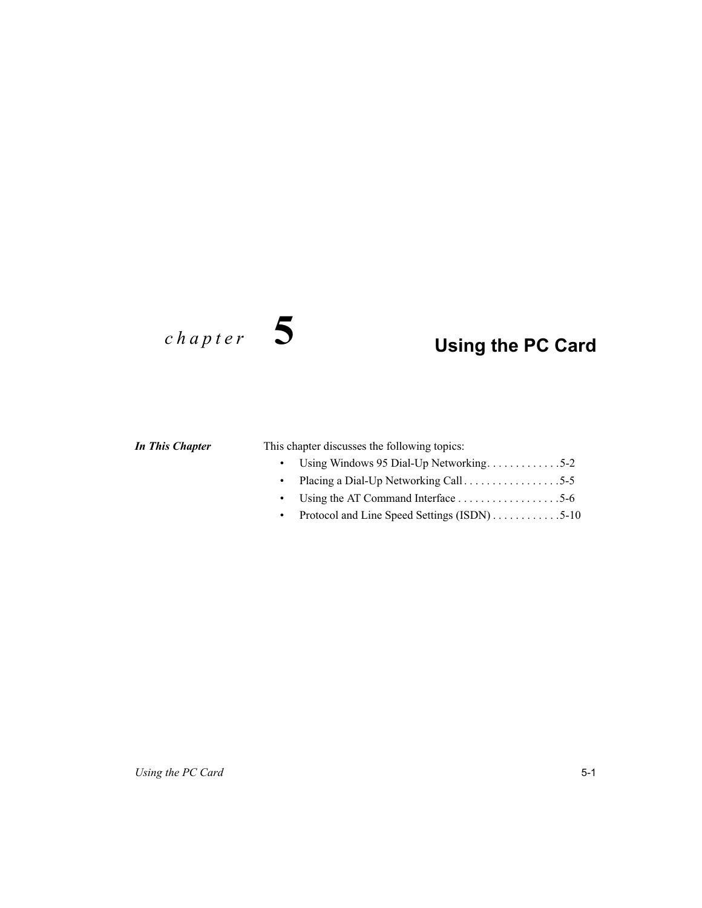# *chapter* 5 Using the PC Card

***In This Chapter***

This chapter discusses the following topics:

- Using Windows 95 Dial-Up Networking. . . . . . . . . . . . .5-2
- Placing a Dial-Up Networking Call . . . . . . . . . . . . . . . . .5-5
- Using the AT Command Interface . . . . . . . . . . . . . . . . . .5-6
- Protocol and Line Speed Settings (ISDN) . . . . . . . . . . . .5-10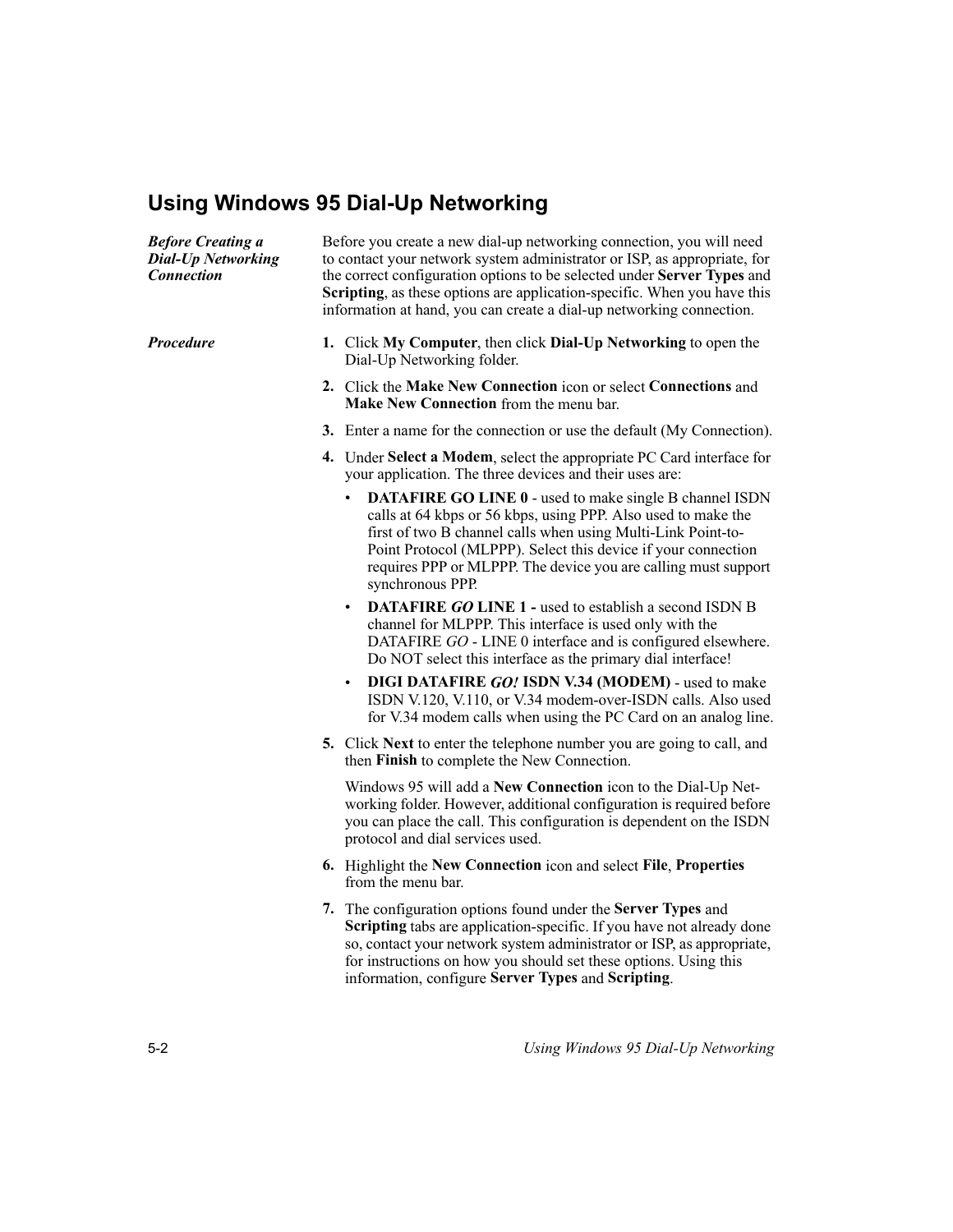## Using Windows 95 Dial-Up Networking

***Before Creating a Dial-Up Networking Connection***

Before you create a new dial-up networking connection, you will need to contact your network system administrator or ISP, as appropriate, for the correct configuration options to be selected under **Server Types** and **Scripting**, as these options are application-specific. When you have this information at hand, you can create a dial-up networking connection.

***Procedure***

1. Click **My Computer**, then click **Dial-Up Networking** to open the Dial-Up Networking folder.
2. Click the **Make New Connection** icon or select **Connections** and **Make New Connection** from the menu bar.
3. Enter a name for the connection or use the default (My Connection).
4. Under **Select a Modem**, select the appropriate PC Card interface for your application. The three devices and their uses are:
   - **DATAFIRE GO LINE 0** - used to make single B channel ISDN calls at 64 kbps or 56 kbps, using PPP. Also used to make the first of two B channel calls when using Multi-Link Point-to-Point Protocol (MLPPP). Select this device if your connection requires PPP or MLPPP. The device you are calling must support synchronous PPP.
   - **DATAFIRE *GO* LINE 1 -** used to establish a second ISDN B channel for MLPPP. This interface is used only with the DATAFIRE *GO* - LINE 0 interface and is configured elsewhere. Do NOT select this interface as the primary dial interface!
   - **DIGI DATAFIRE *GO!* ISDN V.34 (MODEM)** - used to make ISDN V.120, V.110, or V.34 modem-over-ISDN calls. Also used for V.34 modem calls when using the PC Card on an analog line.
5. Click **Next** to enter the telephone number you are going to call, and then **Finish** to complete the New Connection.

   Windows 95 will add a **New Connection** icon to the Dial-Up Networking folder. However, additional configuration is required before you can place the call. This configuration is dependent on the ISDN protocol and dial services used.
6. Highlight the **New Connection** icon and select **File**, **Properties** from the menu bar.
7. The configuration options found under the **Server Types** and **Scripting** tabs are application-specific. If you have not already done so, contact your network system administrator or ISP, as appropriate, for instructions on how you should set these options. Using this information, configure **Server Types** and **Scripting**.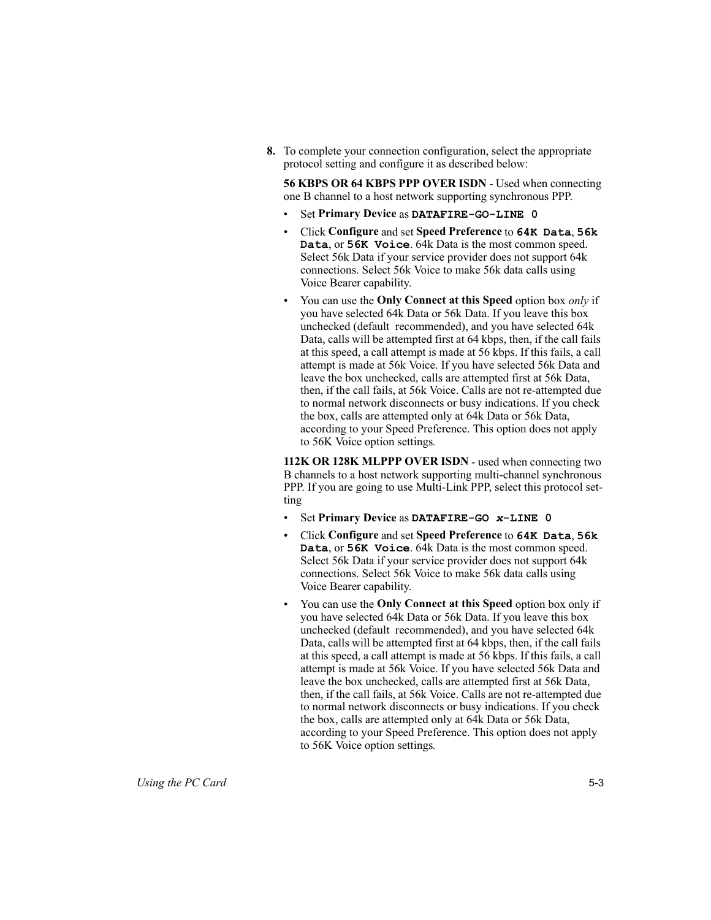**8.** To complete your connection configuration, select the appropriate protocol setting and configure it as described below:

**56 KBPS OR 64 KBPS PPP OVER ISDN** - Used when connecting one B channel to a host network supporting synchronous PPP.

- Set **Primary Device** as `DATAFIRE-GO-LINE 0`
- Click **Configure** and set **Speed Preference** to `64K Data`, `56k Data`, or `56K Voice`. 64k Data is the most common speed. Select 56k Data if your service provider does not support 64k connections. Select 56k Voice to make 56k data calls using Voice Bearer capability.
- You can use the **Only Connect at this Speed** option box *only* if you have selected 64k Data or 56k Data. If you leave this box unchecked (default recommended), and you have selected 64k Data, calls will be attempted first at 64 kbps, then, if the call fails at this speed, a call attempt is made at 56 kbps. If this fails, a call attempt is made at 56k Voice. If you have selected 56k Data and leave the box unchecked, calls are attempted first at 56k Data, then, if the call fails, at 56k Voice. Calls are not re-attempted due to normal network disconnects or busy indications. If you check the box, calls are attempted only at 64k Data or 56k Data, according to your Speed Preference. This option does not apply to 56K Voice option settings.

**112K OR 128K MLPPP OVER ISDN** - used when connecting two B channels to a host network supporting multi-channel synchronous PPP. If you are going to use Multi-Link PPP, select this protocol setting

- Set **Primary Device** as `DATAFIRE-GO x-LINE 0`
- Click **Configure** and set **Speed Preference** to `64K Data`, `56k Data`, or `56K Voice`. 64k Data is the most common speed. Select 56k Data if your service provider does not support 64k connections. Select 56k Voice to make 56k data calls using Voice Bearer capability.
- You can use the **Only Connect at this Speed** option box only if you have selected 64k Data or 56k Data. If you leave this box unchecked (default recommended), and you have selected 64k Data, calls will be attempted first at 64 kbps, then, if the call fails at this speed, a call attempt is made at 56 kbps. If this fails, a call attempt is made at 56k Voice. If you have selected 56k Data and leave the box unchecked, calls are attempted first at 56k Data, then, if the call fails, at 56k Voice. Calls are not re-attempted due to normal network disconnects or busy indications. If you check the box, calls are attempted only at 64k Data or 56k Data, according to your Speed Preference. This option does not apply to 56K Voice option settings.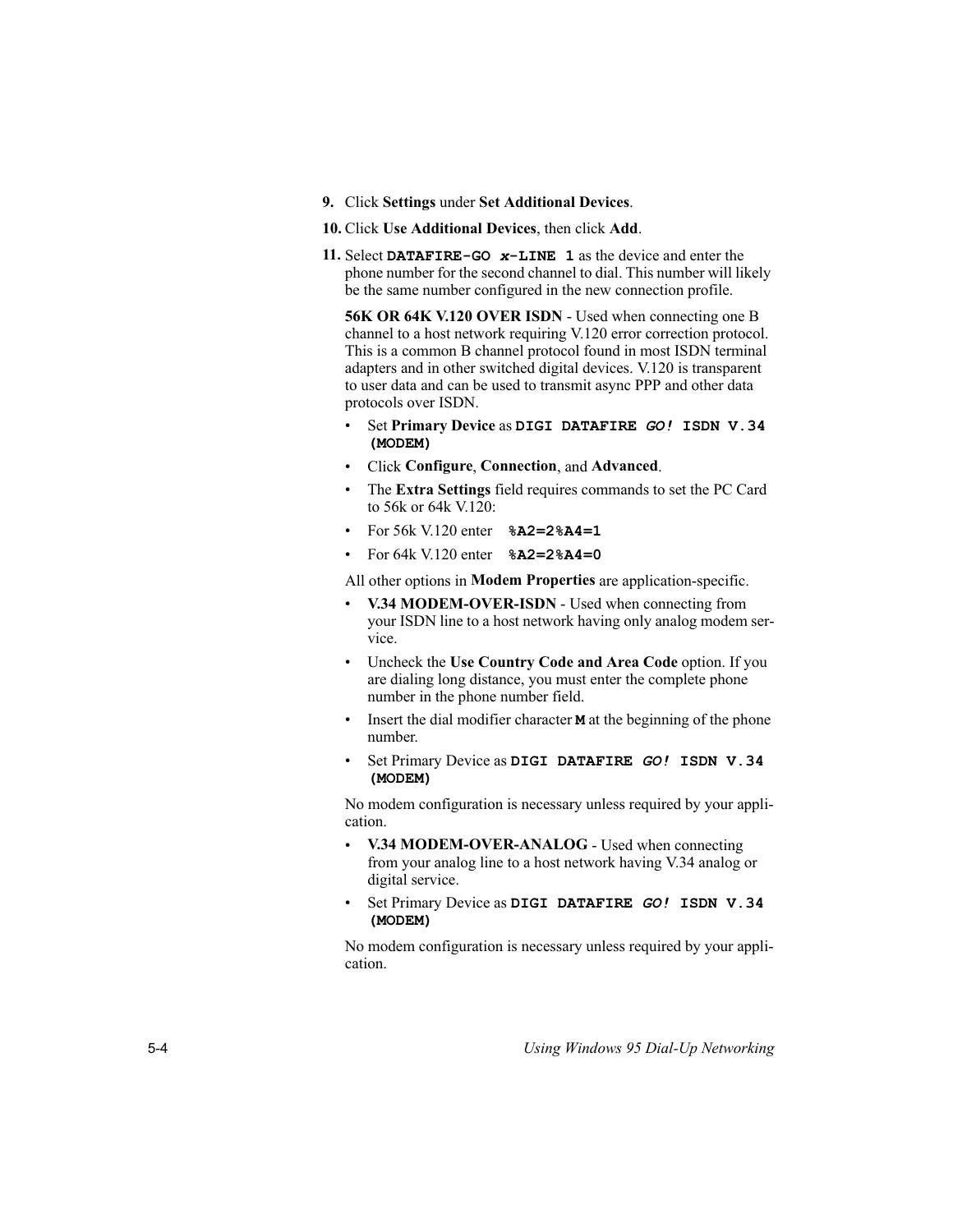9. Click **Settings** under **Set Additional Devices**.
10. Click **Use Additional Devices**, then click **Add**.
11. Select **`DATAFIRE-GO x-LINE 1`** as the device and enter the phone number for the second channel to dial. This number will likely be the same number configured in the new connection profile.

    **56K OR 64K V.120 OVER ISDN** - Used when connecting one B channel to a host network requiring V.120 error correction protocol. This is a common B channel protocol found in most ISDN terminal adapters and in other switched digital devices. V.120 is transparent to user data and can be used to transmit async PPP and other data protocols over ISDN.

    - Set **Primary Device** as **`DIGI DATAFIRE GO! ISDN V.34 (MODEM)`**
    - Click **Configure**, **Connection**, and **Advanced**.
    - The **Extra Settings** field requires commands to set the PC Card to 56k or 64k V.120:
    - For 56k V.120 enter **`%A2=2%A4=1`**
    - For 64k V.120 enter **`%A2=2%A4=0`**

    All other options in **Modem Properties** are application-specific.

    - **V.34 MODEM-OVER-ISDN** - Used when connecting from your ISDN line to a host network having only analog modem service.
    - Uncheck the **Use Country Code and Area Code** option. If you are dialing long distance, you must enter the complete phone number in the phone number field.
    - Insert the dial modifier character **`M`** at the beginning of the phone number.
    - Set Primary Device as **`DIGI DATAFIRE GO! ISDN V.34 (MODEM)`**

    No modem configuration is necessary unless required by your application.

    - **V.34 MODEM-OVER-ANALOG** - Used when connecting from your analog line to a host network having V.34 analog or digital service.
    - Set Primary Device as **`DIGI DATAFIRE GO! ISDN V.34 (MODEM)`**

    No modem configuration is necessary unless required by your application.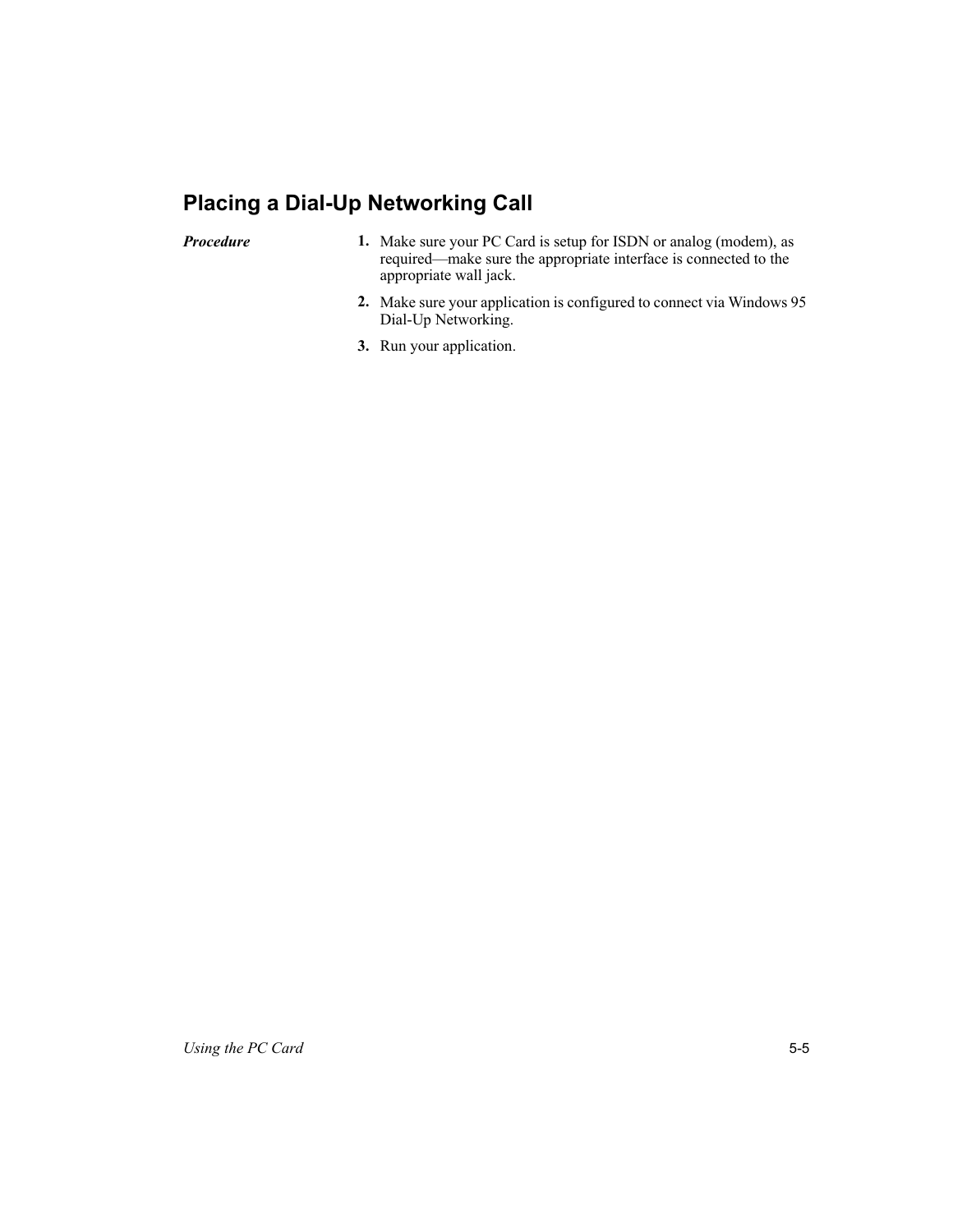## Placing a Dial-Up Networking Call

***Procedure***

1. Make sure your PC Card is setup for ISDN or analog (modem), as required—make sure the appropriate interface is connected to the appropriate wall jack.
2. Make sure your application is configured to connect via Windows 95 Dial-Up Networking.
3. Run your application.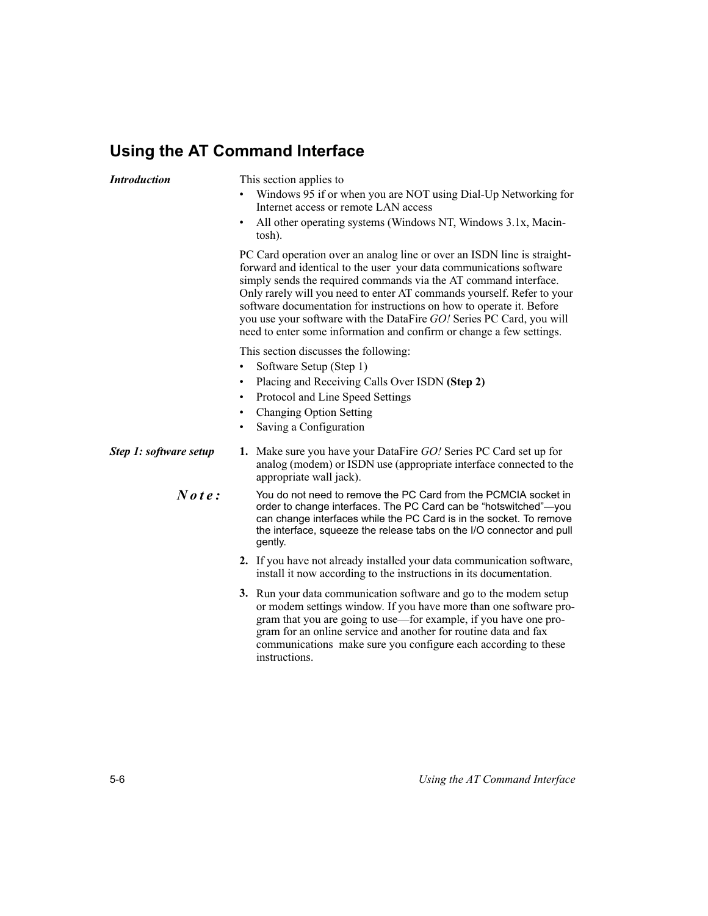## Using the AT Command Interface

***Introduction***

This section applies to

- Windows 95 if or when you are NOT using Dial-Up Networking for Internet access or remote LAN access
- All other operating systems (Windows NT, Windows 3.1x, Macintosh).

PC Card operation over an analog line or over an ISDN line is straightforward and identical to the user  your data communications software simply sends the required commands via the AT command interface. Only rarely will you need to enter AT commands yourself. Refer to your software documentation for instructions on how to operate it. Before you use your software with the DataFire *GO!* Series PC Card, you will need to enter some information and confirm or change a few settings.

This section discusses the following:

- Software Setup (Step 1)
- Placing and Receiving Calls Over ISDN **(Step 2)**
- Protocol and Line Speed Settings
- Changing Option Setting
- Saving a Configuration

***Step 1: software setup***

1. Make sure you have your DataFire *GO!* Series PC Card set up for analog (modem) or ISDN use (appropriate interface connected to the appropriate wall jack).

***Note:*** You do not need to remove the PC Card from the PCMCIA socket in order to change interfaces. The PC Card can be “hotswitched”—you can change interfaces while the PC Card is in the socket. To remove the interface, squeeze the release tabs on the I/O connector and pull gently.

2. If you have not already installed your data communication software, install it now according to the instructions in its documentation.
3. Run your data communication software and go to the modem setup or modem settings window. If you have more than one software program that you are going to use—for example, if you have one program for an online service and another for routine data and fax communications  make sure you configure each according to these instructions.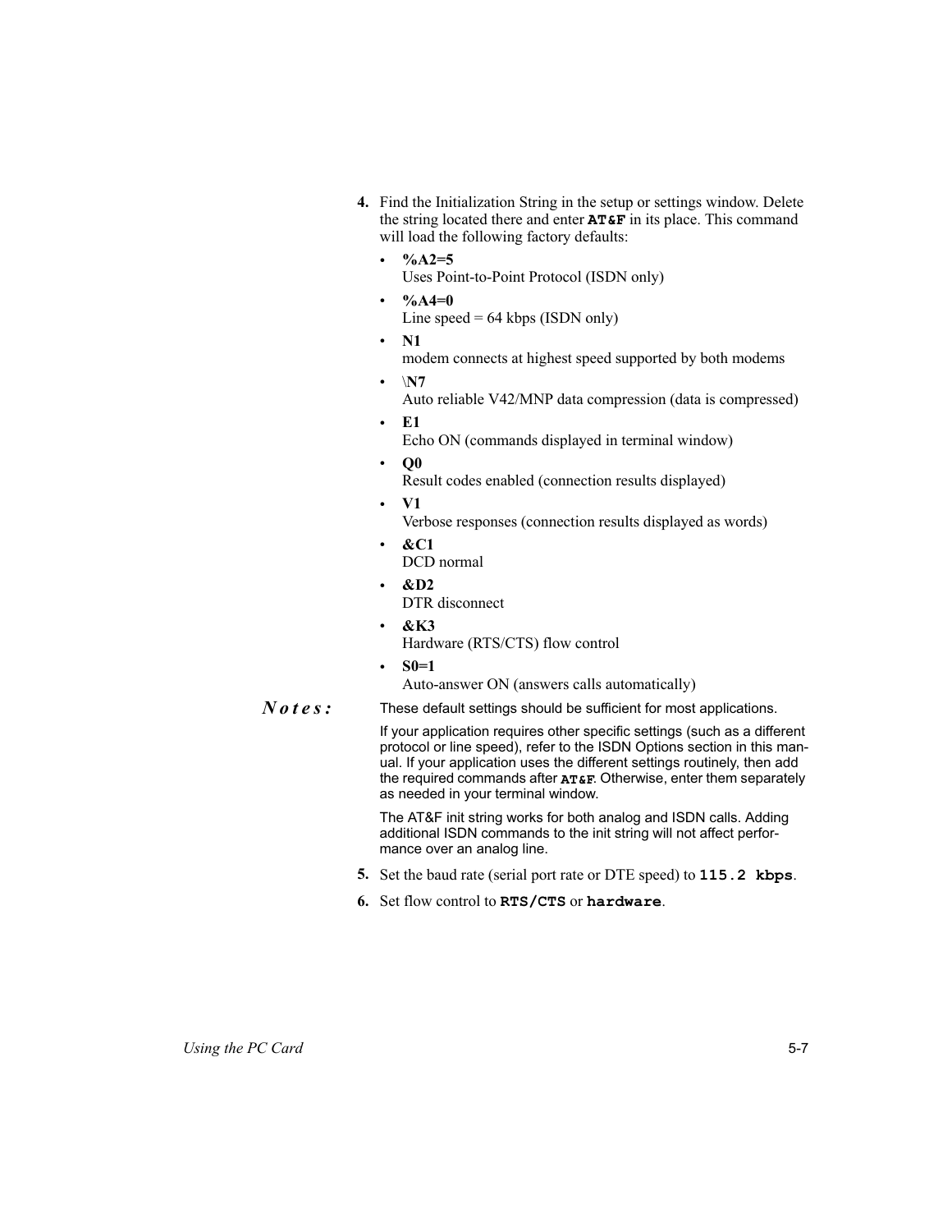4. Find the Initialization String in the setup or settings window. Delete the string located there and enter **`AT&F`** in its place. This command will load the following factory defaults:

   - **%A2=5**
     Uses Point-to-Point Protocol (ISDN only)
   - **%A4=0**
     Line speed = 64 kbps (ISDN only)
   - **N1**
     modem connects at highest speed supported by both modems
   - \ **N7**
     Auto reliable V42/MNP data compression (data is compressed)
   - **E1**
     Echo ON (commands displayed in terminal window)
   - **Q0**
     Result codes enabled (connection results displayed)
   - **V1**
     Verbose responses (connection results displayed as words)
   - **&C1**
     DCD normal
   - **&D2**
     DTR disconnect
   - **&K3**
     Hardware (RTS/CTS) flow control
   - **S0=1**
     Auto-answer ON (answers calls automatically)

***Notes:*** These default settings should be sufficient for most applications.

If your application requires other specific settings (such as a different protocol or line speed), refer to the ISDN Options section in this manual. If your application uses the different settings routinely, then add the required commands after **`AT&F`**. Otherwise, enter them separately as needed in your terminal window.

The AT&F init string works for both analog and ISDN calls. Adding additional ISDN commands to the init string will not affect performance over an analog line.

5. Set the baud rate (serial port rate or DTE speed) to **`115.2 kbps`**.
6. Set flow control to **`RTS/CTS`** or **`hardware`**.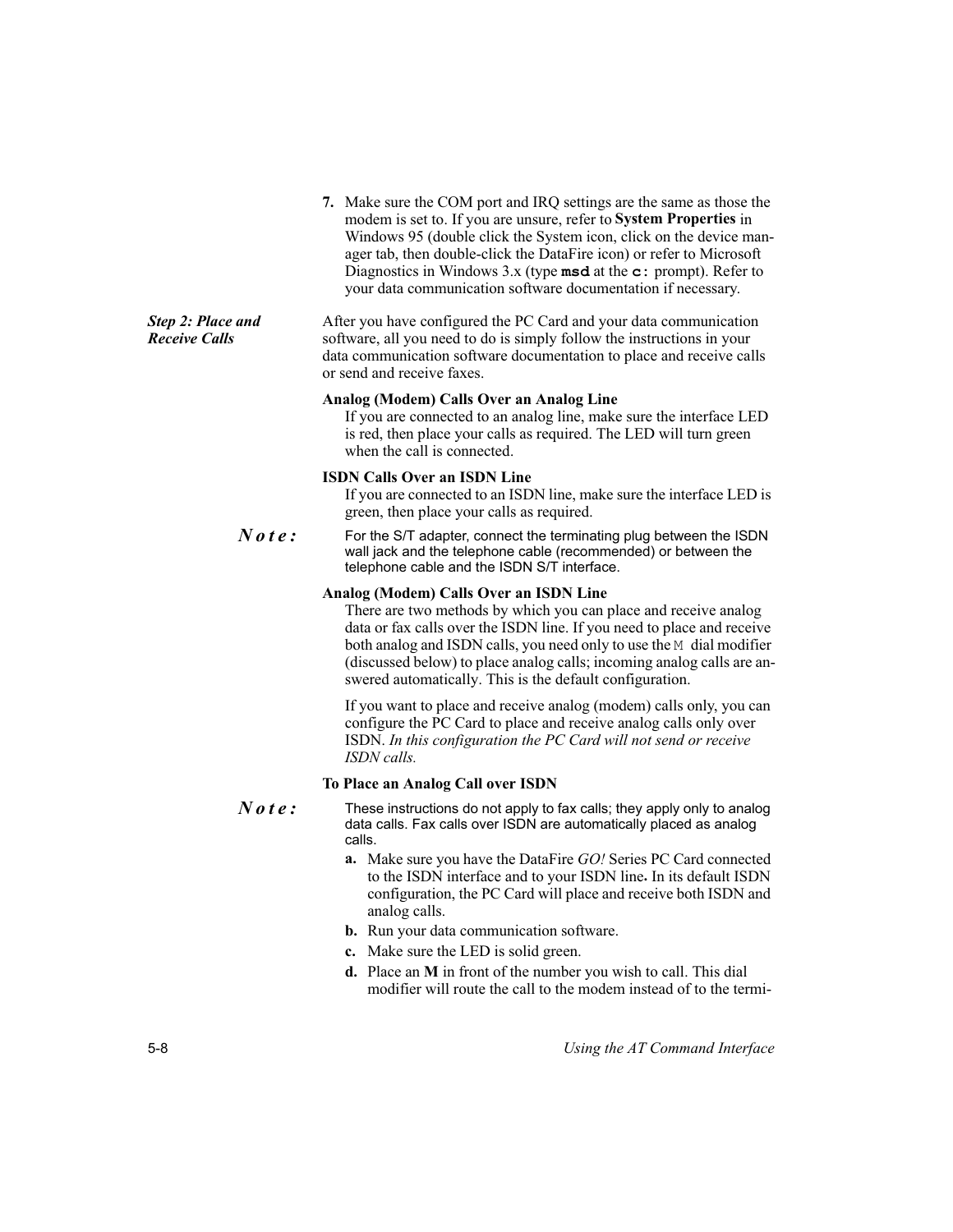7. Make sure the COM port and IRQ settings are the same as those the modem is set to. If you are unsure, refer to **System Properties** in Windows 95 (double click the System icon, click on the device manager tab, then double-click the DataFire icon) or refer to Microsoft Diagnostics in Windows 3.x (type **`msd`** at the **`c:`** prompt). Refer to your data communication software documentation if necessary.

### *Step 2: Place and Receive Calls*

After you have configured the PC Card and your data communication software, all you need to do is simply follow the instructions in your data communication software documentation to place and receive calls or send and receive faxes.

**Analog (Modem) Calls Over an Analog Line**

If you are connected to an analog line, make sure the interface LED is red, then place your calls as required. The LED will turn green when the call is connected.

**ISDN Calls Over an ISDN Line**

If you are connected to an ISDN line, make sure the interface LED is green, then place your calls as required.

***Note:*** For the S/T adapter, connect the terminating plug between the ISDN wall jack and the telephone cable (recommended) or between the telephone cable and the ISDN S/T interface.

**Analog (Modem) Calls Over an ISDN Line**

There are two methods by which you can place and receive analog data or fax calls over the ISDN line. If you need to place and receive both analog and ISDN calls, you need only to use the `M` dial modifier (discussed below) to place analog calls; incoming analog calls are answered automatically. This is the default configuration.

If you want to place and receive analog (modem) calls only, you can configure the PC Card to place and receive analog calls only over ISDN. *In this configuration the PC Card will not send or receive ISDN calls.*

**To Place an Analog Call over ISDN**

***Note:*** These instructions do not apply to fax calls; they apply only to analog data calls. Fax calls over ISDN are automatically placed as analog calls.

a. Make sure you have the DataFire *GO!* Series PC Card connected to the ISDN interface and to your ISDN line**.** In its default ISDN configuration, the PC Card will place and receive both ISDN and analog calls.

b. Run your data communication software.

c. Make sure the LED is solid green.

d. Place an **M** in front of the number you wish to call. This dial modifier will route the call to the modem instead of to the termi-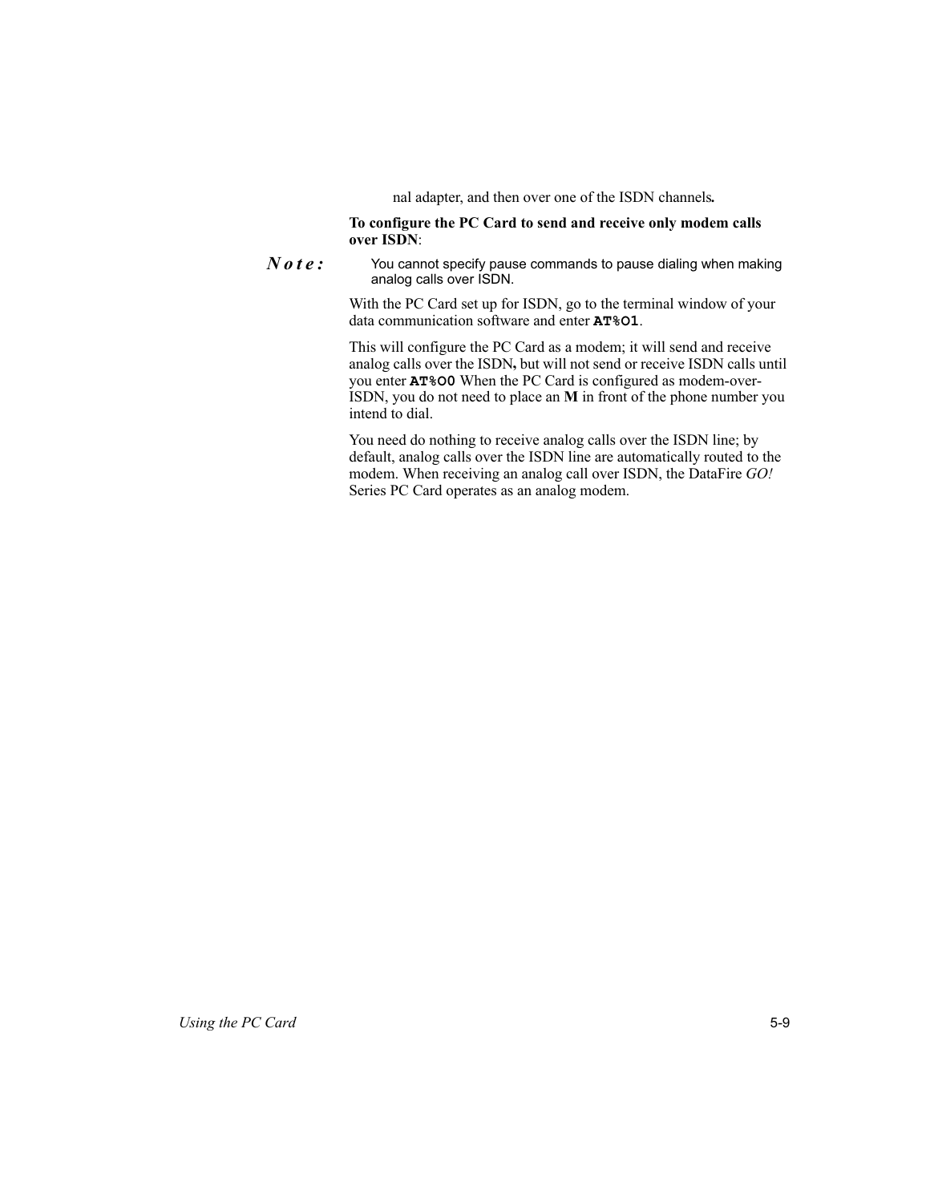nal adapter, and then over one of the ISDN channels**.**

**To configure the PC Card to send and receive only modem calls over ISDN**:

***Note:*** You cannot specify pause commands to pause dialing when making analog calls over ISDN.

With the PC Card set up for ISDN, go to the terminal window of your data communication software and enter **`AT%O1`**.

This will configure the PC Card as a modem; it will send and receive analog calls over the ISDN**,** but will not send or receive ISDN calls until you enter **`AT%O0`** When the PC Card is configured as modem-over-ISDN, you do not need to place an **M** in front of the phone number you intend to dial.

You need do nothing to receive analog calls over the ISDN line; by default, analog calls over the ISDN line are automatically routed to the modem. When receiving an analog call over ISDN, the DataFire *GO!* Series PC Card operates as an analog modem.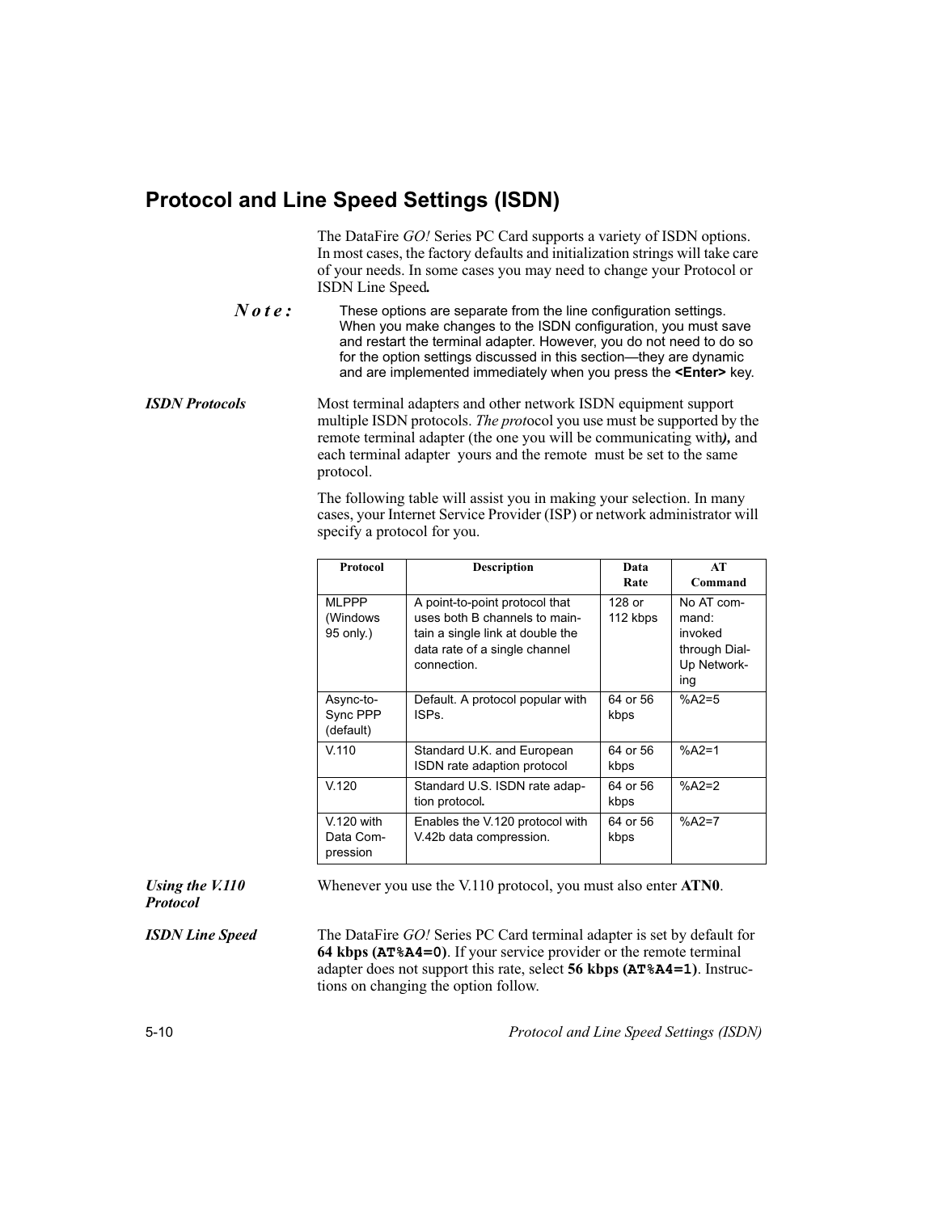## Protocol and Line Speed Settings (ISDN)

The DataFire *GO!* Series PC Card supports a variety of ISDN options. In most cases, the factory defaults and initialization strings will take care of your needs. In some cases you may need to change your Protocol or ISDN Line Speed.

***Note:*** These options are separate from the line configuration settings. When you make changes to the ISDN configuration, you must save and restart the terminal adapter. However, you do not need to do so for the option settings discussed in this section—they are dynamic and are implemented immediately when you press the **<Enter>** key.

***ISDN Protocols***

Most terminal adapters and other network ISDN equipment support multiple ISDN protocols. *The prot*ocol you use must be supported by the remote terminal adapter (the one you will be communicating with*),* and each terminal adapter yours and the remote must be set to the same protocol.

The following table will assist you in making your selection. In many cases, your Internet Service Provider (ISP) or network administrator will specify a protocol for you.

| Protocol | Description | Data Rate | AT Command |
|---|---|---|---|
| MLPPP (Windows 95 only.) | A point-to-point protocol that uses both B channels to maintain a single link at double the data rate of a single channel connection. | 128 or 112 kbps | No AT command: invoked through Dial-Up Networking |
| Async-to-Sync PPP (default) | Default. A protocol popular with ISPs. | 64 or 56 kbps | %A2=5 |
| V.110 | Standard U.K. and European ISDN rate adaption protocol | 64 or 56 kbps | %A2=1 |
| V.120 | Standard U.S. ISDN rate adaption protocol. | 64 or 56 kbps | %A2=2 |
| V.120 with Data Compression | Enables the V.120 protocol with V.42b data compression. | 64 or 56 kbps | %A2=7 |

***Using the V.110 Protocol***

Whenever you use the V.110 protocol, you must also enter **ATN0**.

***ISDN Line Speed***

The DataFire *GO!* Series PC Card terminal adapter is set by default for **64 kbps (`AT%A4=0`)**. If your service provider or the remote terminal adapter does not support this rate, select **56 kbps (`AT%A4=1`)**. Instructions on changing the option follow.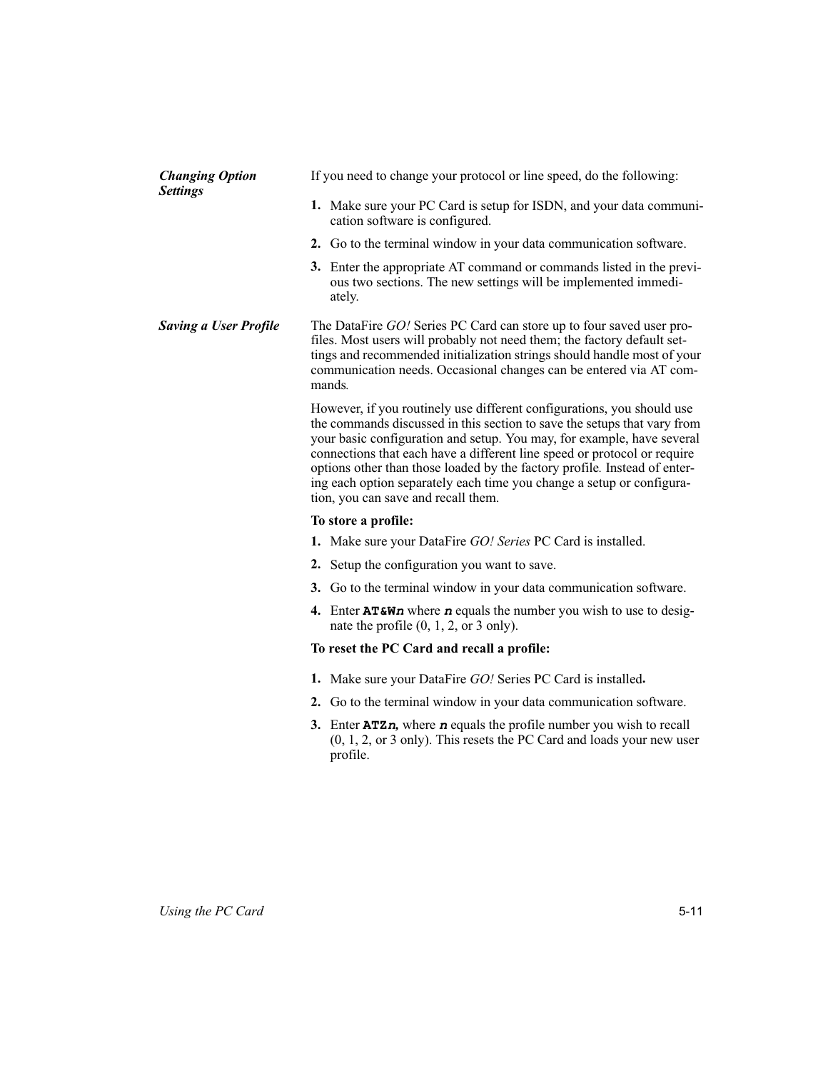### *Changing Option Settings*

If you need to change your protocol or line speed, do the following:

1. Make sure your PC Card is setup for ISDN, and your data communication software is configured.
2. Go to the terminal window in your data communication software.
3. Enter the appropriate AT command or commands listed in the previous two sections. The new settings will be implemented immediately.

### *Saving a User Profile*

The DataFire *GO!* Series PC Card can store up to four saved user profiles. Most users will probably not need them; the factory default settings and recommended initialization strings should handle most of your communication needs. Occasional changes can be entered via AT commands.

However, if you routinely use different configurations, you should use the commands discussed in this section to save the setups that vary from your basic configuration and setup. You may, for example, have several connections that each have a different line speed or protocol or require options other than those loaded by the factory profile. Instead of entering each option separately each time you change a setup or configuration, you can save and recall them.

**To store a profile:**

1. Make sure your DataFire *GO! Series* PC Card is installed.
2. Setup the configuration you want to save.
3. Go to the terminal window in your data communication software.
4. Enter **AT&W*n*** where ***n*** equals the number you wish to use to designate the profile (0, 1, 2, or 3 only).

**To reset the PC Card and recall a profile:**

1. Make sure your DataFire *GO!* Series PC Card is installed.
2. Go to the terminal window in your data communication software.
3. Enter **ATZ*n*,** where ***n*** equals the profile number you wish to recall (0, 1, 2, or 3 only). This resets the PC Card and loads your new user profile.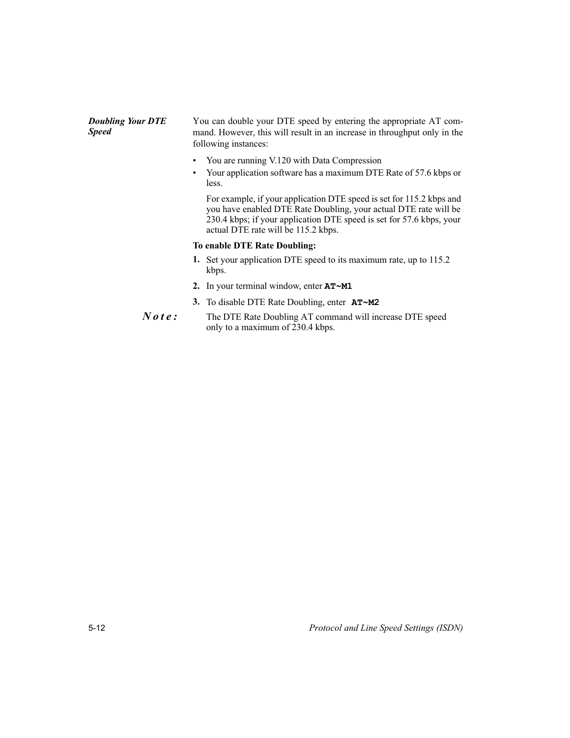### *Doubling Your DTE Speed*

You can double your DTE speed by entering the appropriate AT command. However, this will result in an increase in throughput only in the following instances:

- You are running V.120 with Data Compression
- Your application software has a maximum DTE Rate of 57.6 kbps or less.

  For example, if your application DTE speed is set for 115.2 kbps and you have enabled DTE Rate Doubling, your actual DTE rate will be 230.4 kbps; if your application DTE speed is set for 57.6 kbps, your actual DTE rate will be 115.2 kbps.

**To enable DTE Rate Doubling:**

1. Set your application DTE speed to its maximum rate, up to 115.2 kbps.
2. In your terminal window, enter **`AT~M1`**
3. To disable DTE Rate Doubling, enter **`AT~M2`**

***Note:*** The DTE Rate Doubling AT command will increase DTE speed only to a maximum of 230.4 kbps.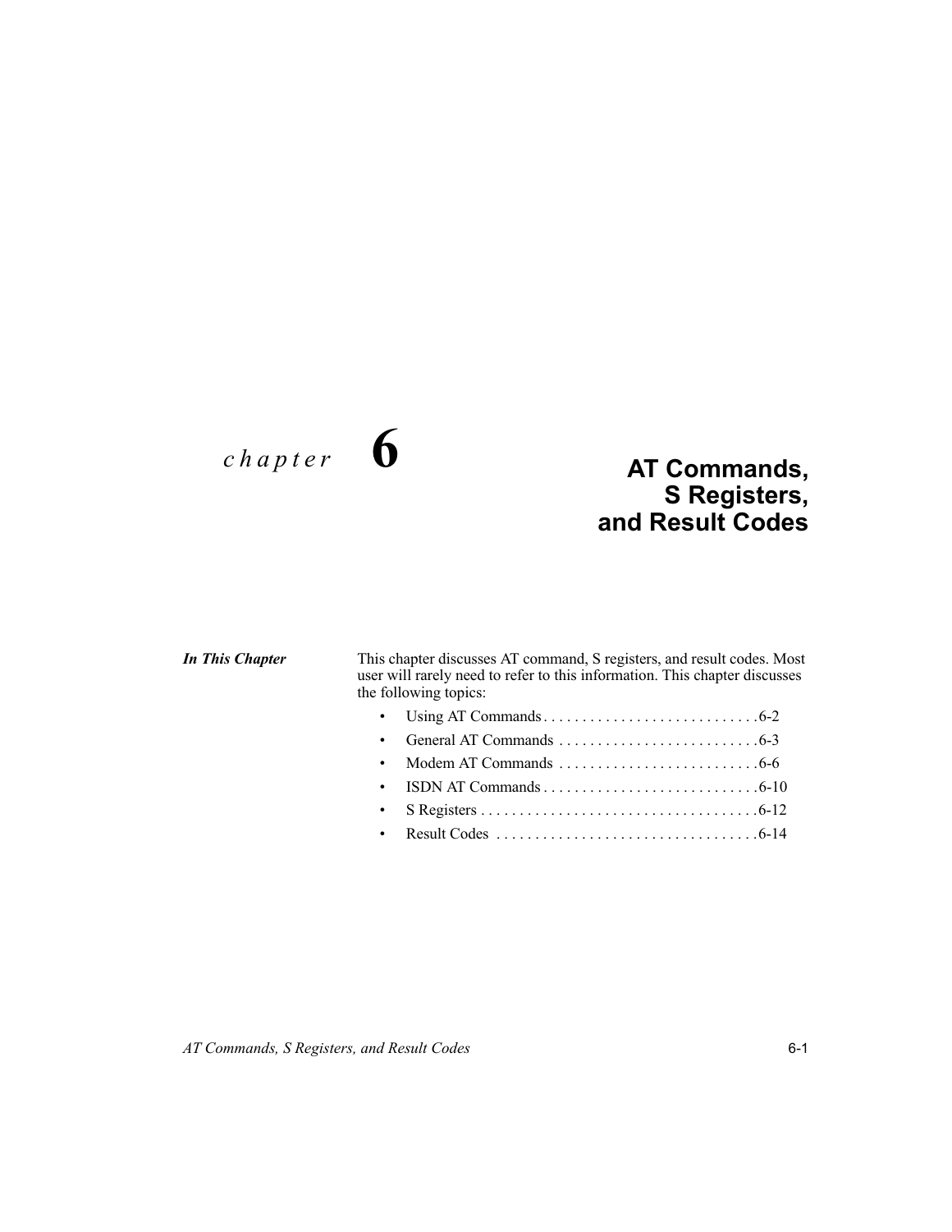# *chapter* 6 AT Commands, S Registers, and Result Codes

***In This Chapter***

This chapter discusses AT command, S registers, and result codes. Most user will rarely need to refer to this information. This chapter discusses the following topics:

- Using AT Commands . . . . . . . . . . . . . . . . . . . . . . . . . . . .6-2
- General AT Commands . . . . . . . . . . . . . . . . . . . . . . . . . .6-3
- Modem AT Commands . . . . . . . . . . . . . . . . . . . . . . . . . .6-6
- ISDN AT Commands . . . . . . . . . . . . . . . . . . . . . . . . . . . .6-10
- S Registers . . . . . . . . . . . . . . . . . . . . . . . . . . . . . . . . . . . .6-12
- Result Codes . . . . . . . . . . . . . . . . . . . . . . . . . . . . . . . . .6-14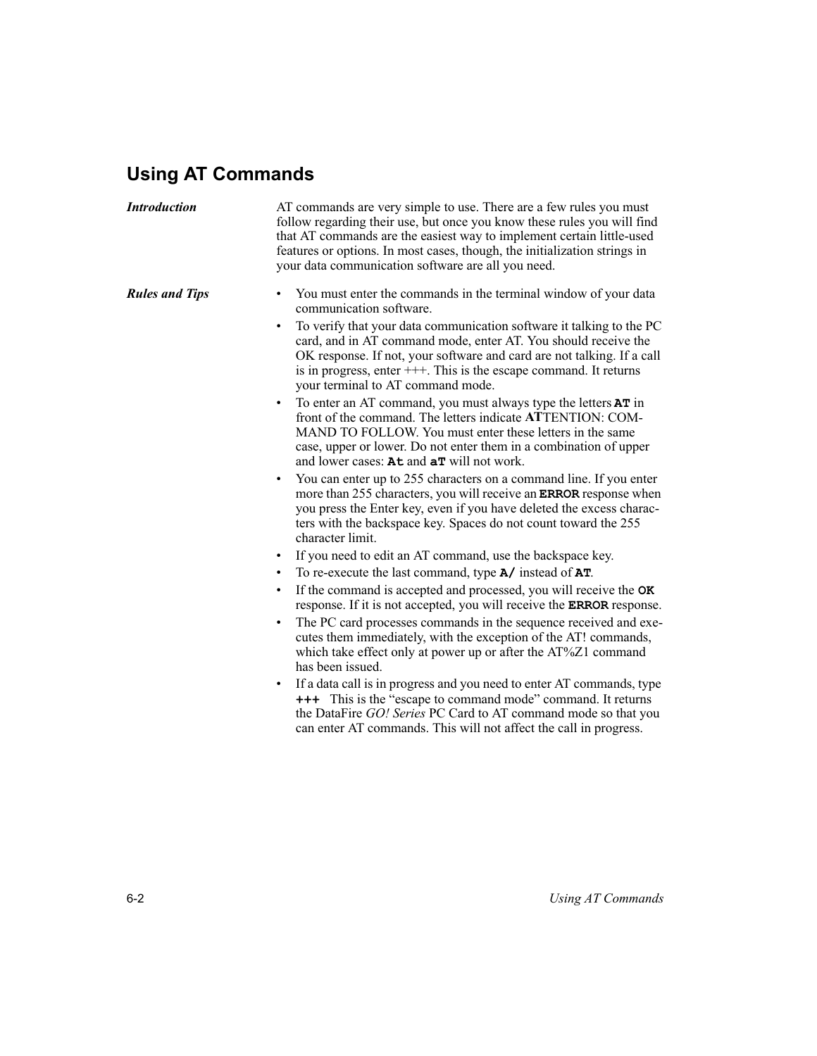## Using AT Commands

***Introduction***

AT commands are very simple to use. There are a few rules you must follow regarding their use, but once you know these rules you will find that AT commands are the easiest way to implement certain little-used features or options. In most cases, though, the initialization strings in your data communication software are all you need.

***Rules and Tips***

- You must enter the commands in the terminal window of your data communication software.
- To verify that your data communication software it talking to the PC card, and in AT command mode, enter AT. You should receive the OK response. If not, your software and card are not talking. If a call is in progress, enter +++. This is the escape command. It returns your terminal to AT command mode.
- To enter an AT command, you must always type the letters **`AT`** in front of the command. The letters indicate **AT**TENTION: COMMAND TO FOLLOW. You must enter these letters in the same case, upper or lower. Do not enter them in a combination of upper and lower cases: **`At`** and **`aT`** will not work.
- You can enter up to 255 characters on a command line. If you enter more than 255 characters, you will receive an **`ERROR`** response when you press the Enter key, even if you have deleted the excess characters with the backspace key. Spaces do not count toward the 255 character limit.
- If you need to edit an AT command, use the backspace key.
- To re-execute the last command, type **`A/`** instead of **`AT`**.
- If the command is accepted and processed, you will receive the **`OK`** response. If it is not accepted, you will receive the **`ERROR`** response.
- The PC card processes commands in the sequence received and executes them immediately, with the exception of the AT! commands, which take effect only at power up or after the AT%Z1 command has been issued.
- If a data call is in progress and you need to enter AT commands, type **`+++`** This is the "escape to command mode" command. It returns the DataFire *GO! Series* PC Card to AT command mode so that you can enter AT commands. This will not affect the call in progress.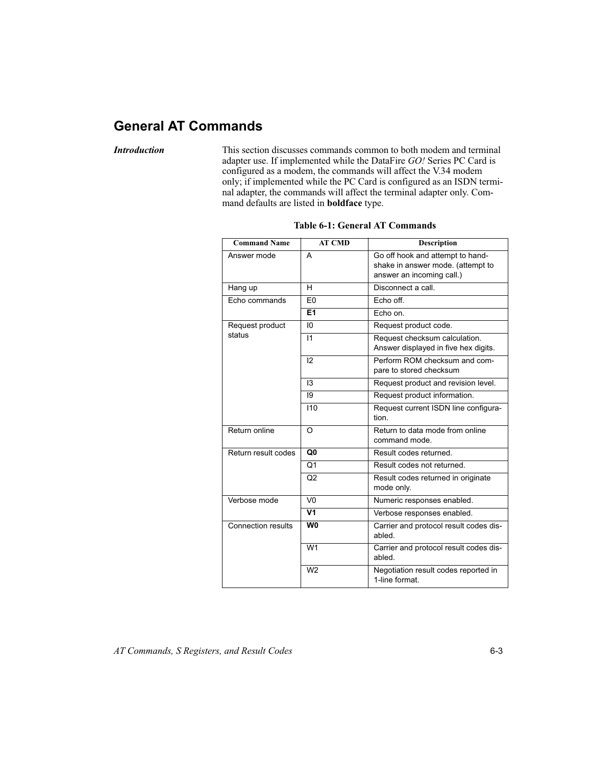## General AT Commands

***Introduction***

This section discusses commands common to both modem and terminal adapter use. If implemented while the DataFire *GO!* Series PC Card is configured as a modem, the commands will affect the V.34 modem only; if implemented while the PC Card is configured as an ISDN terminal adapter, the commands will affect the terminal adapter only. Command defaults are listed in **boldface** type.

**Table 6-1: General AT Commands**

| Command Name | AT CMD | Description |
|---|---|---|
| Answer mode | A | Go off hook and attempt to handshake in answer mode. (attempt to answer an incoming call.) |
| Hang up | H | Disconnect a call. |
| Echo commands | E0 | Echo off. |
| | **E1** | Echo on. |
| Request product status | I0 | Request product code. |
| | I1 | Request checksum calculation. Answer displayed in five hex digits. |
| | I2 | Perform ROM checksum and compare to stored checksum |
| | I3 | Request product and revision level. |
| | I9 | Request product information. |
| | I10 | Request current ISDN line configuration. |
| Return online | O | Return to data mode from online command mode. |
| Return result codes | **Q0** | Result codes returned. |
| | Q1 | Result codes not returned. |
| | Q2 | Result codes returned in originate mode only. |
| Verbose mode | V0 | Numeric responses enabled. |
| | **V1** | Verbose responses enabled. |
| Connection results | **W0** | Carrier and protocol result codes disabled. |
| | W1 | Carrier and protocol result codes disabled. |
| | W2 | Negotiation result codes reported in 1-line format. |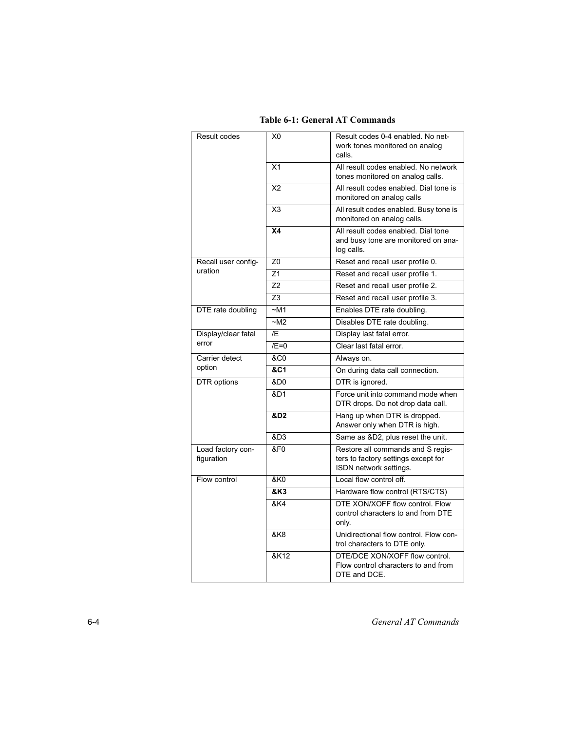**Table 6-1: General AT Commands**

| | | |
|---|---|---|
| Result codes | X0 | Result codes 0-4 enabled. No network tones monitored on analog calls. |
| | X1 | All result codes enabled. No network tones monitored on analog calls. |
| | X2 | All result codes enabled. Dial tone is monitored on analog calls |
| | X3 | All result codes enabled. Busy tone is monitored on analog calls. |
| | **X4** | All result codes enabled. Dial tone and busy tone are monitored on analog calls. |
| Recall user configuration | Z0 | Reset and recall user profile 0. |
| | Z1 | Reset and recall user profile 1. |
| | Z2 | Reset and recall user profile 2. |
| | Z3 | Reset and recall user profile 3. |
| DTE rate doubling | ~M1 | Enables DTE rate doubling. |
| | ~M2 | Disables DTE rate doubling. |
| Display/clear fatal error | /E | Display last fatal error. |
| | /E=0 | Clear last fatal error. |
| Carrier detect option | &C0 | Always on. |
| | **&C1** | On during data call connection. |
| DTR options | &D0 | DTR is ignored. |
| | &D1 | Force unit into command mode when DTR drops. Do not drop data call. |
| | **&D2** | Hang up when DTR is dropped. Answer only when DTR is high. |
| | &D3 | Same as &D2, plus reset the unit. |
| Load factory configuration | &F0 | Restore all commands and S registers to factory settings except for ISDN network settings. |
| Flow control | &K0 | Local flow control off. |
| | **&K3** | Hardware flow control (RTS/CTS) |
| | &K4 | DTE XON/XOFF flow control. Flow control characters to and from DTE only. |
| | &K8 | Unidirectional flow control. Flow control characters to DTE only. |
| | &K12 | DTE/DCE XON/XOFF flow control. Flow control characters to and from DTE and DCE. |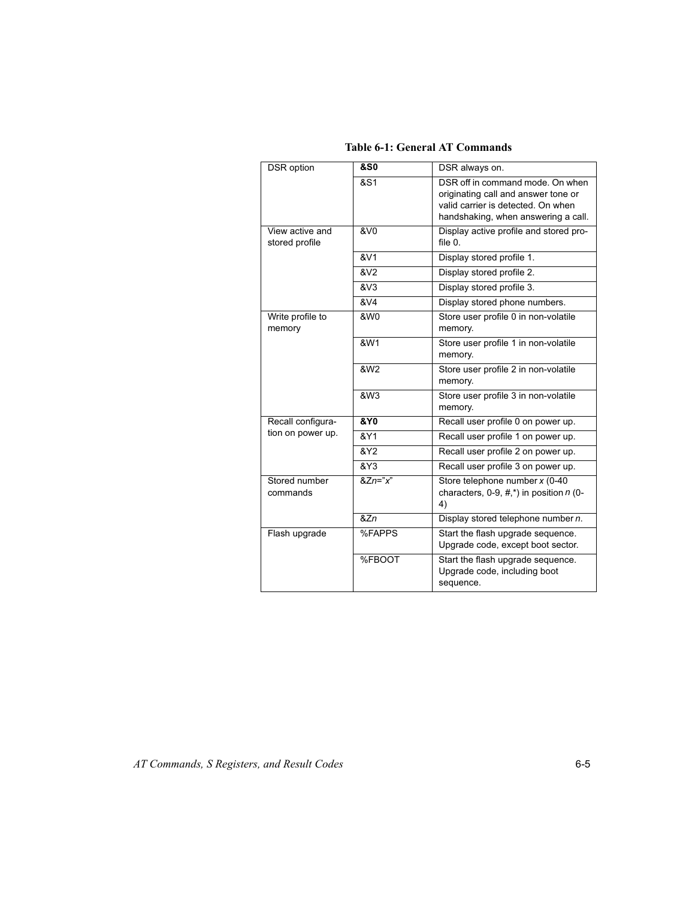**Table 6-1: General AT Commands**

| | | |
|---|---|---|
| DSR option | **&S0** | DSR always on. |
| | &S1 | DSR off in command mode. On when originating call and answer tone or valid carrier is detected. On when handshaking, when answering a call. |
| View active and stored profile | &V0 | Display active profile and stored profile 0. |
| | &V1 | Display stored profile 1. |
| | &V2 | Display stored profile 2. |
| | &V3 | Display stored profile 3. |
| | &V4 | Display stored phone numbers. |
| Write profile to memory | &W0 | Store user profile 0 in non-volatile memory. |
| | &W1 | Store user profile 1 in non-volatile memory. |
| | &W2 | Store user profile 2 in non-volatile memory. |
| | &W3 | Store user profile 3 in non-volatile memory. |
| Recall configuration on power up. | **&Y0** | Recall user profile 0 on power up. |
| | &Y1 | Recall user profile 1 on power up. |
| | &Y2 | Recall user profile 2 on power up. |
| | &Y3 | Recall user profile 3 on power up. |
| Stored number commands | &Z*n*="*x*" | Store telephone number *x* (0-40 characters, 0-9, #,*) in position *n* (0-4) |
| | &Z*n* | Display stored telephone number *n*. |
| Flash upgrade | %FAPPS | Start the flash upgrade sequence. Upgrade code, except boot sector. |
| | %FBOOT | Start the flash upgrade sequence. Upgrade code, including boot sequence. |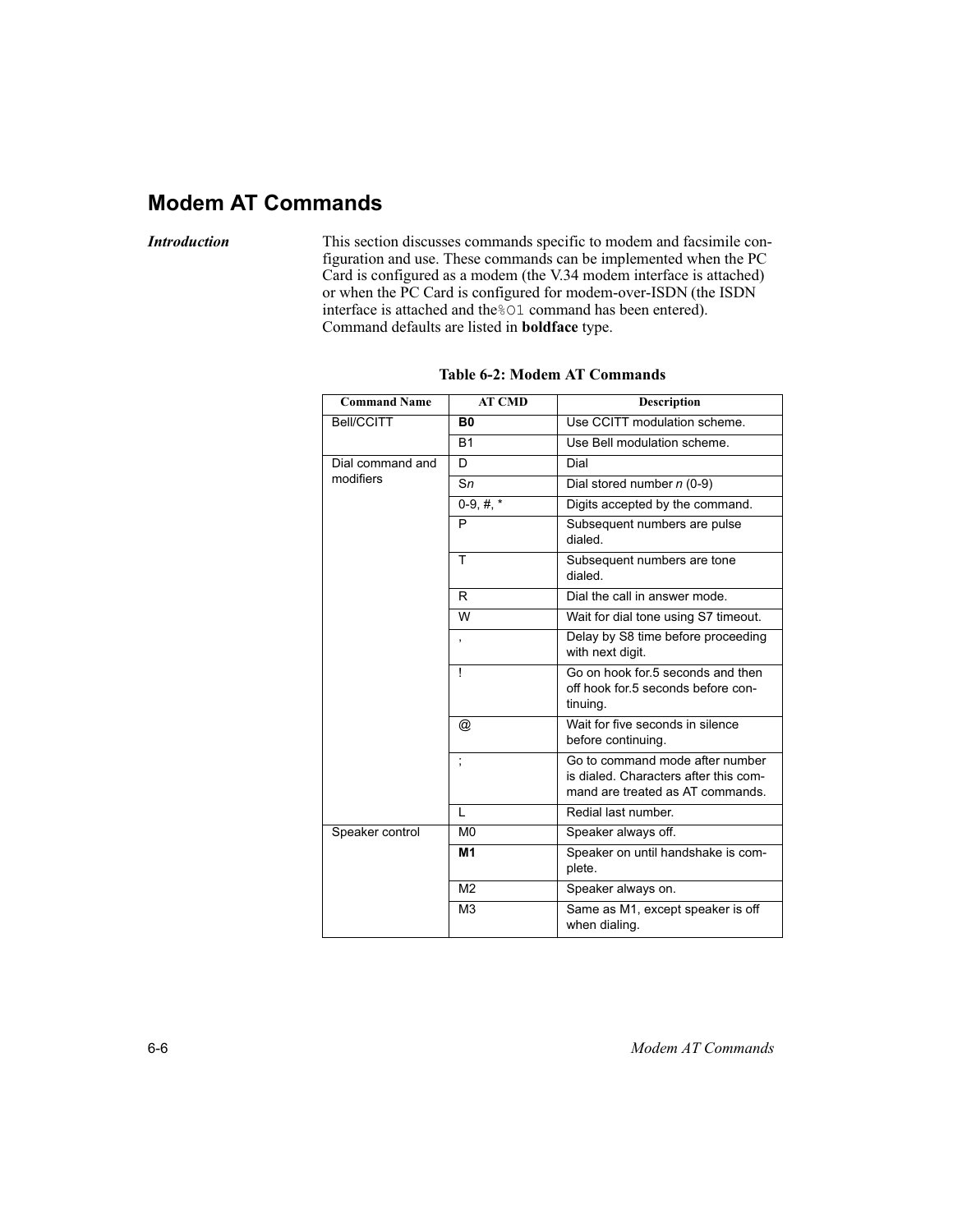## Modem AT Commands

***Introduction***

This section discusses commands specific to modem and facsimile configuration and use. These commands can be implemented when the PC Card is configured as a modem (the V.34 modem interface is attached) or when the PC Card is configured for modem-over-ISDN (the ISDN interface is attached and the `%O1` command has been entered). Command defaults are listed in **boldface** type.

**Table 6-2: Modem AT Commands**

| Command Name | AT CMD | Description |
|---|---|---|
| Bell/CCITT | **B0** | Use CCITT modulation scheme. |
| | B1 | Use Bell modulation scheme. |
| Dial command and modifiers | D | Dial |
| | S*n* | Dial stored number *n* (0-9) |
| | 0-9, #, * | Digits accepted by the command. |
| | P | Subsequent numbers are pulse dialed. |
| | T | Subsequent numbers are tone dialed. |
| | R | Dial the call in answer mode. |
| | W | Wait for dial tone using S7 timeout. |
| | , | Delay by S8 time before proceeding with next digit. |
| | ! | Go on hook for.5 seconds and then off hook for.5 seconds before continuing. |
| | @ | Wait for five seconds in silence before continuing. |
| | ; | Go to command mode after number is dialed. Characters after this command are treated as AT commands. |
| | L | Redial last number. |
| Speaker control | M0 | Speaker always off. |
| | **M1** | Speaker on until handshake is complete. |
| | M2 | Speaker always on. |
| | M3 | Same as M1, except speaker is off when dialing. |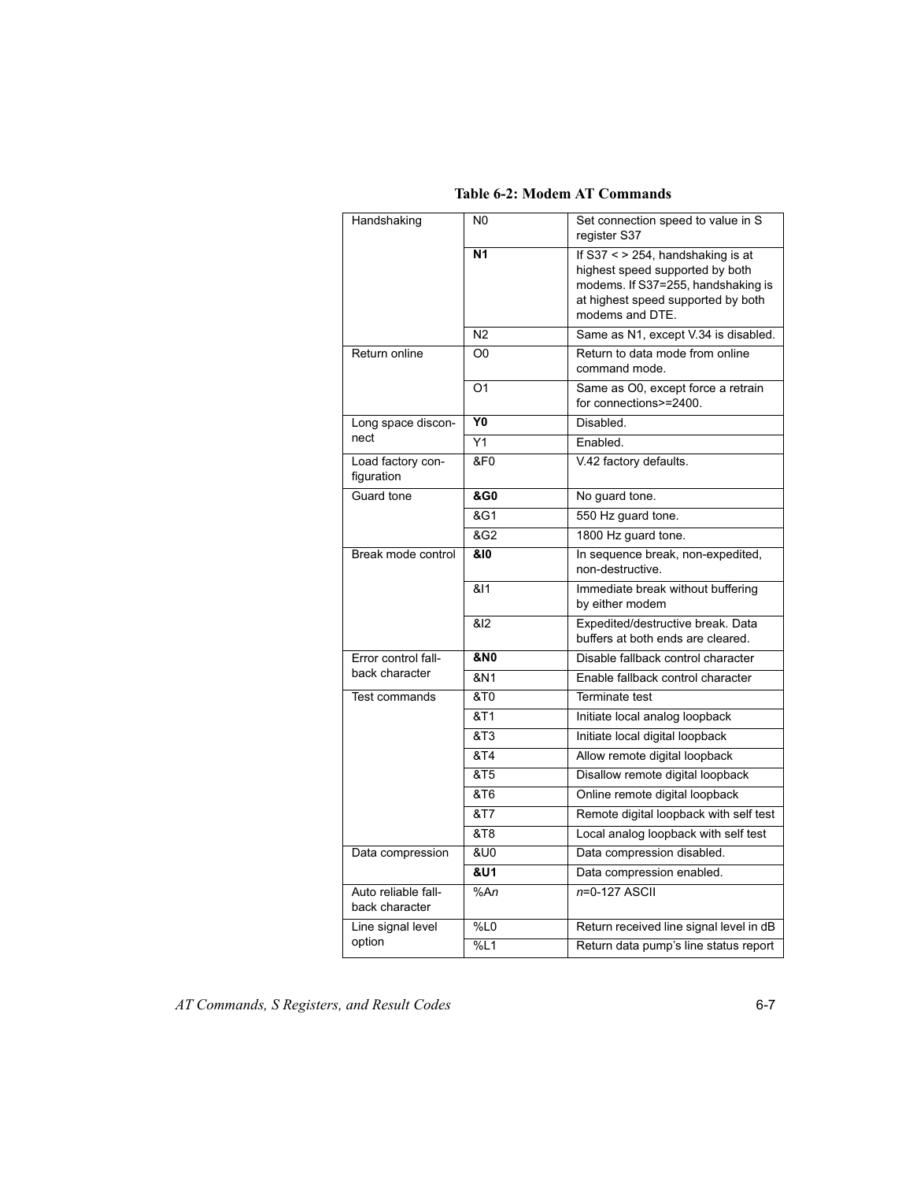**Table 6-2: Modem AT Commands**

| | | |
|---|---|---|
| Handshaking | N0 | Set connection speed to value in S register S37 |
| | **N1** | If S37 < > 254, handshaking is at highest speed supported by both modems. If S37=255, handshaking is at highest speed supported by both modems and DTE. |
| | N2 | Same as N1, except V.34 is disabled. |
| Return online | O0 | Return to data mode from online command mode. |
| | O1 | Same as O0, except force a retrain for connections>=2400. |
| Long space disconnect | **Y0** | Disabled. |
| | Y1 | Enabled. |
| Load factory configuration | &F0 | V.42 factory defaults. |
| Guard tone | **&G0** | No guard tone. |
| | &G1 | 550 Hz guard tone. |
| | &G2 | 1800 Hz guard tone. |
| Break mode control | **&I0** | In sequence break, non-expedited, non-destructive. |
| | &I1 | Immediate break without buffering by either modem |
| | &I2 | Expedited/destructive break. Data buffers at both ends are cleared. |
| Error control fallback character | **&N0** | Disable fallback control character |
| | &N1 | Enable fallback control character |
| Test commands | &T0 | Terminate test |
| | &T1 | Initiate local analog loopback |
| | &T3 | Initiate local digital loopback |
| | &T4 | Allow remote digital loopback |
| | &T5 | Disallow remote digital loopback |
| | &T6 | Online remote digital loopback |
| | &T7 | Remote digital loopback with self test |
| | &T8 | Local analog loopback with self test |
| Data compression | &U0 | Data compression disabled. |
| | **&U1** | Data compression enabled. |
| Auto reliable fallback character | %A*n* | *n*=0-127 ASCII |
| Line signal level option | %L0 | Return received line signal level in dB |
| | %L1 | Return data pump's line status report |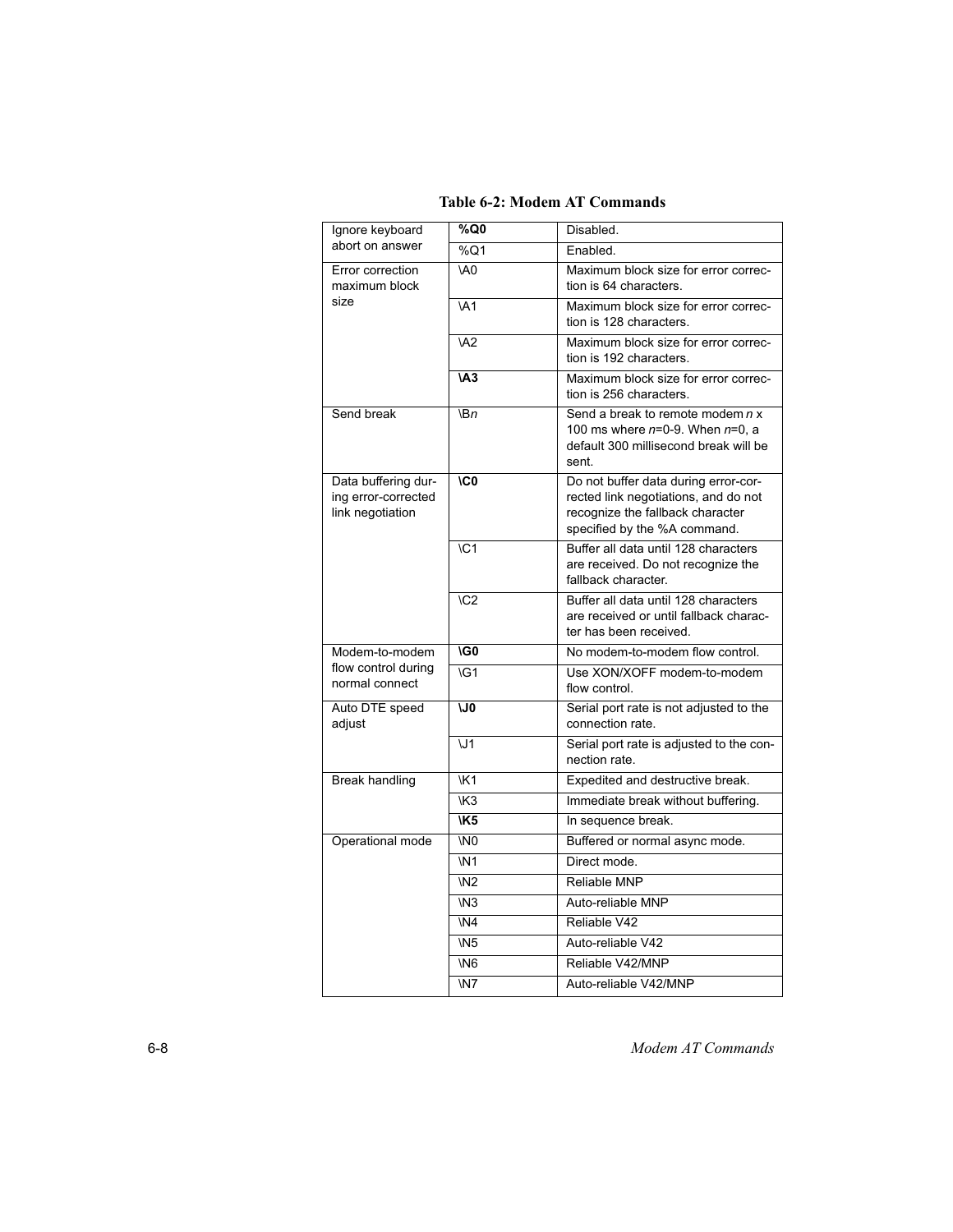**Table 6-2: Modem AT Commands**

| | | |
|---|---|---|
| Ignore keyboard abort on answer | **%Q0** | Disabled. |
| | %Q1 | Enabled. |
| Error correction maximum block size | \A0 | Maximum block size for error correction is 64 characters. |
| | \A1 | Maximum block size for error correction is 128 characters. |
| | \A2 | Maximum block size for error correction is 192 characters. |
| | **\A3** | Maximum block size for error correction is 256 characters. |
| Send break | \B*n* | Send a break to remote modem *n* x 100 ms where *n*=0-9. When *n*=0, a default 300 millisecond break will be sent. |
| Data buffering during error-corrected link negotiation | **\C0** | Do not buffer data during error-corrected link negotiations, and do not recognize the fallback character specified by the %A command. |
| | \C1 | Buffer all data until 128 characters are received. Do not recognize the fallback character. |
| | \C2 | Buffer all data until 128 characters are received or until fallback character has been received. |
| Modem-to-modem flow control during normal connect | **\G0** | No modem-to-modem flow control. |
| | \G1 | Use XON/XOFF modem-to-modem flow control. |
| Auto DTE speed adjust | **\J0** | Serial port rate is not adjusted to the connection rate. |
| | \J1 | Serial port rate is adjusted to the connection rate. |
| Break handling | \K1 | Expedited and destructive break. |
| | \K3 | Immediate break without buffering. |
| | **\K5** | In sequence break. |
| Operational mode | \N0 | Buffered or normal async mode. |
| | \N1 | Direct mode. |
| | \N2 | Reliable MNP |
| | \N3 | Auto-reliable MNP |
| | \N4 | Reliable V42 |
| | \N5 | Auto-reliable V42 |
| | \N6 | Reliable V42/MNP |
| | \N7 | Auto-reliable V42/MNP |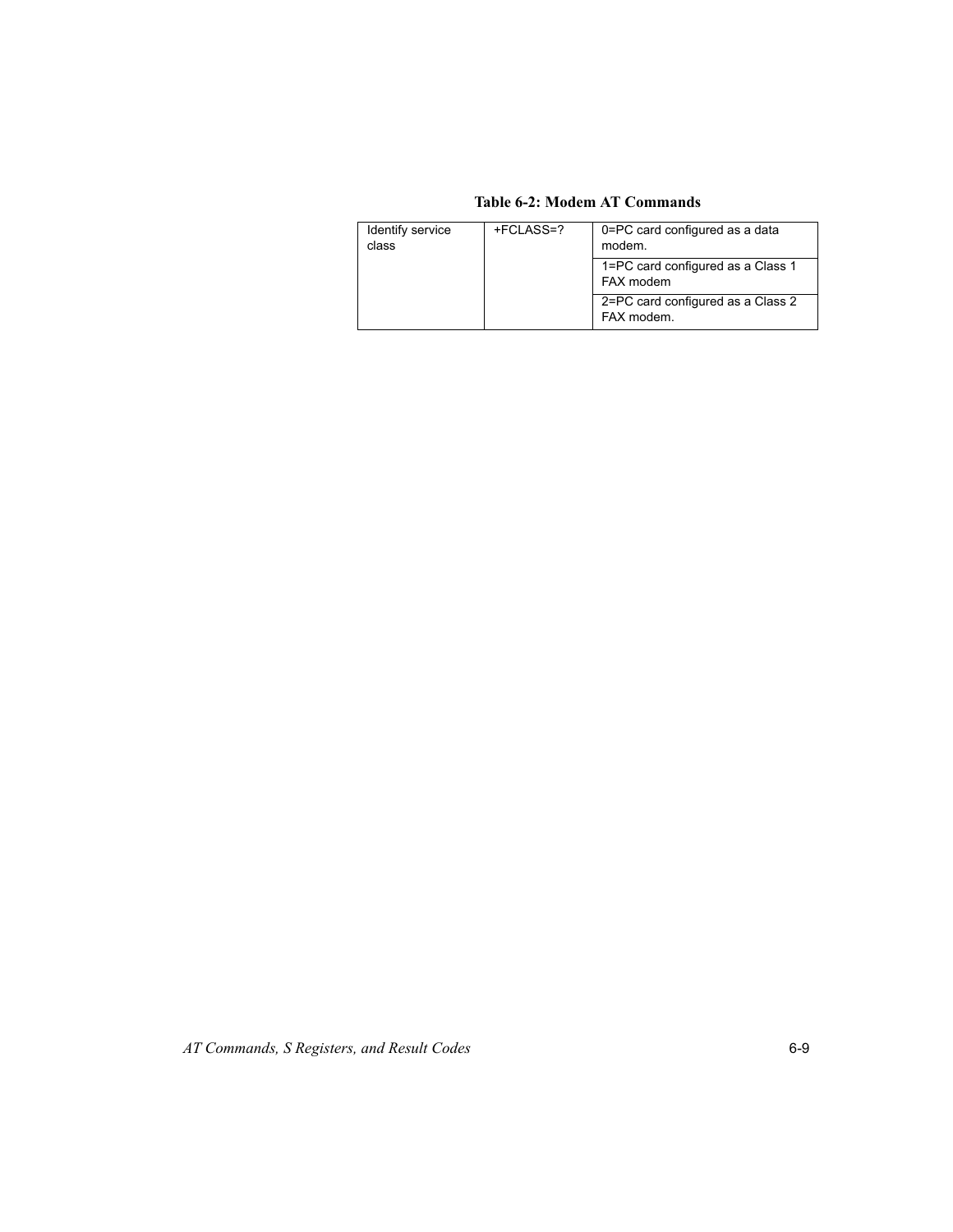**Table 6-2: Modem AT Commands**

| | | |
|---|---|---|
| Identify service class | +FCLASS=? | 0=PC card configured as a data modem. |
| | | 1=PC card configured as a Class 1 FAX modem |
| | | 2=PC card configured as a Class 2 FAX modem. |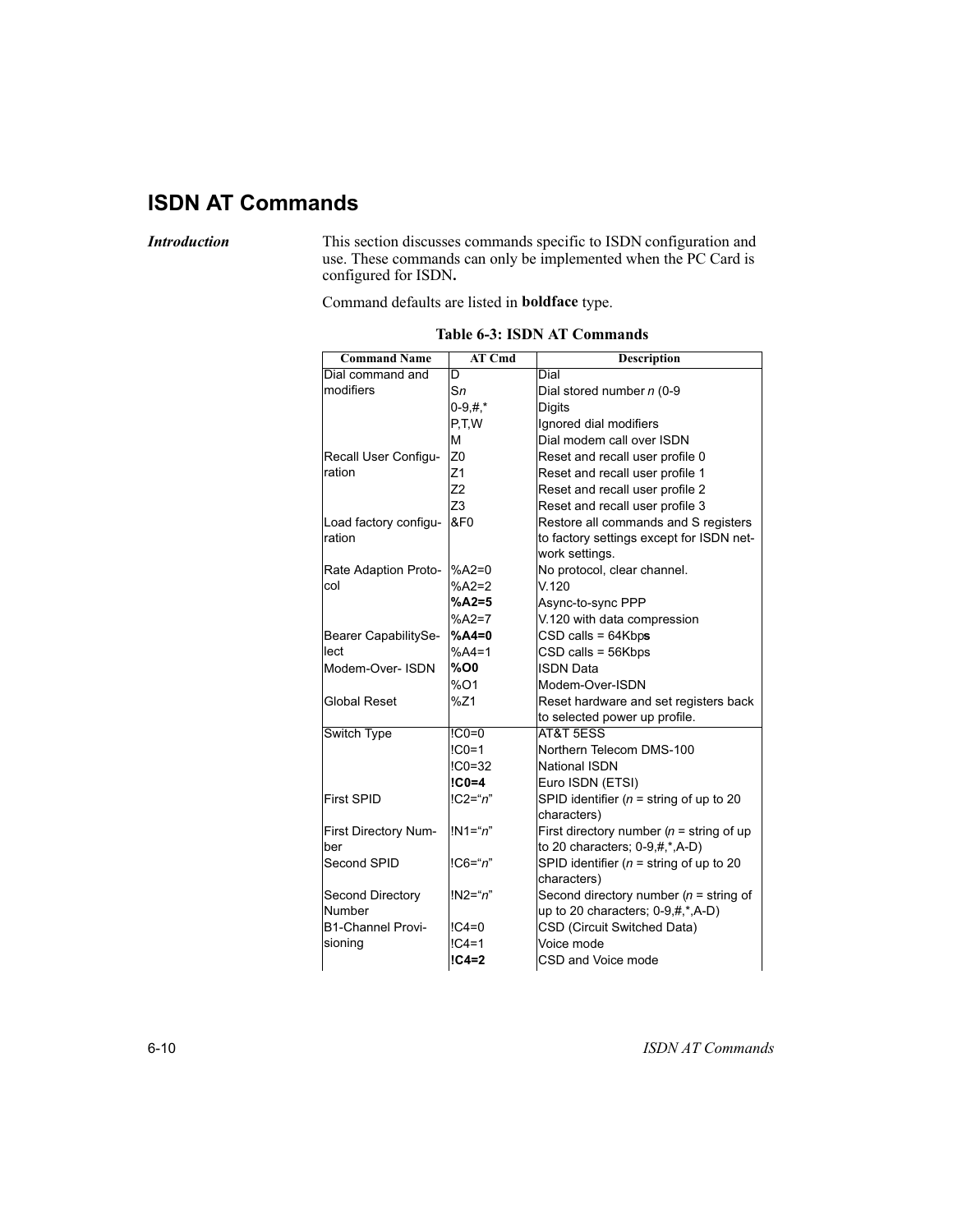## ISDN AT Commands

***Introduction***

This section discusses commands specific to ISDN configuration and use. These commands can only be implemented when the PC Card is configured for ISDN**.**

Command defaults are listed in **boldface** type.

**Table 6-3: ISDN AT Commands**

| Command Name | AT Cmd | Description |
|---|---|---|
| Dial command and modifiers | D | Dial |
| | S*n* | Dial stored number *n* (0-9 |
| | 0-9,#,* | Digits |
| | P,T,W | Ignored dial modifiers |
| | M | Dial modem call over ISDN |
| Recall User Configuration | Z0 | Reset and recall user profile 0 |
| | Z1 | Reset and recall user profile 1 |
| | Z2 | Reset and recall user profile 2 |
| | Z3 | Reset and recall user profile 3 |
| Load factory configuration | &F0 | Restore all commands and S registers to factory settings except for ISDN network settings. |
| Rate Adaption Protocol | %A2=0 | No protocol, clear channel. |
| | %A2=2 | V.120 |
| | **%A2=5** | Async-to-sync PPP |
| | %A2=7 | V.120 with data compression |
| Bearer CapabilitySelect | **%A4=0** | CSD calls = 64Kbp**s** |
| | %A4=1 | CSD calls = 56Kbps |
| Modem-Over- ISDN | **%O0** | ISDN Data |
| | %O1 | Modem-Over-ISDN |
| Global Reset | %Z1 | Reset hardware and set registers back to selected power up profile. |
| Switch Type | !C0=0 | AT&T 5ESS |
| | !C0=1 | Northern Telecom DMS-100 |
| | !C0=32 | National ISDN |
| | **!C0=4** | Euro ISDN (ETSI) |
| First SPID | !C2="*n*" | SPID identifier (*n* = string of up to 20 characters) |
| First Directory Number | !N1="*n*" | First directory number (*n* = string of up to 20 characters; 0-9,#,*,A-D) |
| Second SPID | !C6="*n*" | SPID identifier (*n* = string of up to 20 characters) |
| Second Directory Number | !N2="*n*" | Second directory number (*n* = string of up to 20 characters; 0-9,#,*,A-D) |
| B1-Channel Provisioning | !C4=0 | CSD (Circuit Switched Data) |
| | !C4=1 | Voice mode |
| | **!C4=2** | CSD and Voice mode |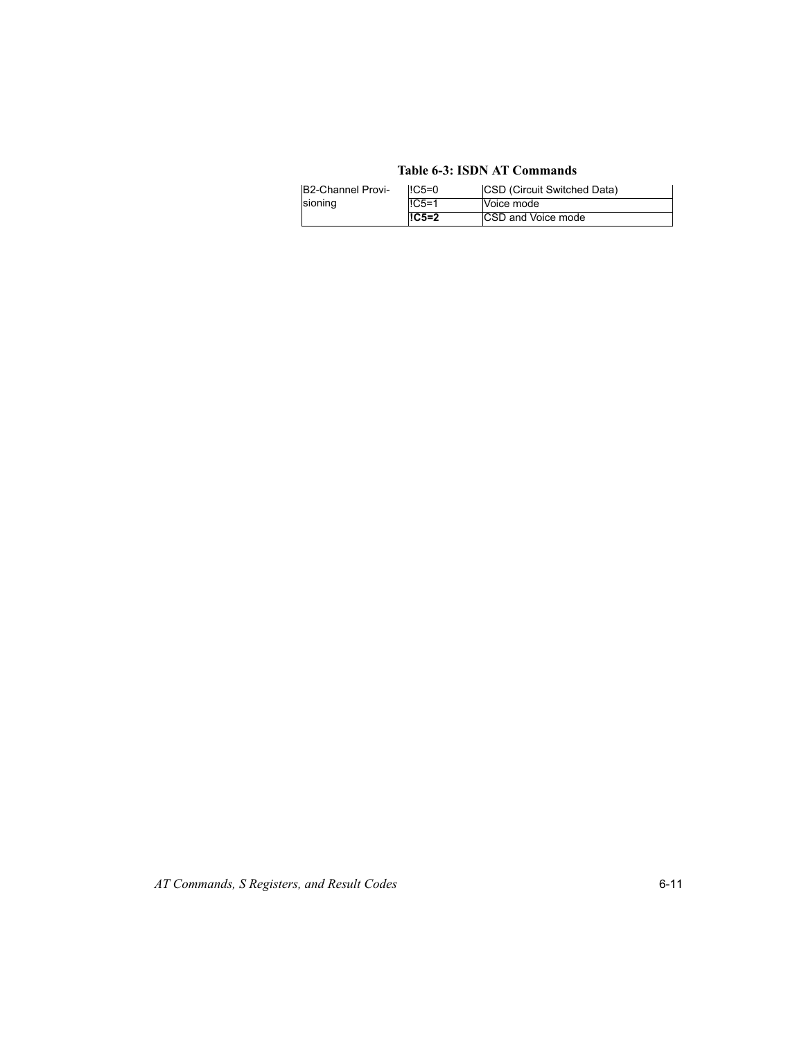**Table 6-3: ISDN AT Commands**

| | | |
|---|---|---|
| B2-Channel Provisioning | !C5=0 | CSD (Circuit Switched Data) |
| | !C5=1 | Voice mode |
| | **!C5=2** | CSD and Voice mode |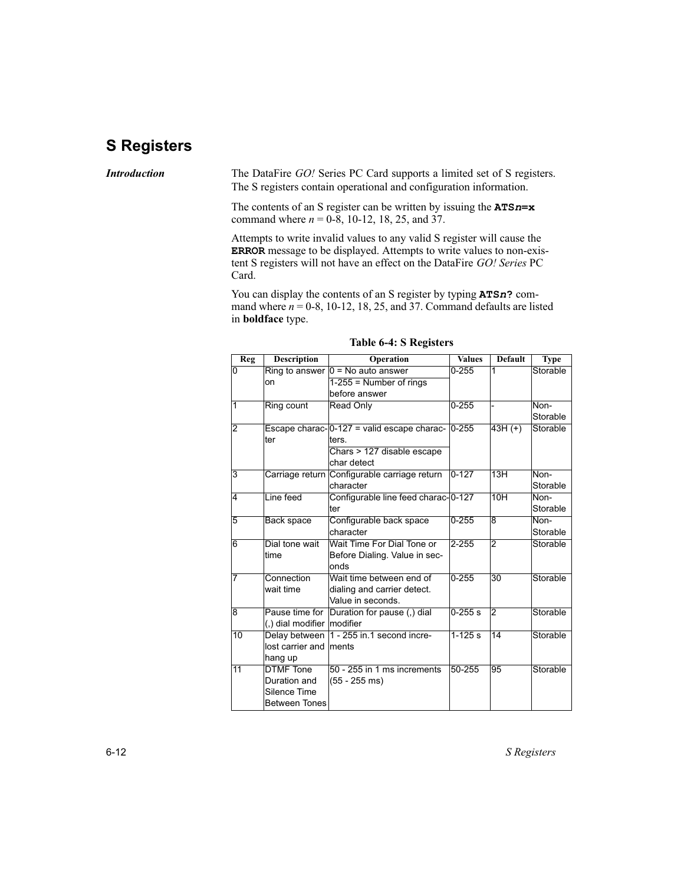# S Registers

***Introduction***

The DataFire *GO!* Series PC Card supports a limited set of S registers. The S registers contain operational and configuration information.

The contents of an S register can be written by issuing the **ATS*n*=x** command where *n* = 0-8, 10-12, 18, 25, and 37.

Attempts to write invalid values to any valid S register will cause the **ERROR** message to be displayed. Attempts to write values to non-existent S registers will not have an effect on the DataFire *GO! Series* PC Card.

You can display the contents of an S register by typing **ATS*n*?** command where *n* = 0-8, 10-12, 18, 25, and 37. Command defaults are listed in **boldface** type.

**Table 6-4: S Registers**

| Reg | Description | Operation | Values | Default | Type |
|---|---|---|---|---|---|
| 0 | Ring to answer on | 0 = No auto answer<br>1-255 = Number of rings before answer | 0-255 | 1 | Storable |
| 1 | Ring count | Read Only | 0-255 | - | Non-Storable |
| 2 | Escape character | 0-127 = valid escape characters.<br>Chars > 127 disable escape char detect | 0-255 | 43H (+) | Storable |
| 3 | Carriage return | Configurable carriage return character | 0-127 | 13H | Non-Storable |
| 4 | Line feed | Configurable line feed character | 0-127 | 10H | Non-Storable |
| 5 | Back space | Configurable back space character | 0-255 | 8 | Non-Storable |
| 6 | Dial tone wait time | Wait Time For Dial Tone or Before Dialing. Value in seconds | 2-255 | 2 | Storable |
| 7 | Connection wait time | Wait time between end of dialing and carrier detect. Value in seconds. | 0-255 | 30 | Storable |
| 8 | Pause time for (,) dial modifier | Duration for pause (,) dial modifier | 0-255 s | 2 | Storable |
| 10 | Delay between lost carrier and hang up | 1 - 255 in.1 second increments | 1-125 s | 14 | Storable |
| 11 | DTMF Tone Duration and Silence Time Between Tones | 50 - 255 in 1 ms increments (55 - 255 ms) | 50-255 | 95 | Storable |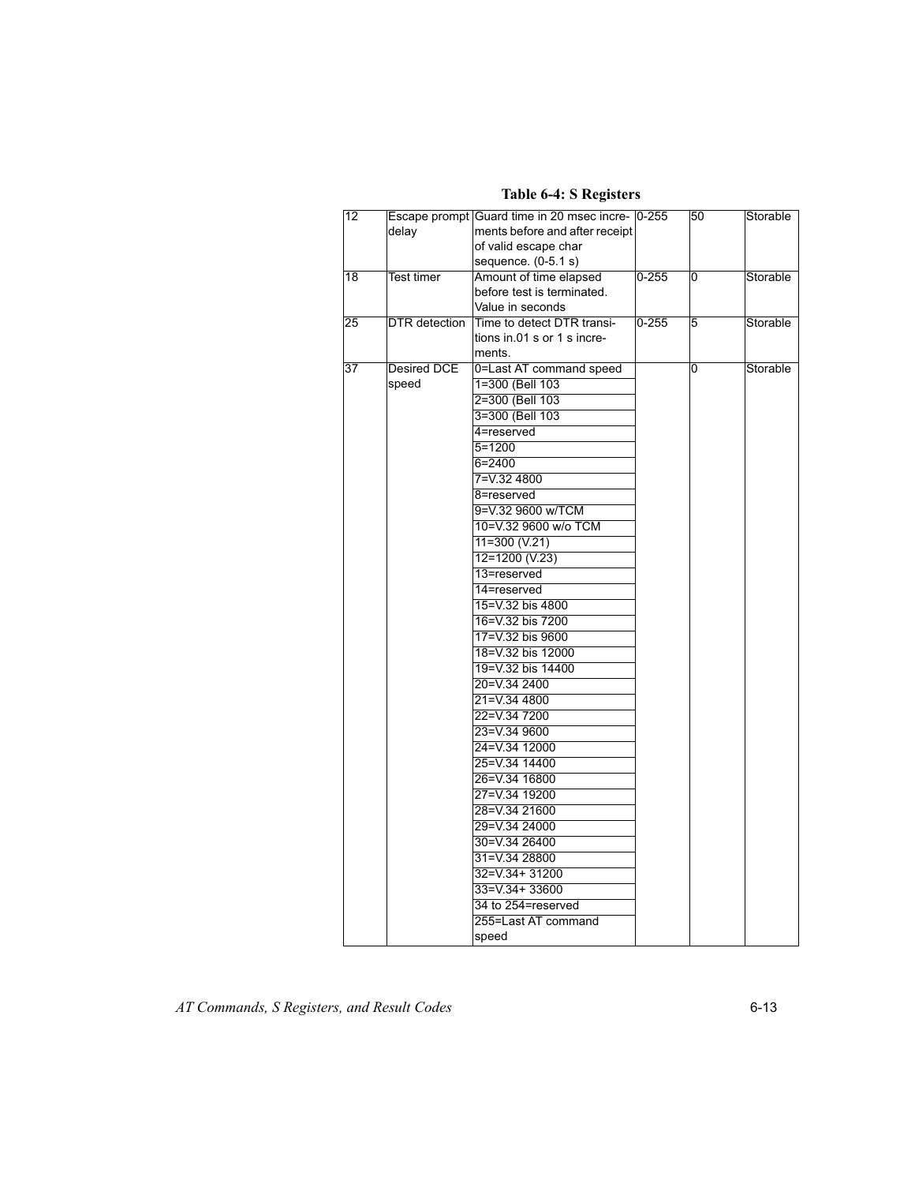**Table 6-4: S Registers**

| | | | | | |
|---|---|---|---|---|---|
| 12 | Escape prompt delay | Guard time in 20 msec increments before and after receipt of valid escape char sequence. (0-5.1 s) | 0-255 | 50 | Storable |
| 18 | Test timer | Amount of time elapsed before test is terminated. Value in seconds | 0-255 | 0 | Storable |
| 25 | DTR detection | Time to detect DTR transitions in.01 s or 1 s increments. | 0-255 | 5 | Storable |
| 37 | Desired DCE speed | 0=Last AT command speed | | 0 | Storable |
| | | 1=300 (Bell 103 | | | |
| | | 2=300 (Bell 103 | | | |
| | | 3=300 (Bell 103 | | | |
| | | 4=reserved | | | |
| | | 5=1200 | | | |
| | | 6=2400 | | | |
| | | 7=V.32 4800 | | | |
| | | 8=reserved | | | |
| | | 9=V.32 9600 w/TCM | | | |
| | | 10=V.32 9600 w/o TCM | | | |
| | | 11=300 (V.21) | | | |
| | | 12=1200 (V.23) | | | |
| | | 13=reserved | | | |
| | | 14=reserved | | | |
| | | 15=V.32 bis 4800 | | | |
| | | 16=V.32 bis 7200 | | | |
| | | 17=V.32 bis 9600 | | | |
| | | 18=V.32 bis 12000 | | | |
| | | 19=V.32 bis 14400 | | | |
| | | 20=V.34 2400 | | | |
| | | 21=V.34 4800 | | | |
| | | 22=V.34 7200 | | | |
| | | 23=V.34 9600 | | | |
| | | 24=V.34 12000 | | | |
| | | 25=V.34 14400 | | | |
| | | 26=V.34 16800 | | | |
| | | 27=V.34 19200 | | | |
| | | 28=V.34 21600 | | | |
| | | 29=V.34 24000 | | | |
| | | 30=V.34 26400 | | | |
| | | 31=V.34 28800 | | | |
| | | 32=V.34+ 31200 | | | |
| | | 33=V.34+ 33600 | | | |
| | | 34 to 254=reserved | | | |
| | | 255=Last AT command speed | | | |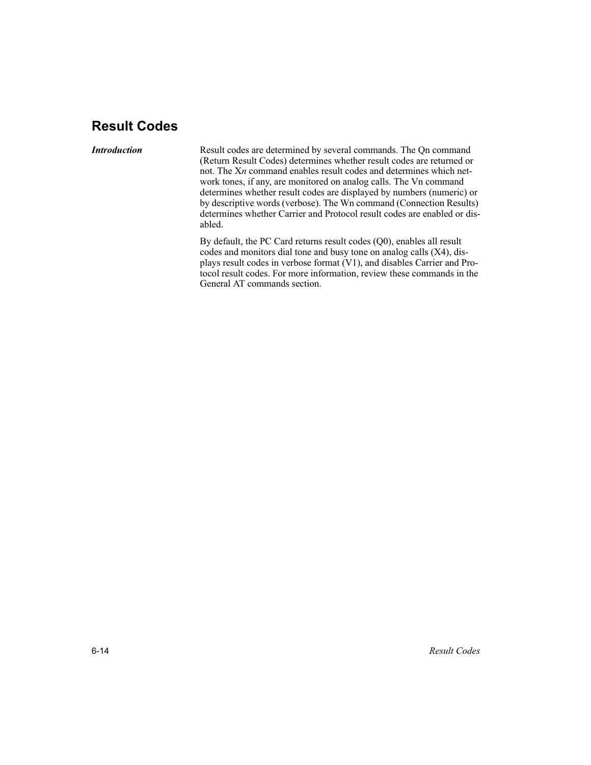## Result Codes

***Introduction***

Result codes are determined by several commands. The Qn command (Return Result Codes) determines whether result codes are returned or not. The X*n* command enables result codes and determines which network tones, if any, are monitored on analog calls. The Vn command determines whether result codes are displayed by numbers (numeric) or by descriptive words (verbose). The Wn command (Connection Results) determines whether Carrier and Protocol result codes are enabled or disabled.

By default, the PC Card returns result codes (Q0), enables all result codes and monitors dial tone and busy tone on analog calls (X4), displays result codes in verbose format (V1), and disables Carrier and Protocol result codes. For more information, review these commands in the General AT commands section.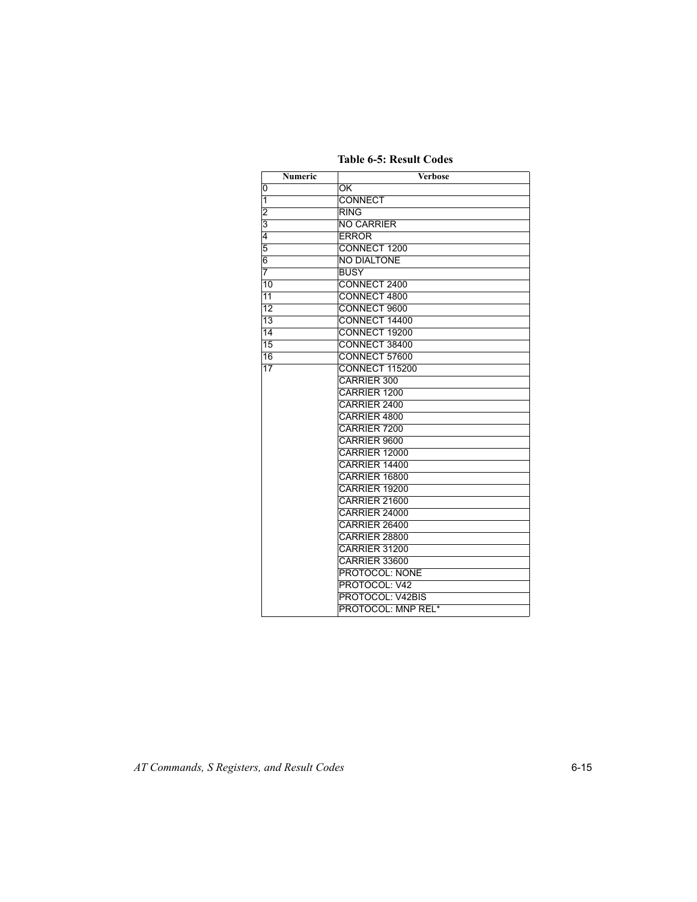**Table 6-5: Result Codes**

| Numeric | Verbose |
|---|---|
| 0 | OK |
| 1 | CONNECT |
| 2 | RING |
| 3 | NO CARRIER |
| 4 | ERROR |
| 5 | CONNECT 1200 |
| 6 | NO DIALTONE |
| 7 | BUSY |
| 10 | CONNECT 2400 |
| 11 | CONNECT 4800 |
| 12 | CONNECT 9600 |
| 13 | CONNECT 14400 |
| 14 | CONNECT 19200 |
| 15 | CONNECT 38400 |
| 16 | CONNECT 57600 |
| 17 | CONNECT 115200 |
| | CARRIER 300 |
| | CARRIER 1200 |
| | CARRIER 2400 |
| | CARRIER 4800 |
| | CARRIER 7200 |
| | CARRIER 9600 |
| | CARRIER 12000 |
| | CARRIER 14400 |
| | CARRIER 16800 |
| | CARRIER 19200 |
| | CARRIER 21600 |
| | CARRIER 24000 |
| | CARRIER 26400 |
| | CARRIER 28800 |
| | CARRIER 31200 |
| | CARRIER 33600 |
| | PROTOCOL: NONE |
| | PROTOCOL: V42 |
| | PROTOCOL: V42BIS |
| | PROTOCOL: MNP REL* |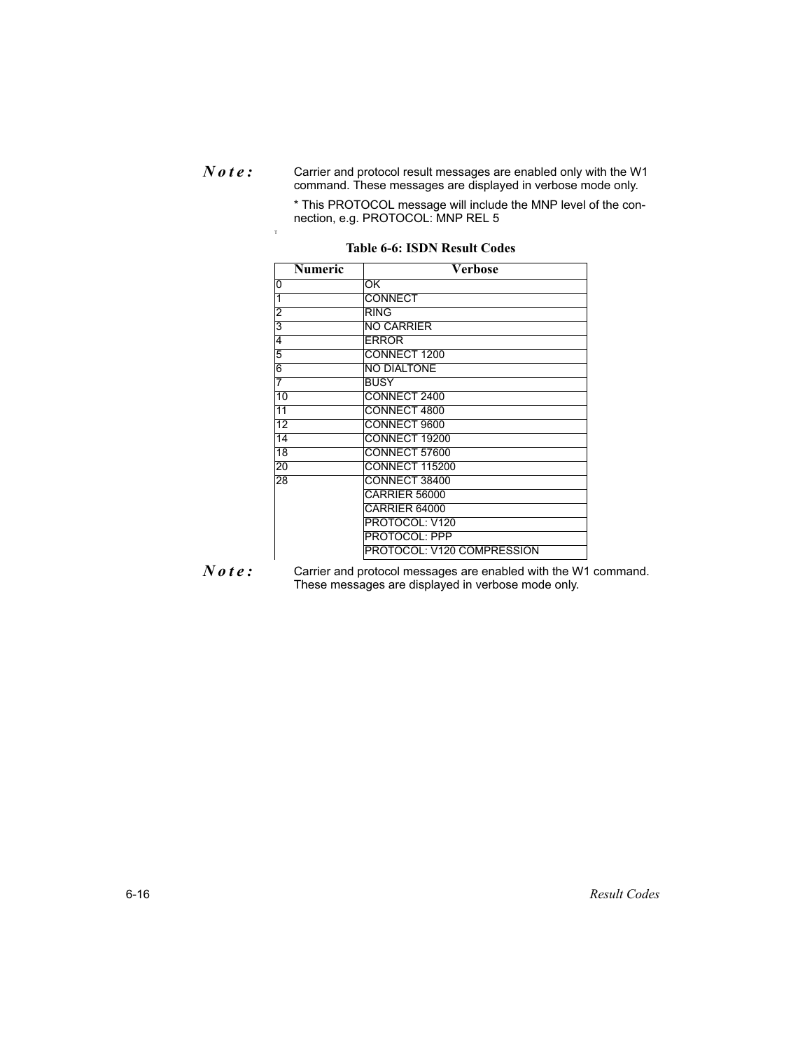***Note:*** Carrier and protocol result messages are enabled only with the W1 command. These messages are displayed in verbose mode only.

* This PROTOCOL message will include the MNP level of the connection, e.g. PROTOCOL: MNP REL 5

**Table 6-6: ISDN Result Codes**

| Numeric | Verbose |
|---|---|
| 0 | OK |
| 1 | CONNECT |
| 2 | RING |
| 3 | NO CARRIER |
| 4 | ERROR |
| 5 | CONNECT 1200 |
| 6 | NO DIALTONE |
| 7 | BUSY |
| 10 | CONNECT 2400 |
| 11 | CONNECT 4800 |
| 12 | CONNECT 9600 |
| 14 | CONNECT 19200 |
| 18 | CONNECT 57600 |
| 20 | CONNECT 115200 |
| 28 | CONNECT 38400 |
| | CARRIER 56000 |
| | CARRIER 64000 |
| | PROTOCOL: V120 |
| | PROTOCOL: PPP |
| | PROTOCOL: V120 COMPRESSION |

***Note:*** Carrier and protocol messages are enabled with the W1 command. These messages are displayed in verbose mode only.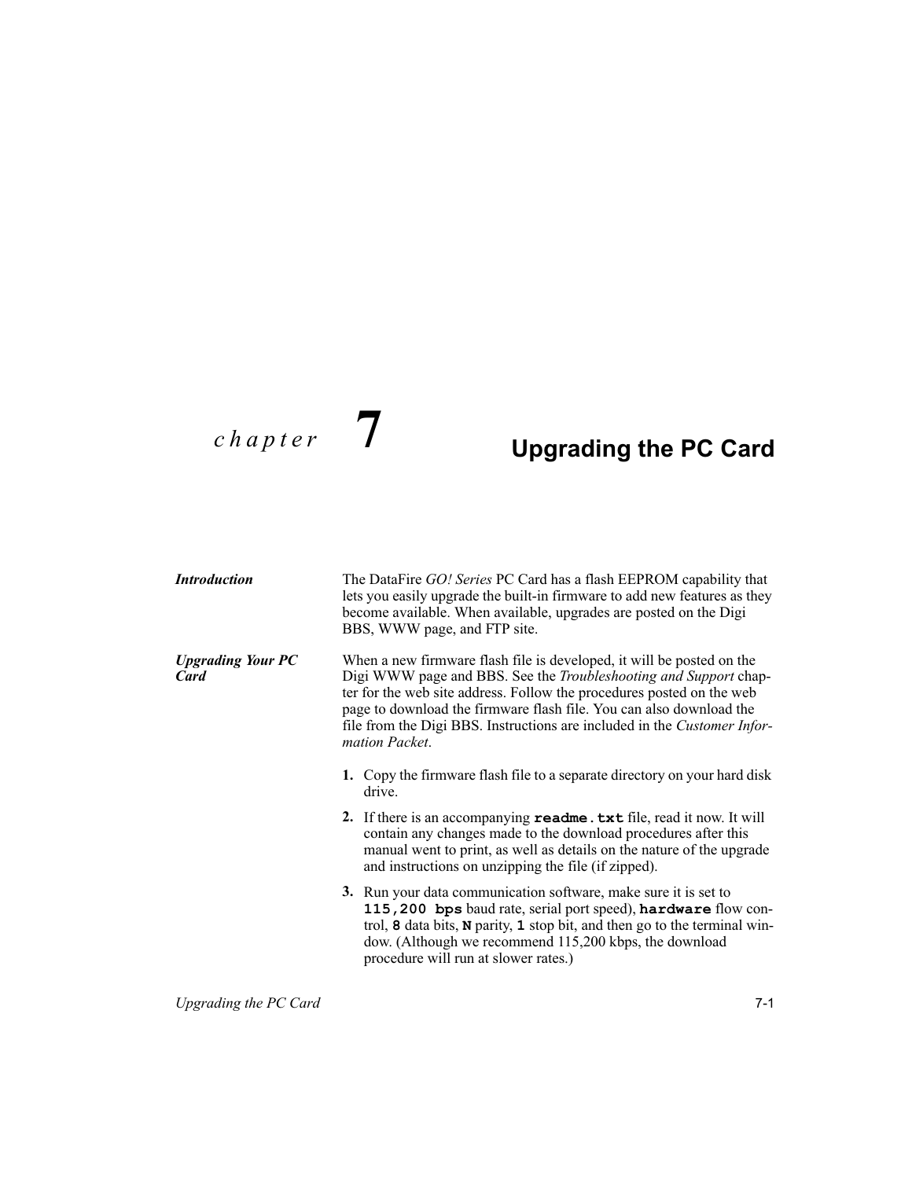# *chapter* 7 Upgrading the PC Card

### *Introduction*

The DataFire *GO! Series* PC Card has a flash EEPROM capability that lets you easily upgrade the built-in firmware to add new features as they become available. When available, upgrades are posted on the Digi BBS, WWW page, and FTP site.

### *Upgrading Your PC Card*

When a new firmware flash file is developed, it will be posted on the Digi WWW page and BBS. See the *Troubleshooting and Support* chapter for the web site address. Follow the procedures posted on the web page to download the firmware flash file. You can also download the file from the Digi BBS. Instructions are included in the *Customer Information Packet*.

1. Copy the firmware flash file to a separate directory on your hard disk drive.
2. If there is an accompanying **`readme.txt`** file, read it now. It will contain any changes made to the download procedures after this manual went to print, as well as details on the nature of the upgrade and instructions on unzipping the file (if zipped).
3. Run your data communication software, make sure it is set to **`115,200 bps`** baud rate, serial port speed), **`hardware`** flow control, **`8`** data bits, **`N`** parity, **`1`** stop bit, and then go to the terminal window. (Although we recommend 115,200 kbps, the download procedure will run at slower rates.)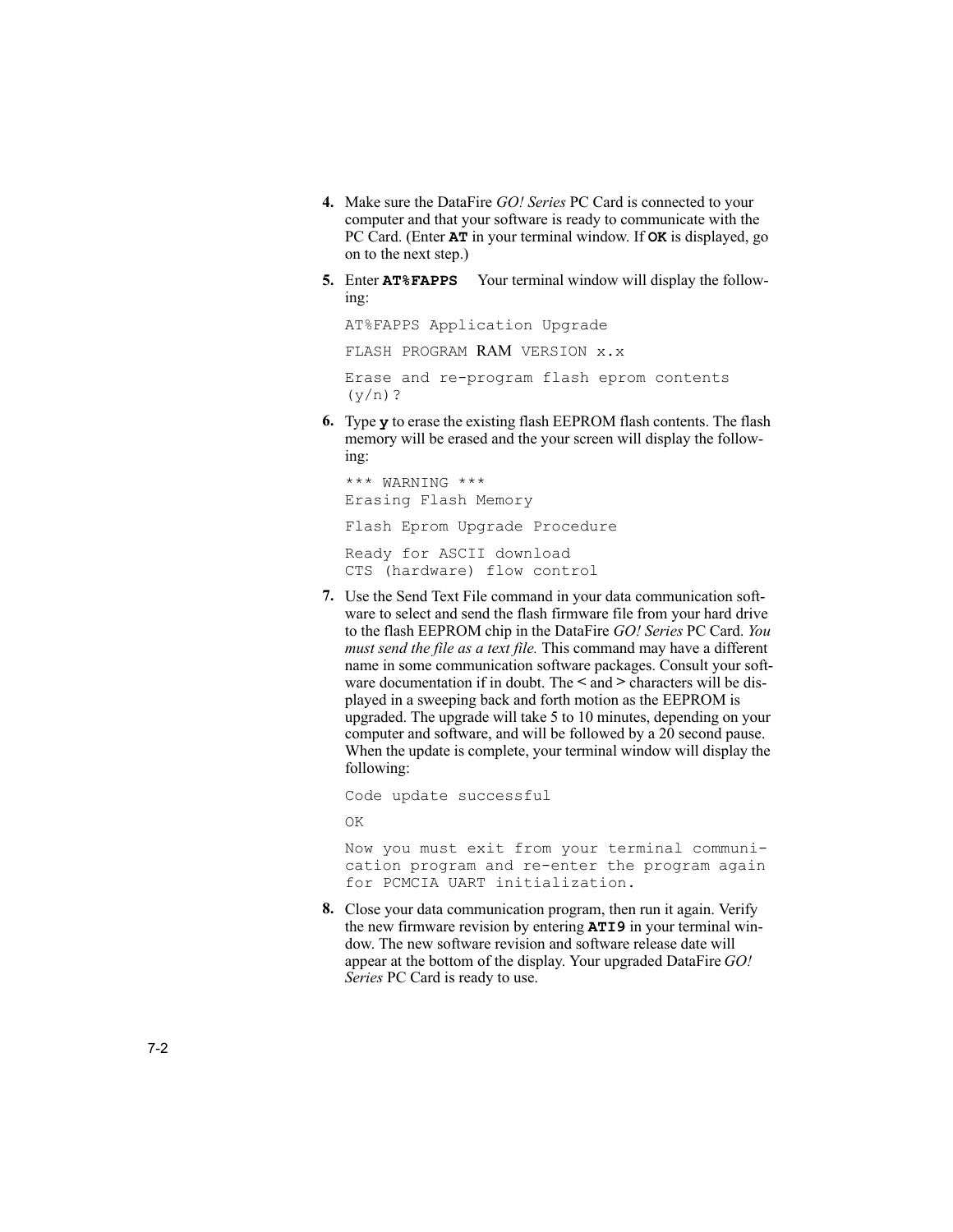4. Make sure the DataFire *GO! Series* PC Card is connected to your computer and that your software is ready to communicate with the PC Card. (Enter **AT** in your terminal window. If **OK** is displayed, go on to the next step.)

5. Enter **AT%FAPPS** Your terminal window will display the following:

   ```
   AT%FAPPS Application Upgrade

   FLASH PROGRAM RAM VERSION x.x

   Erase and re-program flash eprom contents
   (y/n)?
   ```

6. Type **y** to erase the existing flash EEPROM flash contents. The flash memory will be erased and the your screen will display the following:

   ```
   *** WARNING ***
   Erasing Flash Memory

   Flash Eprom Upgrade Procedure

   Ready for ASCII download
   CTS (hardware) flow control
   ```

7. Use the Send Text File command in your data communication software to select and send the flash firmware file from your hard drive to the flash EEPROM chip in the DataFire *GO! Series* PC Card. *You must send the file as a text file.* This command may have a different name in some communication software packages. Consult your software documentation if in doubt. The **<** and **>** characters will be displayed in a sweeping back and forth motion as the EEPROM is upgraded. The upgrade will take 5 to 10 minutes, depending on your computer and software, and will be followed by a 20 second pause. When the update is complete, your terminal window will display the following:

   ```
   Code update successful

   OK

   Now you must exit from your terminal communi-
   cation program and re-enter the program again
   for PCMCIA UART initialization.
   ```

8. Close your data communication program, then run it again. Verify the new firmware revision by entering **ATI9** in your terminal window. The new software revision and software release date will appear at the bottom of the display. Your upgraded DataFire *GO! Series* PC Card is ready to use.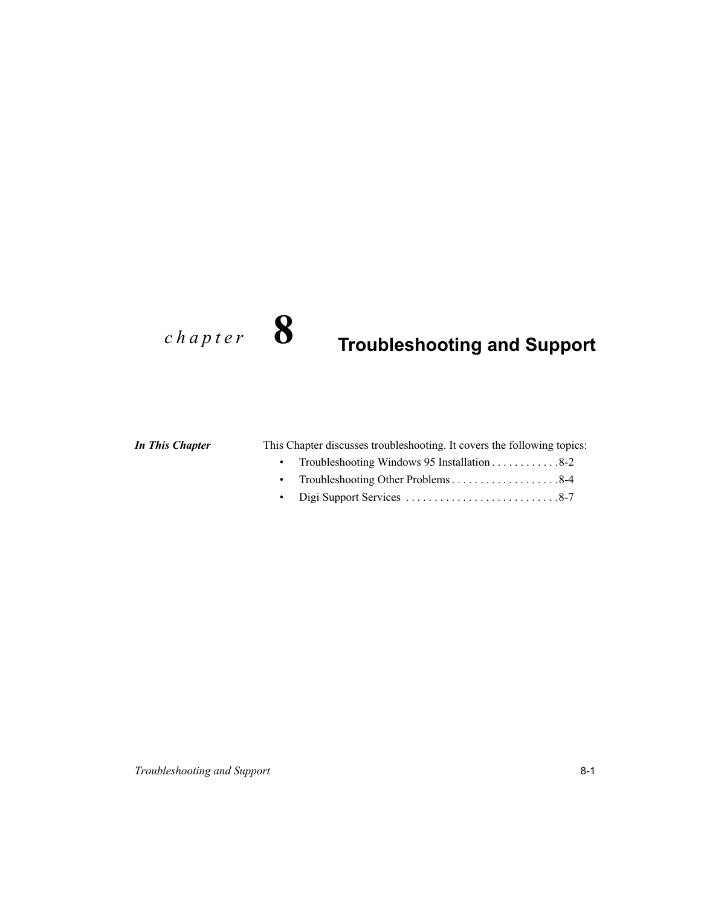# *chapter* 8 Troubleshooting and Support

***In This Chapter***

This Chapter discusses troubleshooting. It covers the following topics:

- Troubleshooting Windows 95 Installation . . . . . . . . . . . .8-2
- Troubleshooting Other Problems . . . . . . . . . . . . . . . . . . .8-4
- Digi Support Services . . . . . . . . . . . . . . . . . . . . . . . . . . .8-7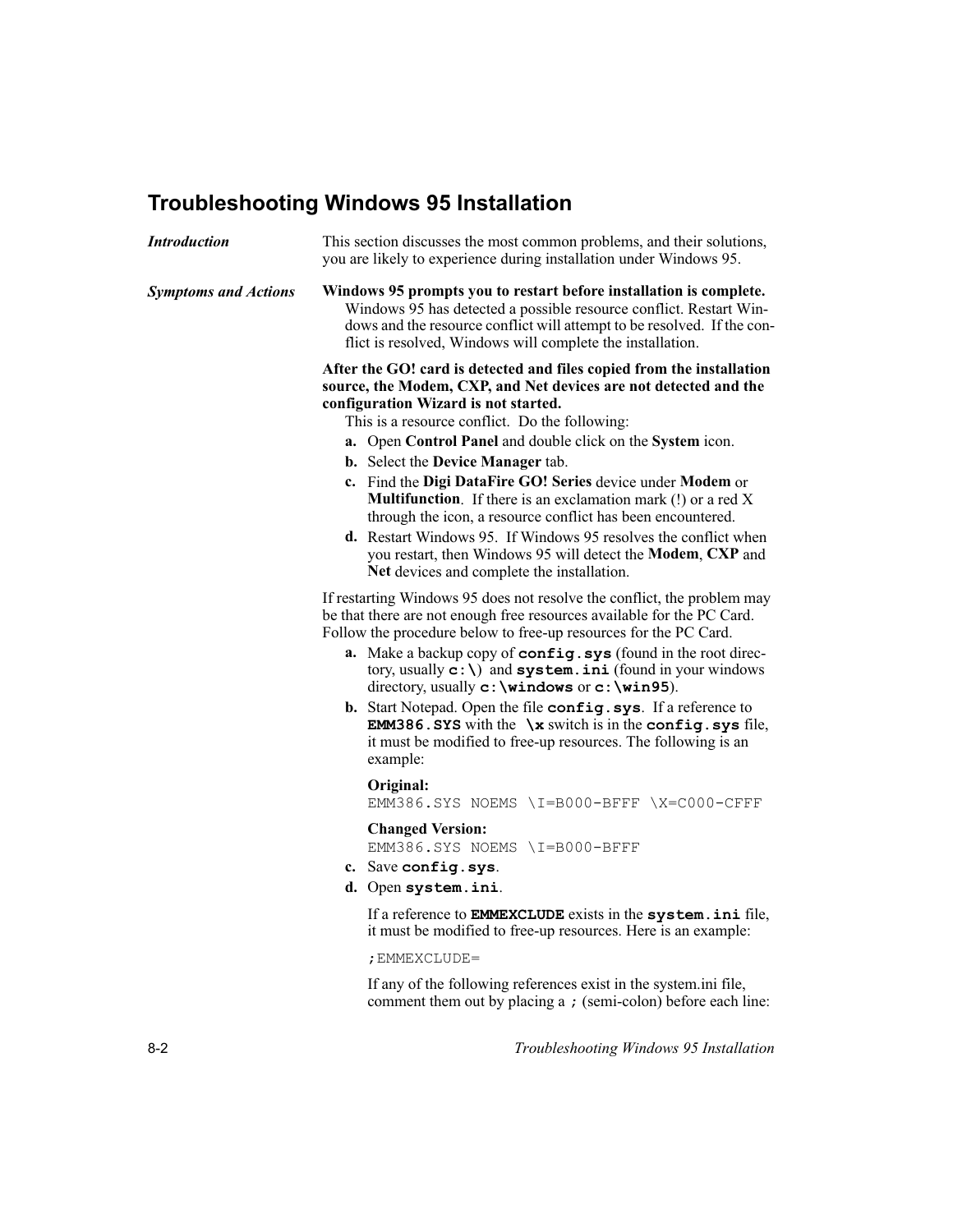## Troubleshooting Windows 95 Installation

***Introduction***

This section discusses the most common problems, and their solutions, you are likely to experience during installation under Windows 95.

***Symptoms and Actions***

**Windows 95 prompts you to restart before installation is complete.**
Windows 95 has detected a possible resource conflict. Restart Windows and the resource conflict will attempt to be resolved. If the conflict is resolved, Windows will complete the installation.

**After the GO! card is detected and files copied from the installation source, the Modem, CXP, and Net devices are not detected and the configuration Wizard is not started.**
This is a resource conflict. Do the following:

- **a.** Open **Control Panel** and double click on the **System** icon.
- **b.** Select the **Device Manager** tab.
- **c.** Find the **Digi DataFire GO! Series** device under **Modem** or **Multifunction**. If there is an exclamation mark (!) or a red X through the icon, a resource conflict has been encountered.
- **d.** Restart Windows 95. If Windows 95 resolves the conflict when you restart, then Windows 95 will detect the **Modem**, **CXP** and **Net** devices and complete the installation.

If restarting Windows 95 does not resolve the conflict, the problem may be that there are not enough free resources available for the PC Card. Follow the procedure below to free-up resources for the PC Card.

- **a.** Make a backup copy of **`config.sys`** (found in the root directory, usually **`c:\`**) and **`system.ini`** (found in your windows directory, usually **`c:\windows`** or **`c:\win95`**).
- **b.** Start Notepad. Open the file **`config.sys`**. If a reference to **`EMM386.SYS`** with the **`\x`** switch is in the **`config.sys`** file, it must be modified to free-up resources. The following is an example:

  **Original:**
  ```
  EMM386.SYS NOEMS \I=B000-BFFF \X=C000-CFFF
  ```

  **Changed Version:**
  ```
  EMM386.SYS NOEMS \I=B000-BFFF
  ```

- **c.** Save **`config.sys`**.
- **d.** Open **`system.ini`**.

  If a reference to **`EMMEXCLUDE`** exists in the **`system.ini`** file, it must be modified to free-up resources. Here is an example:

  ```
  ;EMMEXCLUDE=
  ```

  If any of the following references exist in the system.ini file, comment them out by placing a **;** (semi-colon) before each line: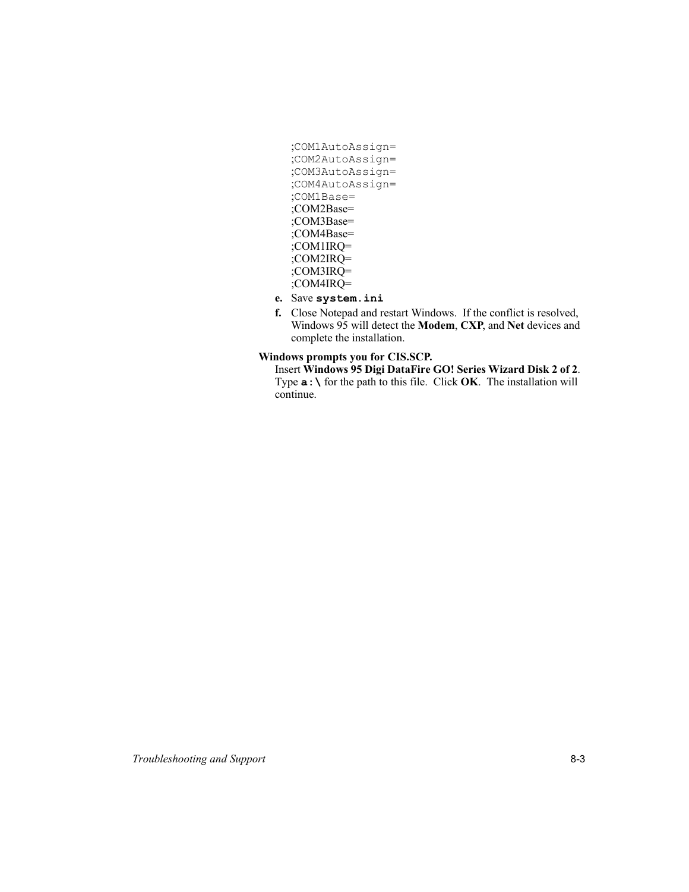```
;COM1AutoAssign=
;COM2AutoAssign=
;COM3AutoAssign=
;COM4AutoAssign=
;COM1Base=
;COM2Base=
;COM3Base=
;COM4Base=
;COM1IRQ=
;COM2IRQ=
;COM3IRQ=
;COM4IRQ=
```

e. Save **`system.ini`**

f. Close Notepad and restart Windows. If the conflict is resolved, Windows 95 will detect the **Modem**, **CXP**, and **Net** devices and complete the installation.

**Windows prompts you for CIS.SCP.**

Insert **Windows 95 Digi DataFire GO! Series Wizard Disk 2 of 2**. Type **`a:\`** for the path to this file. Click **OK**. The installation will continue.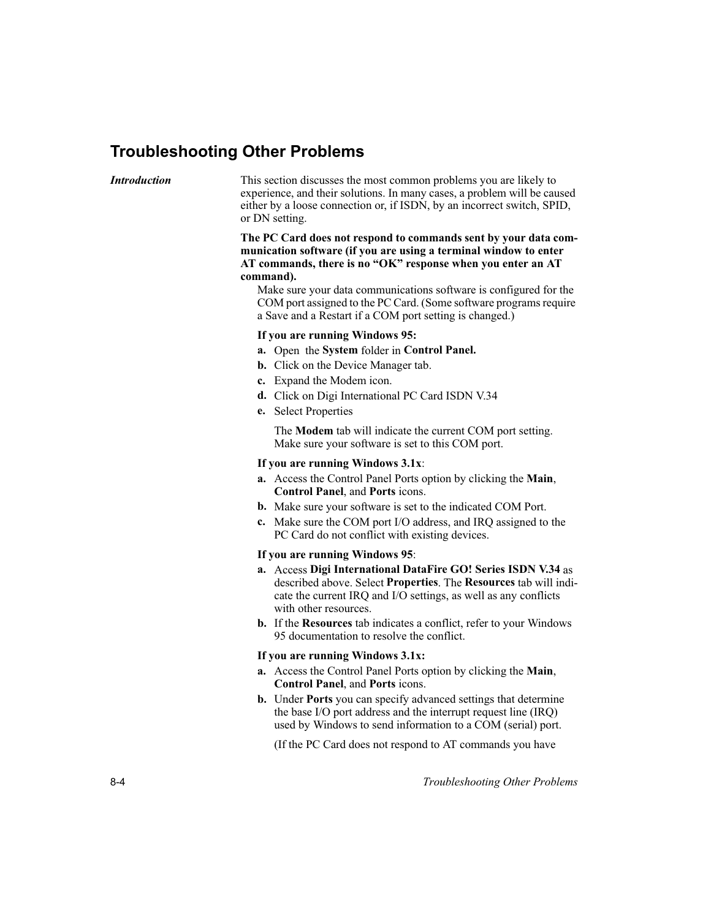## Troubleshooting Other Problems

*Introduction*

This section discusses the most common problems you are likely to experience, and their solutions. In many cases, a problem will be caused either by a loose connection or, if ISDN, by an incorrect switch, SPID, or DN setting.

**The PC Card does not respond to commands sent by your data communication software (if you are using a terminal window to enter AT commands, there is no "OK" response when you enter an AT command).**

Make sure your data communications software is configured for the COM port assigned to the PC Card. (Some software programs require a Save and a Restart if a COM port setting is changed.)

**If you are running Windows 95:**

- **a.** Open the **System** folder in **Control Panel.**
- **b.** Click on the Device Manager tab.
- **c.** Expand the Modem icon.
- **d.** Click on Digi International PC Card ISDN V.34
- **e.** Select Properties

The **Modem** tab will indicate the current COM port setting. Make sure your software is set to this COM port.

**If you are running Windows 3.1x**:

- **a.** Access the Control Panel Ports option by clicking the **Main**, **Control Panel**, and **Ports** icons.
- **b.** Make sure your software is set to the indicated COM Port.
- **c.** Make sure the COM port I/O address, and IRQ assigned to the PC Card do not conflict with existing devices.

**If you are running Windows 95**:

- **a.** Access **Digi International DataFire GO! Series ISDN V.34** as described above. Select **Properties**. The **Resources** tab will indicate the current IRQ and I/O settings, as well as any conflicts with other resources.
- **b.** If the **Resources** tab indicates a conflict, refer to your Windows 95 documentation to resolve the conflict.

**If you are running Windows 3.1x:**

- **a.** Access the Control Panel Ports option by clicking the **Main**, **Control Panel**, and **Ports** icons.
- **b.** Under **Ports** you can specify advanced settings that determine the base I/O port address and the interrupt request line (IRQ) used by Windows to send information to a COM (serial) port.

(If the PC Card does not respond to AT commands you have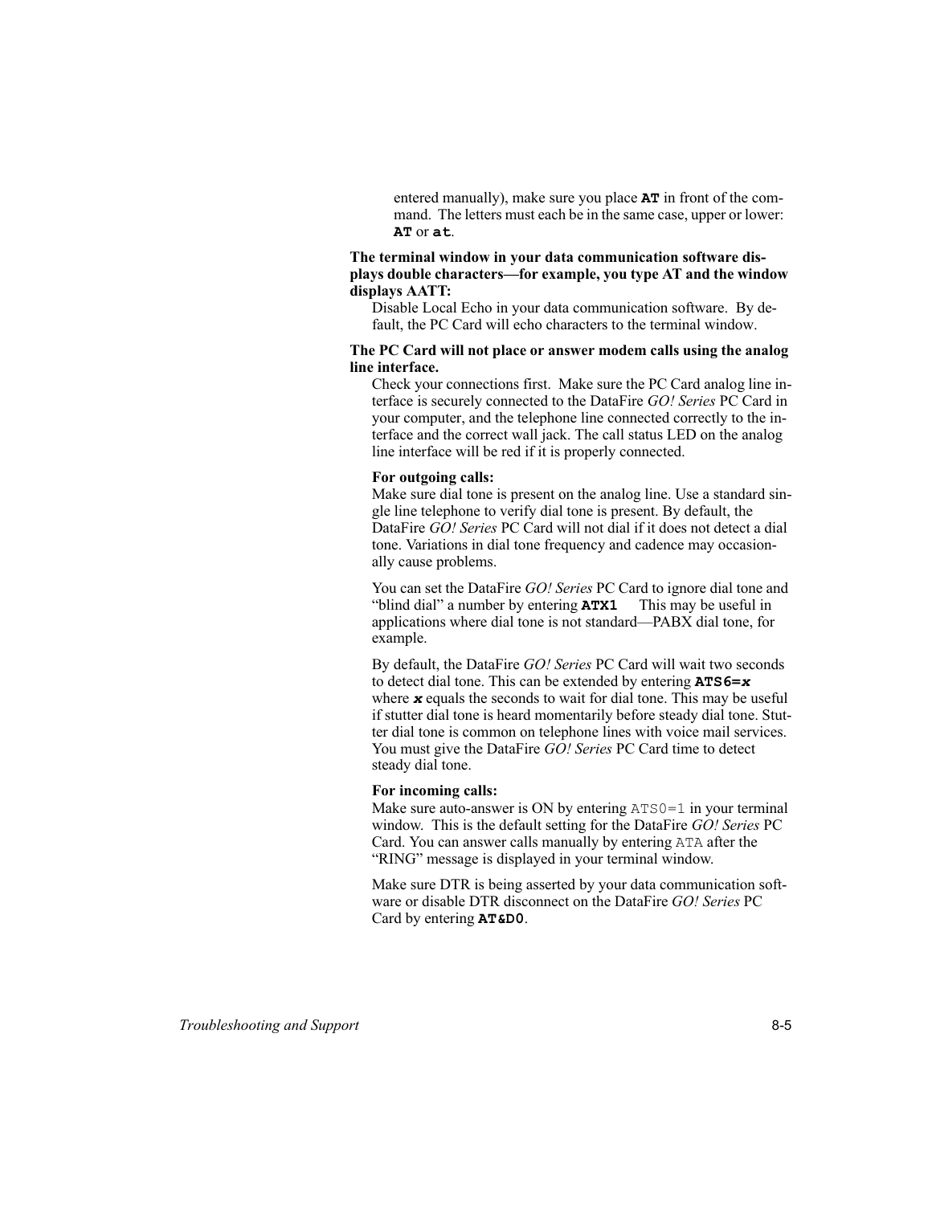entered manually), make sure you place **`AT`** in front of the command. The letters must each be in the same case, upper or lower: **`AT`** or **`at`**.

**The terminal window in your data communication software displays double characters—for example, you type AT and the window displays AATT:**

Disable Local Echo in your data communication software. By default, the PC Card will echo characters to the terminal window.

**The PC Card will not place or answer modem calls using the analog line interface.**

Check your connections first. Make sure the PC Card analog line interface is securely connected to the DataFire *GO! Series* PC Card in your computer, and the telephone line connected correctly to the interface and the correct wall jack. The call status LED on the analog line interface will be red if it is properly connected.

**For outgoing calls:**

Make sure dial tone is present on the analog line. Use a standard single line telephone to verify dial tone is present. By default, the DataFire *GO! Series* PC Card will not dial if it does not detect a dial tone. Variations in dial tone frequency and cadence may occasionally cause problems.

You can set the DataFire *GO! Series* PC Card to ignore dial tone and "blind dial" a number by entering **`ATX1`** This may be useful in applications where dial tone is not standard—PABX dial tone, for example.

By default, the DataFire *GO! Series* PC Card will wait two seconds to detect dial tone. This can be extended by entering **`ATS6=`*`x`*** where ***`x`*** equals the seconds to wait for dial tone. This may be useful if stutter dial tone is heard momentarily before steady dial tone. Stutter dial tone is common on telephone lines with voice mail services. You must give the DataFire *GO! Series* PC Card time to detect steady dial tone.

**For incoming calls:**

Make sure auto-answer is ON by entering `ATS0=1` in your terminal window. This is the default setting for the DataFire *GO! Series* PC Card. You can answer calls manually by entering `ATA` after the "RING" message is displayed in your terminal window.

Make sure DTR is being asserted by your data communication software or disable DTR disconnect on the DataFire *GO! Series* PC Card by entering **`AT&D0`**.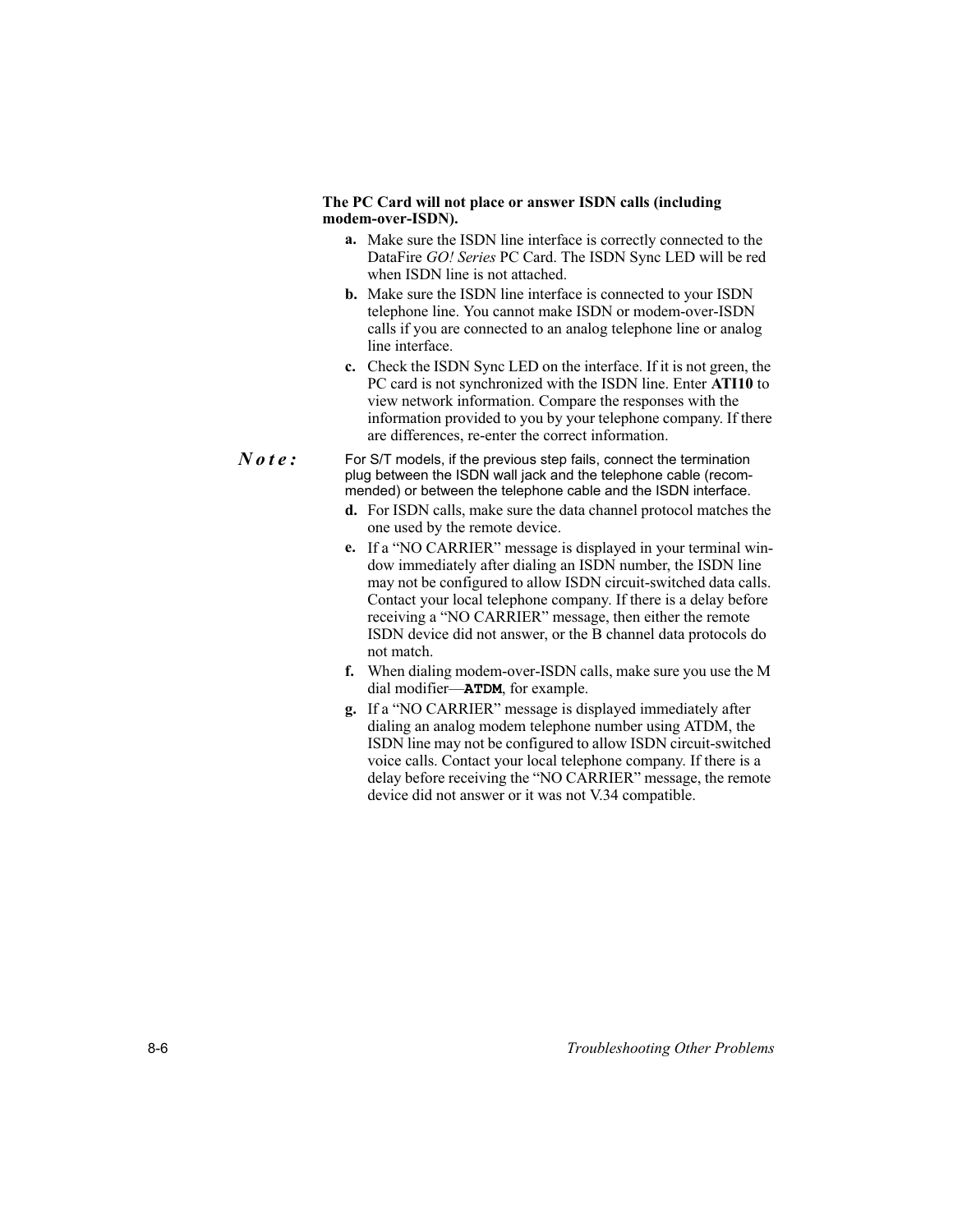**The PC Card will not place or answer ISDN calls (including modem-over-ISDN).**

- **a.** Make sure the ISDN line interface is correctly connected to the DataFire *GO! Series* PC Card. The ISDN Sync LED will be red when ISDN line is not attached.
- **b.** Make sure the ISDN line interface is connected to your ISDN telephone line. You cannot make ISDN or modem-over-ISDN calls if you are connected to an analog telephone line or analog line interface.
- **c.** Check the ISDN Sync LED on the interface. If it is not green, the PC card is not synchronized with the ISDN line. Enter **ATI10** to view network information. Compare the responses with the information provided to you by your telephone company. If there are differences, re-enter the correct information.

***Note:*** For S/T models, if the previous step fails, connect the termination plug between the ISDN wall jack and the telephone cable (recommended) or between the telephone cable and the ISDN interface.

- **d.** For ISDN calls, make sure the data channel protocol matches the one used by the remote device.
- **e.** If a “NO CARRIER” message is displayed in your terminal window immediately after dialing an ISDN number, the ISDN line may not be configured to allow ISDN circuit-switched data calls. Contact your local telephone company. If there is a delay before receiving a “NO CARRIER” message, then either the remote ISDN device did not answer, or the B channel data protocols do not match.
- **f.** When dialing modem-over-ISDN calls, make sure you use the M dial modifier—**`ATDM`**, for example.
- **g.** If a “NO CARRIER” message is displayed immediately after dialing an analog modem telephone number using ATDM, the ISDN line may not be configured to allow ISDN circuit-switched voice calls. Contact your local telephone company. If there is a delay before receiving the “NO CARRIER” message, the remote device did not answer or it was not V.34 compatible.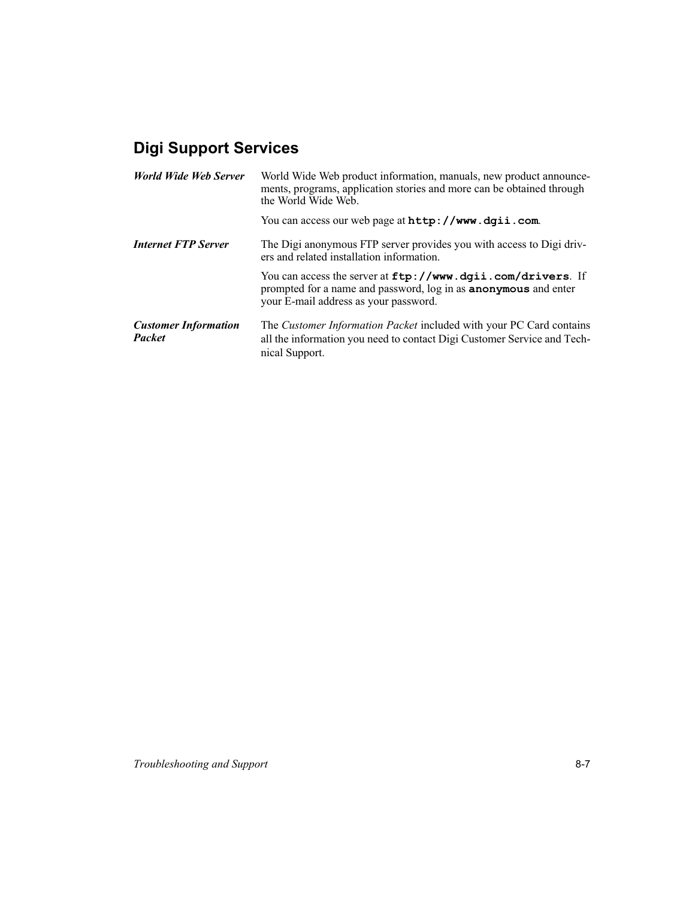## Digi Support Services

***World Wide Web Server***

World Wide Web product information, manuals, new product announcements, programs, application stories and more can be obtained through the World Wide Web.

You can access our web page at **`http://www.dgii.com`**.

***Internet FTP Server***

The Digi anonymous FTP server provides you with access to Digi drivers and related installation information.

You can access the server at **`ftp://www.dgii.com/drivers`**. If prompted for a name and password, log in as **`anonymous`** and enter your E-mail address as your password.

***Customer Information Packet***

The *Customer Information Packet* included with your PC Card contains all the information you need to contact Digi Customer Service and Technical Support.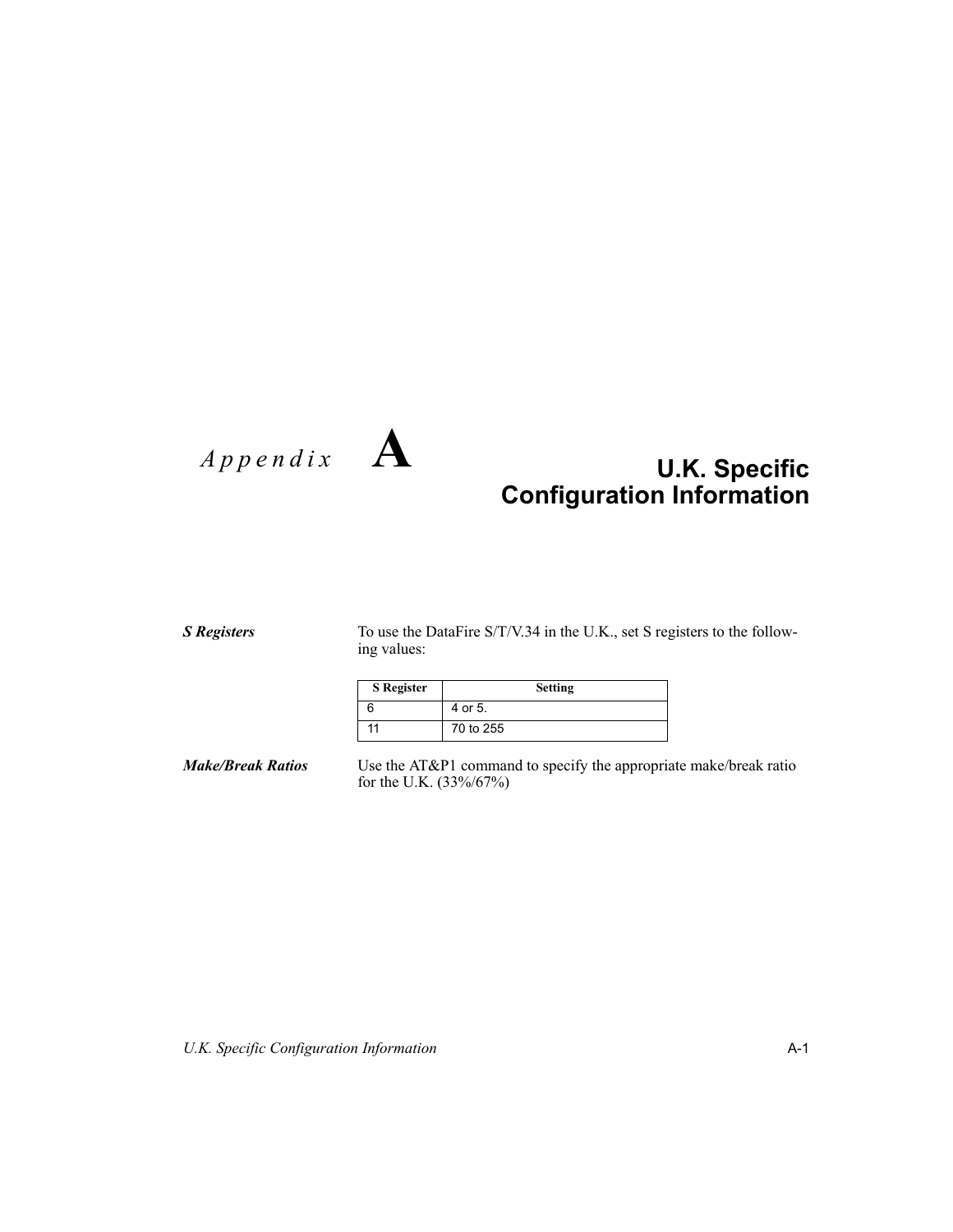# Appendix A U.K. Specific Configuration Information

***S Registers***

To use the DataFire S/T/V.34 in the U.K., set S registers to the following values:

| S Register | Setting |
|---|---|
| 6 | 4 or 5. |
| 11 | 70 to 255 |

***Make/Break Ratios***

Use the AT&P1 command to specify the appropriate make/break ratio for the U.K. (33%/67%)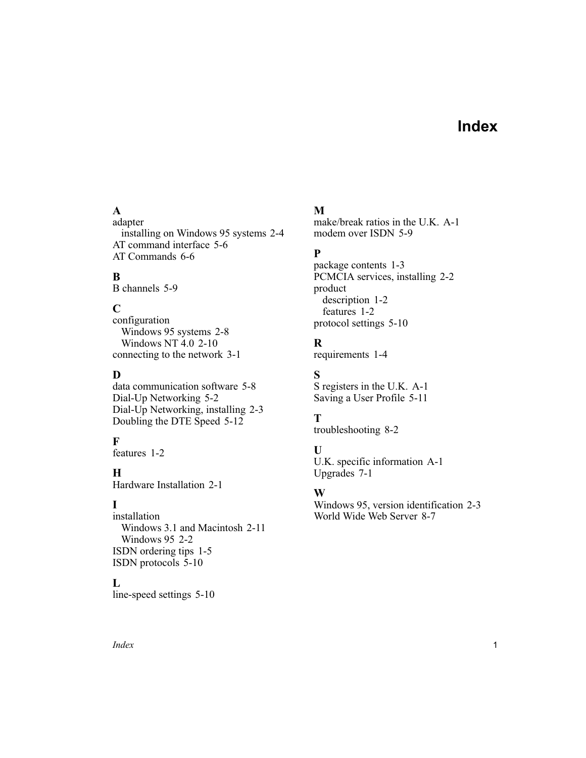# Index

**A**

adapter
  installing on Windows 95 systems 2-4
AT command interface 5-6
AT Commands 6-6

**B**

B channels 5-9

**C**

configuration
  Windows 95 systems 2-8
  Windows NT 4.0 2-10
connecting to the network 3-1

**D**

data communication software 5-8
Dial-Up Networking 5-2
Dial-Up Networking, installing 2-3
Doubling the DTE Speed 5-12

**F**

features 1-2

**H**

Hardware Installation 2-1

**I**

installation
  Windows 3.1 and Macintosh 2-11
  Windows 95 2-2
ISDN ordering tips 1-5
ISDN protocols 5-10

**L**

line-speed settings 5-10

**M**

make/break ratios in the U.K. A-1
modem over ISDN 5-9

**P**

package contents 1-3
PCMCIA services, installing 2-2
product
  description 1-2
  features 1-2
protocol settings 5-10

**R**

requirements 1-4

**S**

S registers in the U.K. A-1
Saving a User Profile 5-11

**T**

troubleshooting 8-2

**U**

U.K. specific information A-1
Upgrades 7-1

**W**

Windows 95, version identification 2-3
World Wide Web Server 8-7